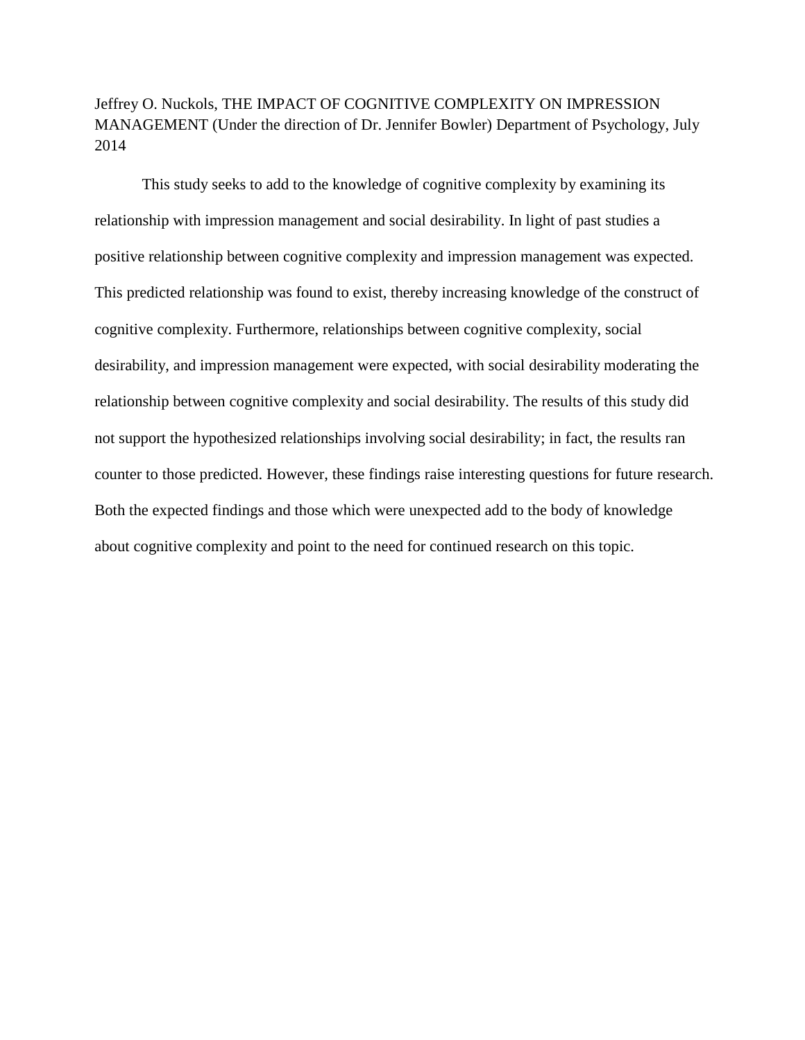Jeffrey O. Nuckols, THE IMPACT OF COGNITIVE COMPLEXITY ON IMPRESSION MANAGEMENT (Under the direction of Dr. Jennifer Bowler) Department of Psychology, July 2014

This study seeks to add to the knowledge of cognitive complexity by examining its relationship with impression management and social desirability. In light of past studies a positive relationship between cognitive complexity and impression management was expected. This predicted relationship was found to exist, thereby increasing knowledge of the construct of cognitive complexity. Furthermore, relationships between cognitive complexity, social desirability, and impression management were expected, with social desirability moderating the relationship between cognitive complexity and social desirability. The results of this study did not support the hypothesized relationships involving social desirability; in fact, the results ran counter to those predicted. However, these findings raise interesting questions for future research. Both the expected findings and those which were unexpected add to the body of knowledge about cognitive complexity and point to the need for continued research on this topic.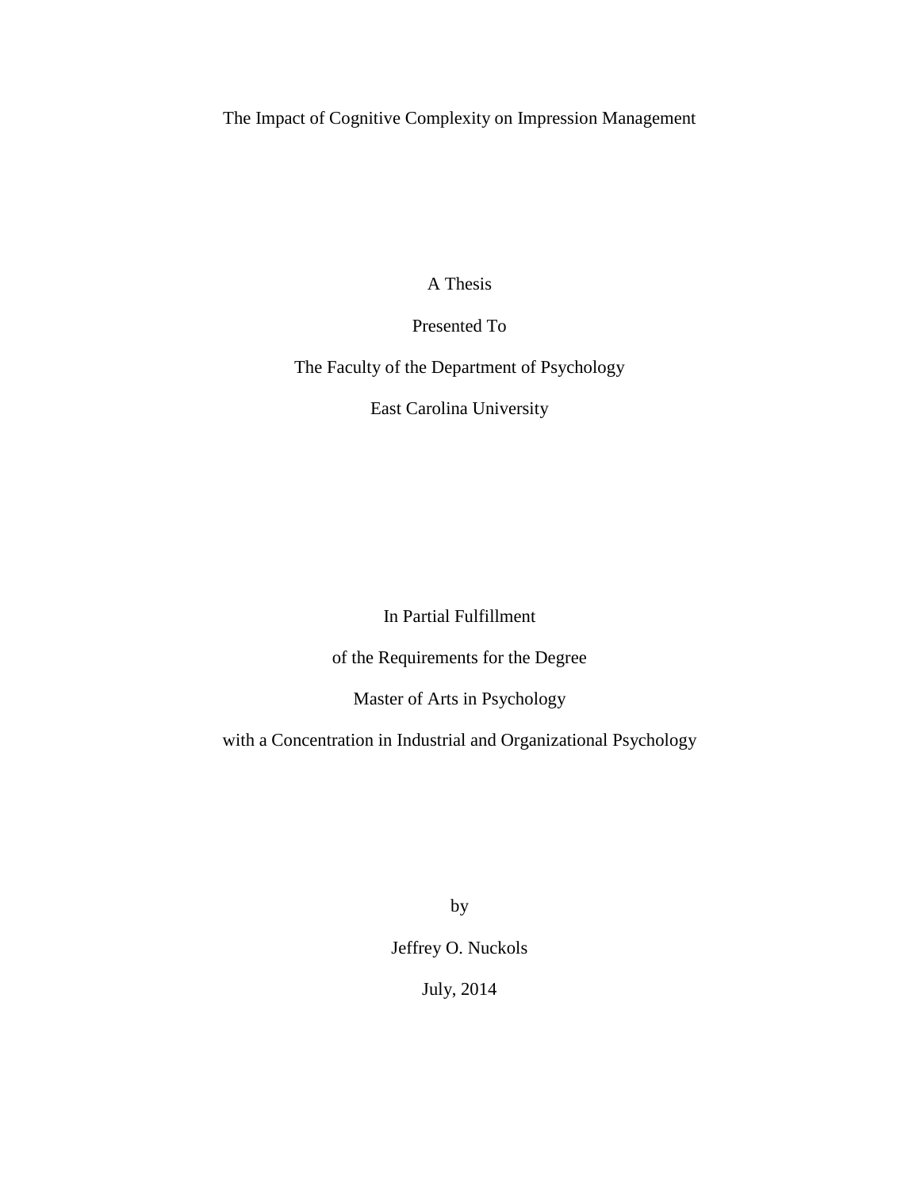The Impact of Cognitive Complexity on Impression Management

A Thesis

Presented To

The Faculty of the Department of Psychology

East Carolina University

In Partial Fulfillment

of the Requirements for the Degree

Master of Arts in Psychology

with a Concentration in Industrial and Organizational Psychology

by

Jeffrey O. Nuckols

July, 2014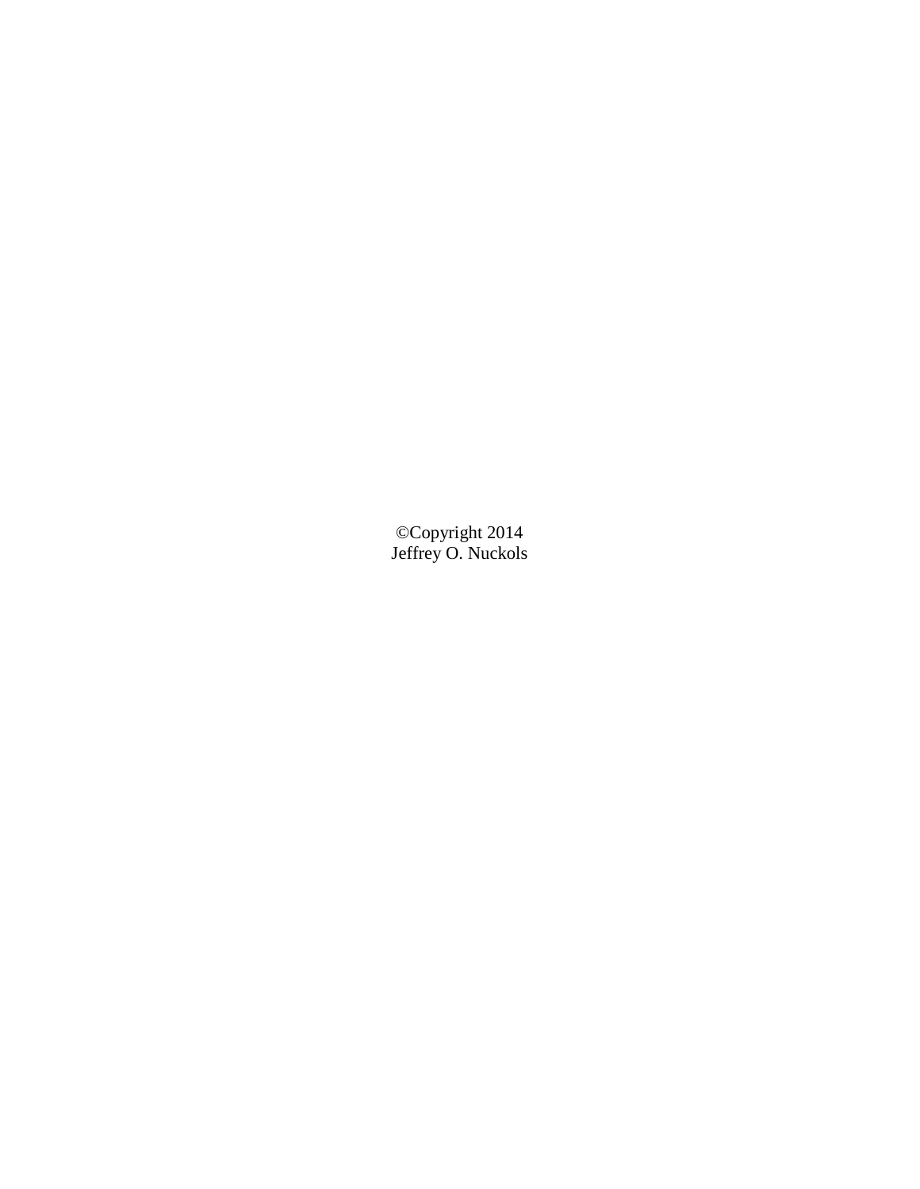©Copyright 2014
Jeffrey O. Nuckols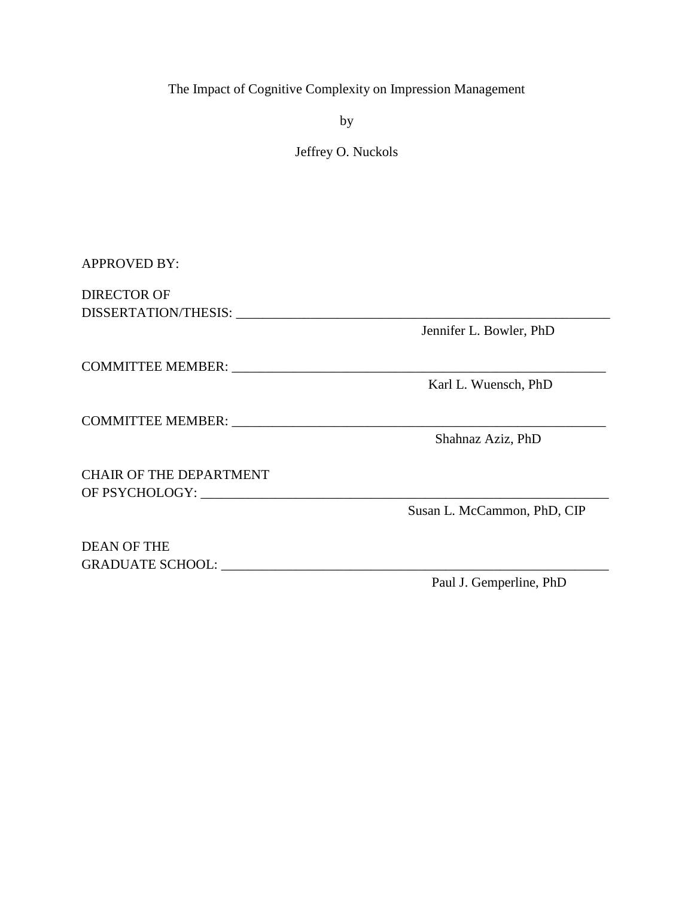The Impact of Cognitive Complexity on Impression Management

by

Jeffrey O. Nuckols

APPROVED BY:

DIRECTOR OF
DISSERTATION/THESIS: ___________________________________________________________

Jennifer L. Bowler, PhD

COMMITTEE MEMBER: ___________________________________________________________

Karl L. Wuensch, PhD

COMMITTEE MEMBER: ___________________________________________________________

Shahnaz Aziz, PhD

CHAIR OF THE DEPARTMENT
OF PSYCHOLOGY: ________________________________________________________________

Susan L. McCammon, PhD, CIP

DEAN OF THE
GRADUATE SCHOOL: ____________________________________________________________

Paul J. Gemperline, PhD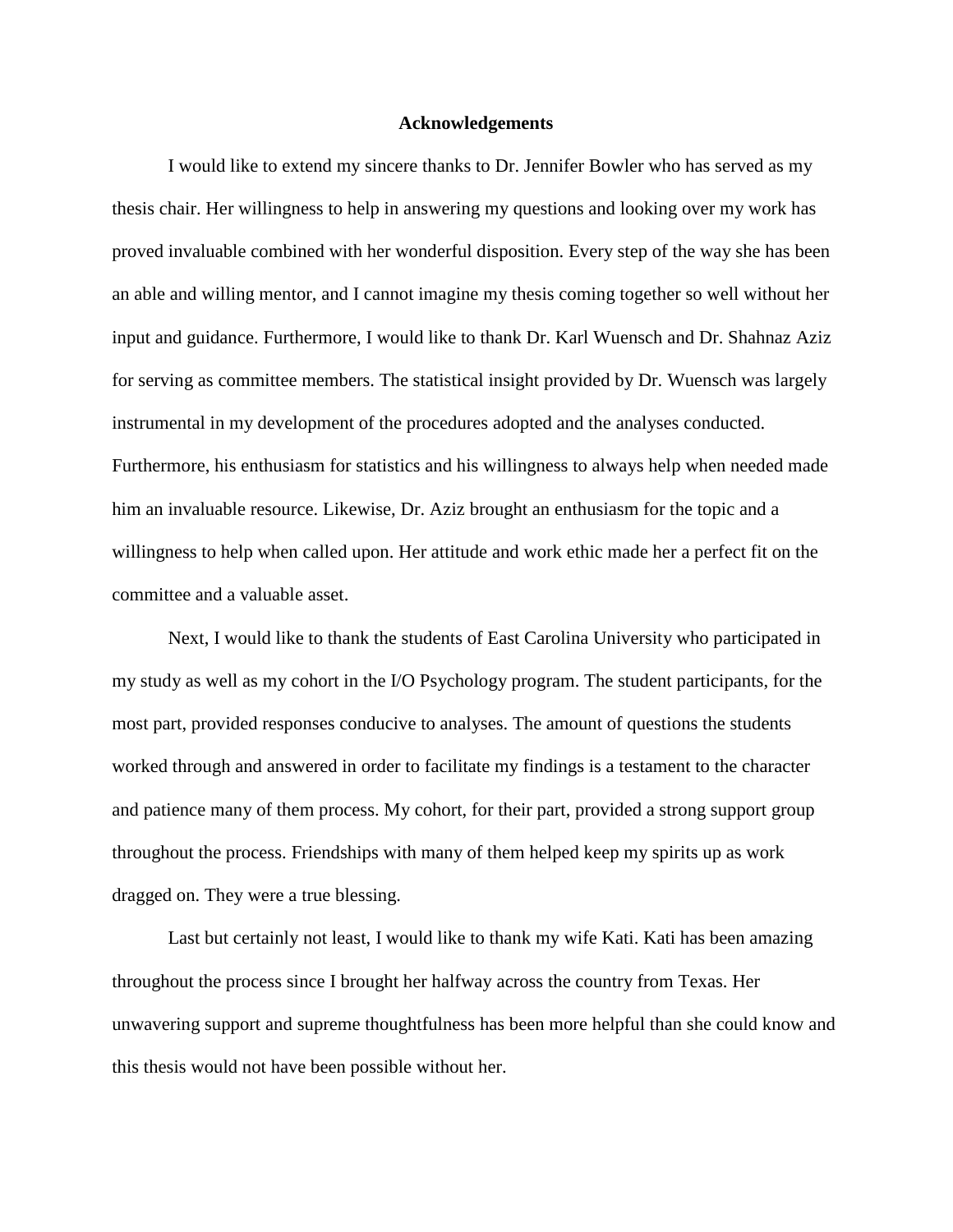# Acknowledgements

I would like to extend my sincere thanks to Dr. Jennifer Bowler who has served as my thesis chair. Her willingness to help in answering my questions and looking over my work has proved invaluable combined with her wonderful disposition. Every step of the way she has been an able and willing mentor, and I cannot imagine my thesis coming together so well without her input and guidance. Furthermore, I would like to thank Dr. Karl Wuensch and Dr. Shahnaz Aziz for serving as committee members. The statistical insight provided by Dr. Wuensch was largely instrumental in my development of the procedures adopted and the analyses conducted. Furthermore, his enthusiasm for statistics and his willingness to always help when needed made him an invaluable resource. Likewise, Dr. Aziz brought an enthusiasm for the topic and a willingness to help when called upon. Her attitude and work ethic made her a perfect fit on the committee and a valuable asset.

Next, I would like to thank the students of East Carolina University who participated in my study as well as my cohort in the I/O Psychology program. The student participants, for the most part, provided responses conducive to analyses. The amount of questions the students worked through and answered in order to facilitate my findings is a testament to the character and patience many of them process. My cohort, for their part, provided a strong support group throughout the process. Friendships with many of them helped keep my spirits up as work dragged on. They were a true blessing.

Last but certainly not least, I would like to thank my wife Kati. Kati has been amazing throughout the process since I brought her halfway across the country from Texas. Her unwavering support and supreme thoughtfulness has been more helpful than she could know and this thesis would not have been possible without her.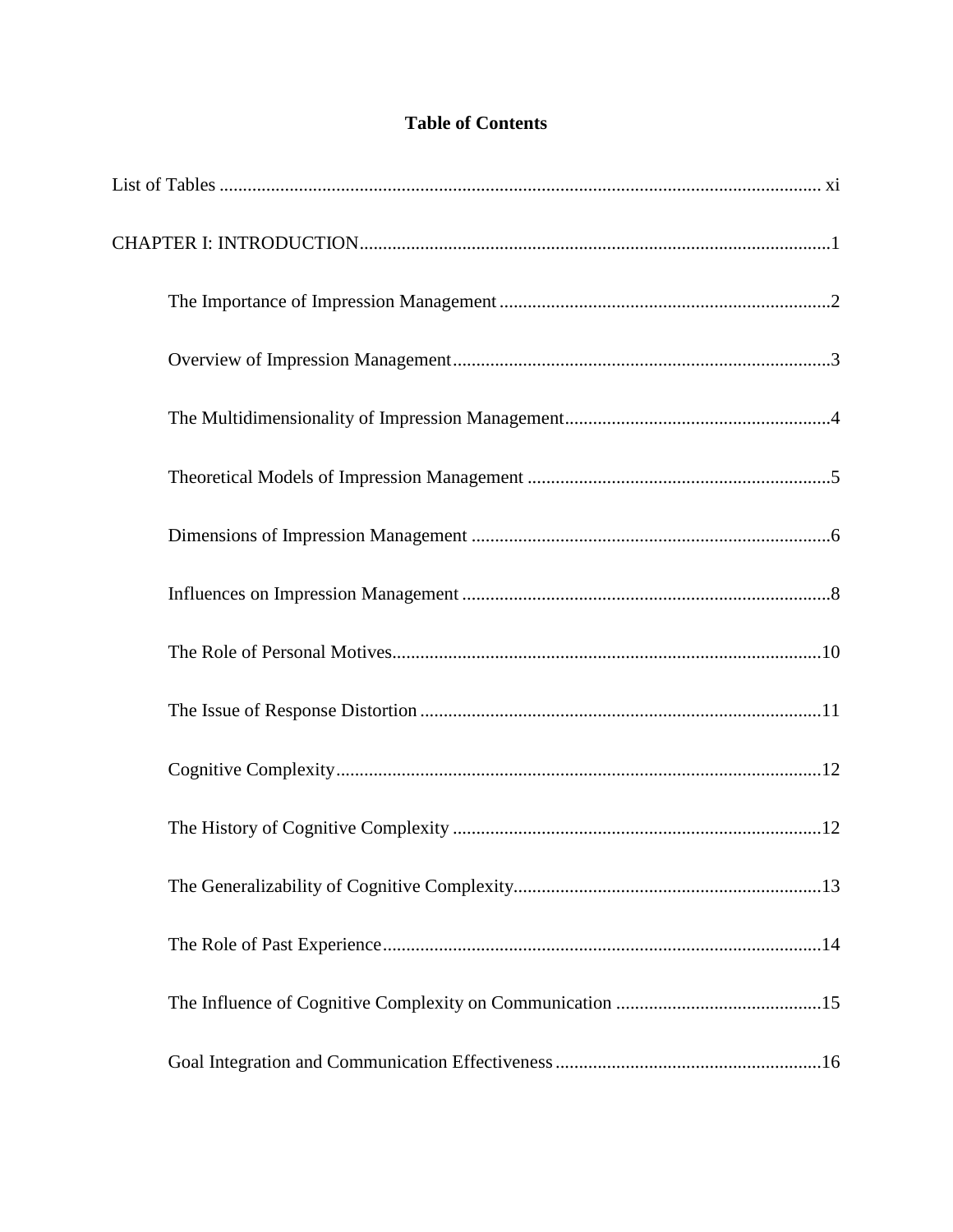# Table of Contents

List of Tables ................................................................................................................ xi

CHAPTER I: INTRODUCTION....................................................................................................1

- The Importance of Impression Management .......................................................................2
- Overview of Impression Management.................................................................................3
- The Multidimensionality of Impression Management.........................................................4
- Theoretical Models of Impression Management .................................................................5
- Dimensions of Impression Management .............................................................................6
- Influences on Impression Management ...............................................................................8
- The Role of Personal Motives...........................................................................................10
- The Issue of Response Distortion .....................................................................................11
- Cognitive Complexity.......................................................................................................12
- The History of Cognitive Complexity ..............................................................................12
- The Generalizability of Cognitive Complexity.................................................................13
- The Role of Past Experience.............................................................................................14
- The Influence of Cognitive Complexity on Communication ............................................15
- Goal Integration and Communication Effectiveness .........................................................16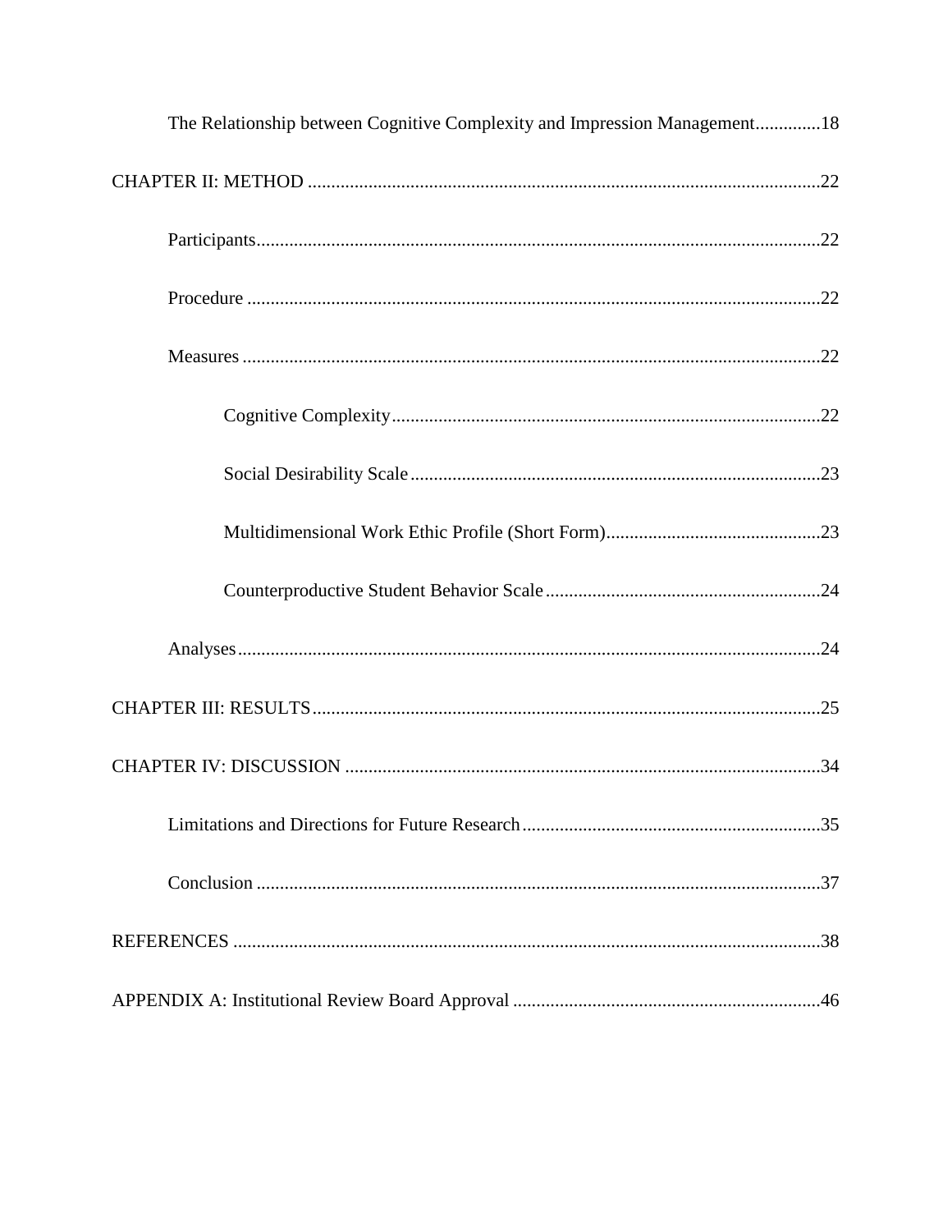The Relationship between Cognitive Complexity and Impression Management.............18

CHAPTER II: METHOD ............................................................................................................22

Participants........................................................................................................................22

Procedure ..........................................................................................................................22

Measures ...........................................................................................................................22

Cognitive Complexity...........................................................................................22

Social Desirability Scale.......................................................................................23

Multidimensional Work Ethic Profile (Short Form)..............................................23

Counterproductive Student Behavior Scale...........................................................24

Analyses............................................................................................................................24

CHAPTER III: RESULTS............................................................................................................25

CHAPTER IV: DISCUSSION .....................................................................................................34

Limitations and Directions for Future Research................................................................35

Conclusion ........................................................................................................................37

REFERENCES .............................................................................................................................38

APPENDIX A: Institutional Review Board Approval .................................................................46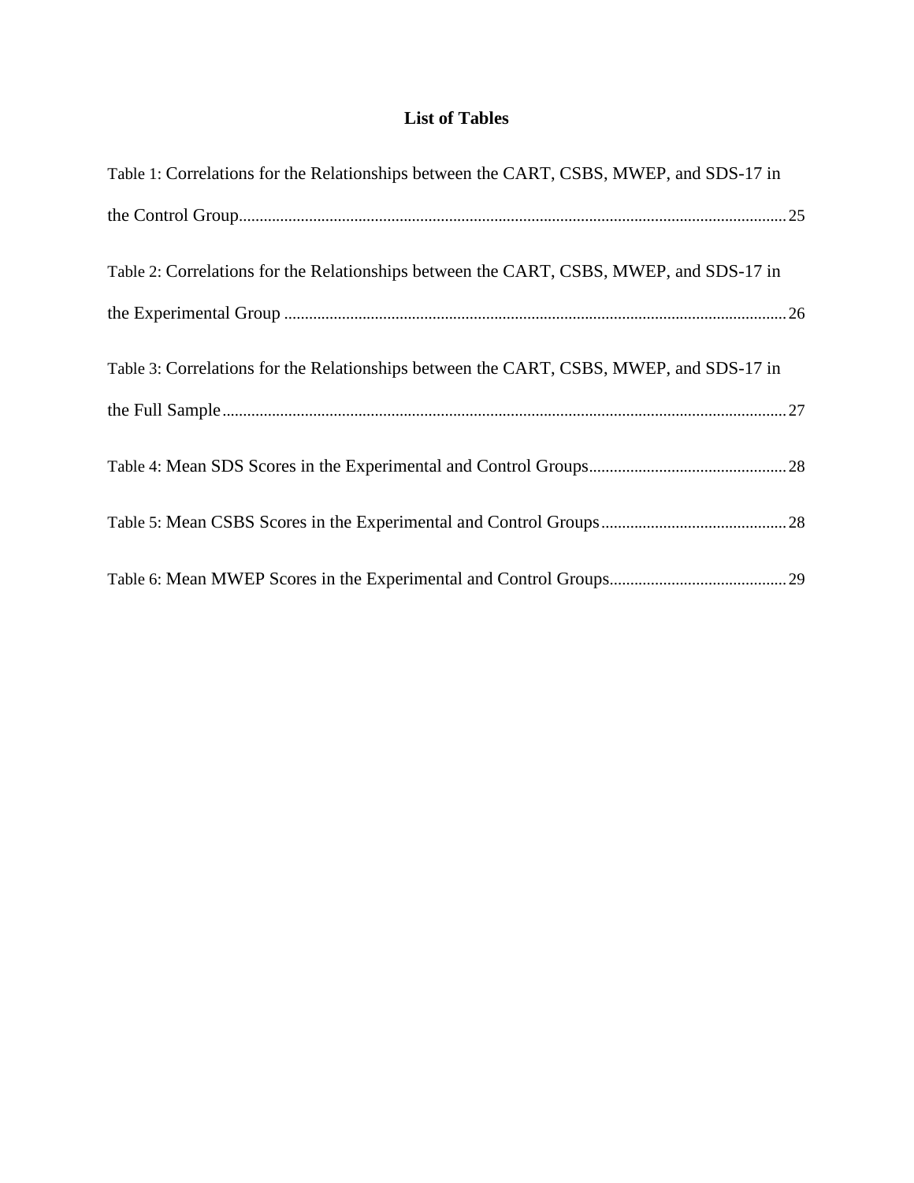# List of Tables

Table 1: Correlations for the Relationships between the CART, CSBS, MWEP, and SDS-17 in the Control Group....................................................................................................................................25

Table 2: Correlations for the Relationships between the CART, CSBS, MWEP, and SDS-17 in the Experimental Group .........................................................................................................................26

Table 3: Correlations for the Relationships between the CART, CSBS, MWEP, and SDS-17 in the Full Sample........................................................................................................................................27

Table 4: Mean SDS Scores in the Experimental and Control Groups................................................28

Table 5: Mean CSBS Scores in the Experimental and Control Groups.............................................28

Table 6: Mean MWEP Scores in the Experimental and Control Groups...........................................29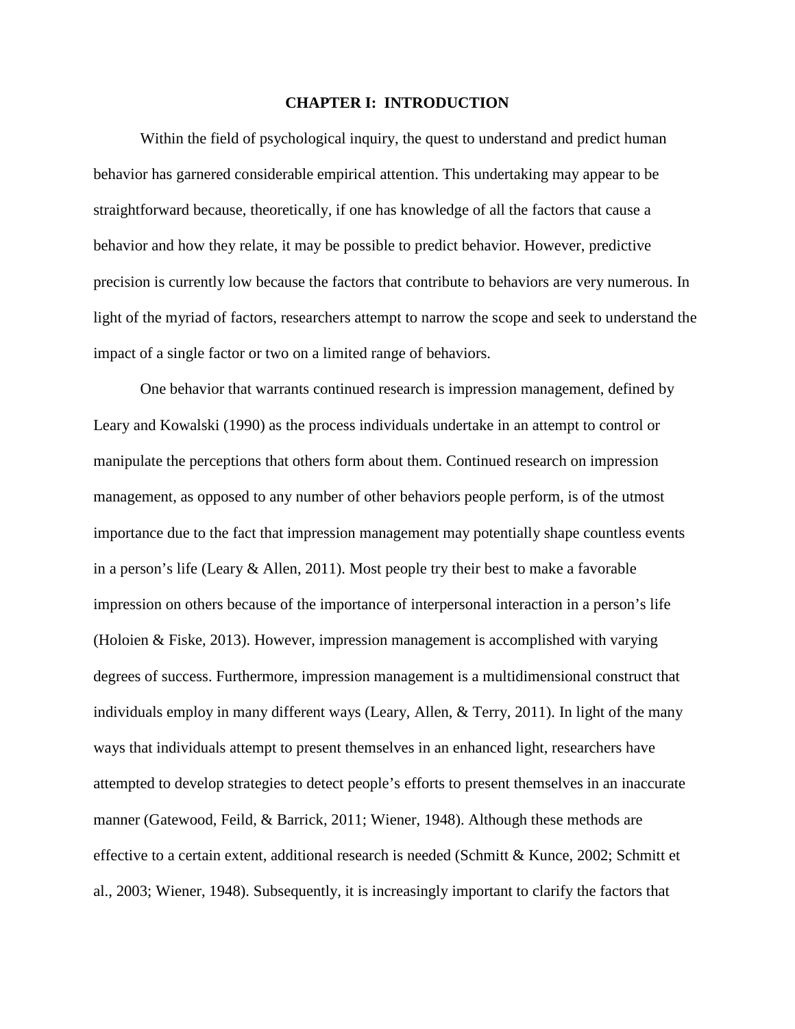# CHAPTER I: INTRODUCTION

Within the field of psychological inquiry, the quest to understand and predict human behavior has garnered considerable empirical attention. This undertaking may appear to be straightforward because, theoretically, if one has knowledge of all the factors that cause a behavior and how they relate, it may be possible to predict behavior. However, predictive precision is currently low because the factors that contribute to behaviors are very numerous. In light of the myriad of factors, researchers attempt to narrow the scope and seek to understand the impact of a single factor or two on a limited range of behaviors.

One behavior that warrants continued research is impression management, defined by Leary and Kowalski (1990) as the process individuals undertake in an attempt to control or manipulate the perceptions that others form about them. Continued research on impression management, as opposed to any number of other behaviors people perform, is of the utmost importance due to the fact that impression management may potentially shape countless events in a person's life (Leary & Allen, 2011). Most people try their best to make a favorable impression on others because of the importance of interpersonal interaction in a person's life (Holoien & Fiske, 2013). However, impression management is accomplished with varying degrees of success. Furthermore, impression management is a multidimensional construct that individuals employ in many different ways (Leary, Allen, & Terry, 2011). In light of the many ways that individuals attempt to present themselves in an enhanced light, researchers have attempted to develop strategies to detect people's efforts to present themselves in an inaccurate manner (Gatewood, Feild, & Barrick, 2011; Wiener, 1948). Although these methods are effective to a certain extent, additional research is needed (Schmitt & Kunce, 2002; Schmitt et al., 2003; Wiener, 1948). Subsequently, it is increasingly important to clarify the factors that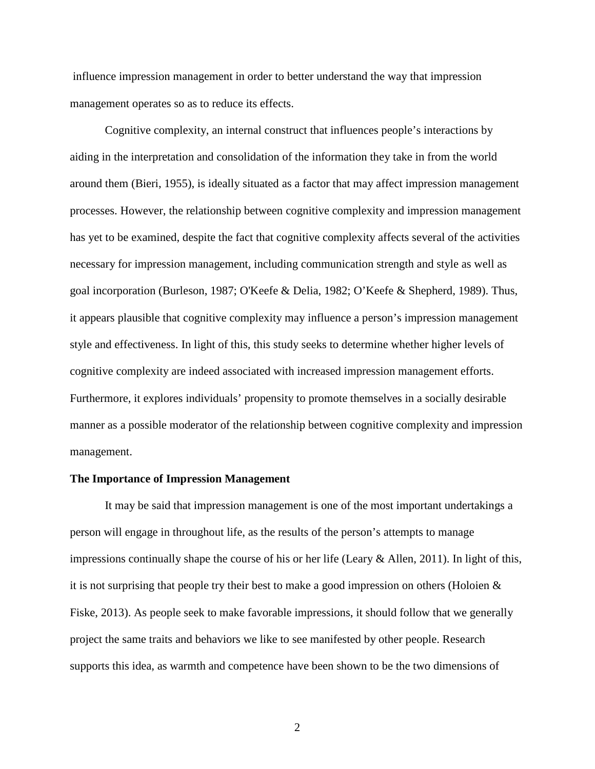influence impression management in order to better understand the way that impression management operates so as to reduce its effects.

Cognitive complexity, an internal construct that influences people's interactions by aiding in the interpretation and consolidation of the information they take in from the world around them (Bieri, 1955), is ideally situated as a factor that may affect impression management processes. However, the relationship between cognitive complexity and impression management has yet to be examined, despite the fact that cognitive complexity affects several of the activities necessary for impression management, including communication strength and style as well as goal incorporation (Burleson, 1987; O'Keefe & Delia, 1982; O'Keefe & Shepherd, 1989). Thus, it appears plausible that cognitive complexity may influence a person's impression management style and effectiveness. In light of this, this study seeks to determine whether higher levels of cognitive complexity are indeed associated with increased impression management efforts. Furthermore, it explores individuals' propensity to promote themselves in a socially desirable manner as a possible moderator of the relationship between cognitive complexity and impression management.

**The Importance of Impression Management**

It may be said that impression management is one of the most important undertakings a person will engage in throughout life, as the results of the person's attempts to manage impressions continually shape the course of his or her life (Leary & Allen, 2011). In light of this, it is not surprising that people try their best to make a good impression on others (Holoien & Fiske, 2013). As people seek to make favorable impressions, it should follow that we generally project the same traits and behaviors we like to see manifested by other people. Research supports this idea, as warmth and competence have been shown to be the two dimensions of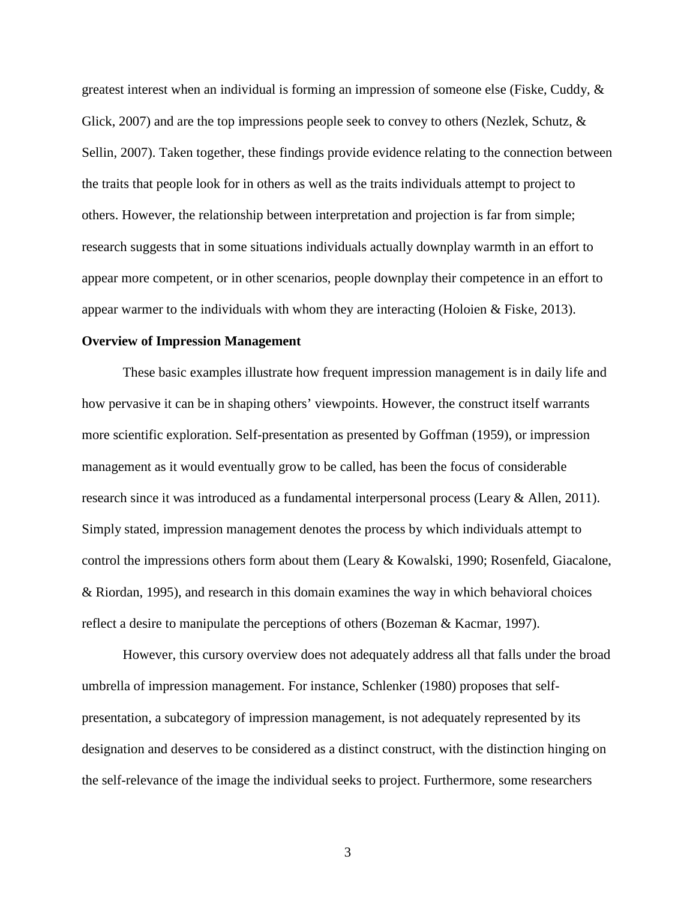greatest interest when an individual is forming an impression of someone else (Fiske, Cuddy, & Glick, 2007) and are the top impressions people seek to convey to others (Nezlek, Schutz, & Sellin, 2007). Taken together, these findings provide evidence relating to the connection between the traits that people look for in others as well as the traits individuals attempt to project to others. However, the relationship between interpretation and projection is far from simple; research suggests that in some situations individuals actually downplay warmth in an effort to appear more competent, or in other scenarios, people downplay their competence in an effort to appear warmer to the individuals with whom they are interacting (Holoien & Fiske, 2013).

**Overview of Impression Management**

These basic examples illustrate how frequent impression management is in daily life and how pervasive it can be in shaping others' viewpoints. However, the construct itself warrants more scientific exploration. Self-presentation as presented by Goffman (1959), or impression management as it would eventually grow to be called, has been the focus of considerable research since it was introduced as a fundamental interpersonal process (Leary & Allen, 2011). Simply stated, impression management denotes the process by which individuals attempt to control the impressions others form about them (Leary & Kowalski, 1990; Rosenfeld, Giacalone, & Riordan, 1995), and research in this domain examines the way in which behavioral choices reflect a desire to manipulate the perceptions of others (Bozeman & Kacmar, 1997).

However, this cursory overview does not adequately address all that falls under the broad umbrella of impression management. For instance, Schlenker (1980) proposes that self-presentation, a subcategory of impression management, is not adequately represented by its designation and deserves to be considered as a distinct construct, with the distinction hinging on the self-relevance of the image the individual seeks to project. Furthermore, some researchers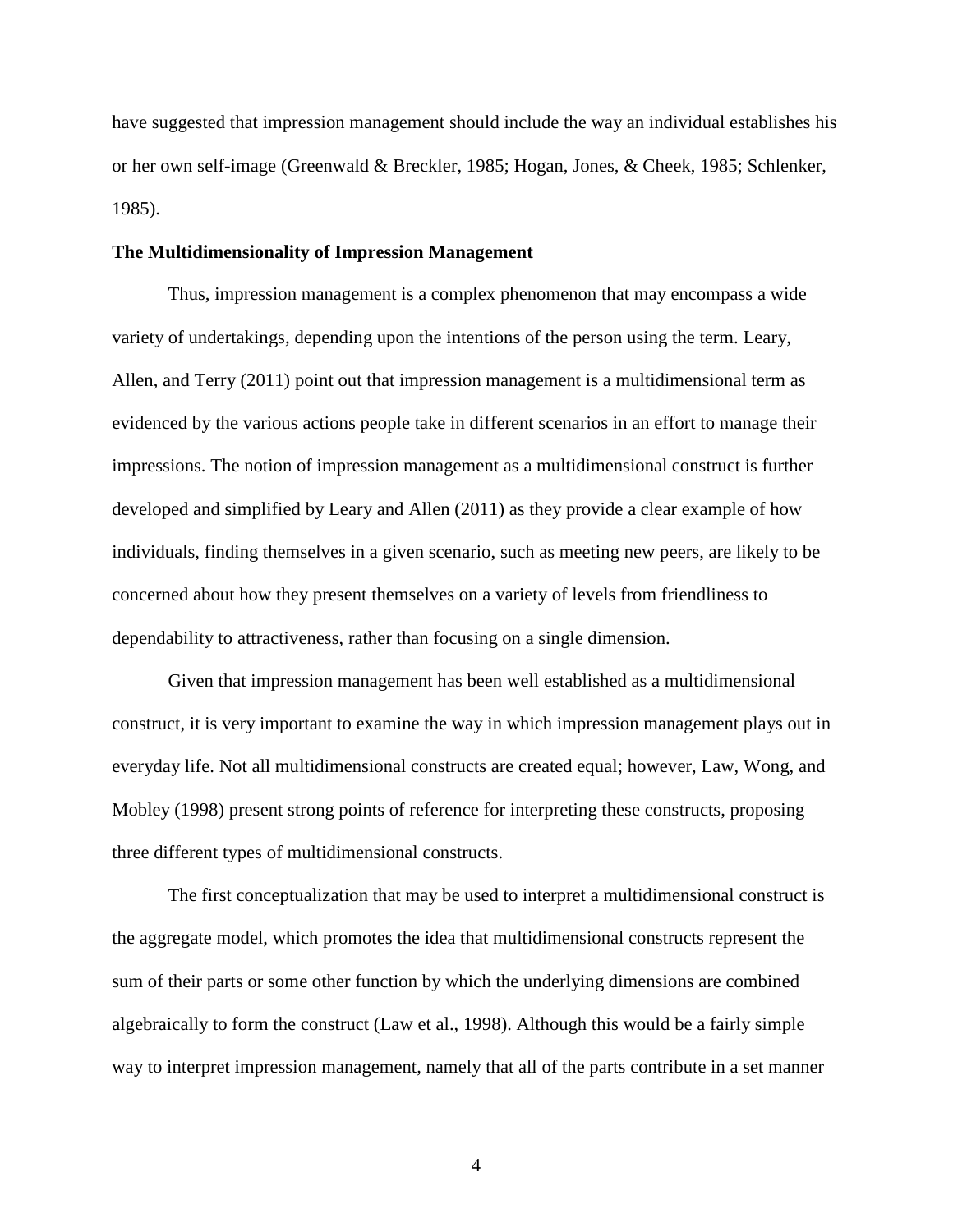have suggested that impression management should include the way an individual establishes his or her own self-image (Greenwald & Breckler, 1985; Hogan, Jones, & Cheek, 1985; Schlenker, 1985).

**The Multidimensionality of Impression Management**

Thus, impression management is a complex phenomenon that may encompass a wide variety of undertakings, depending upon the intentions of the person using the term. Leary, Allen, and Terry (2011) point out that impression management is a multidimensional term as evidenced by the various actions people take in different scenarios in an effort to manage their impressions. The notion of impression management as a multidimensional construct is further developed and simplified by Leary and Allen (2011) as they provide a clear example of how individuals, finding themselves in a given scenario, such as meeting new peers, are likely to be concerned about how they present themselves on a variety of levels from friendliness to dependability to attractiveness, rather than focusing on a single dimension.

Given that impression management has been well established as a multidimensional construct, it is very important to examine the way in which impression management plays out in everyday life. Not all multidimensional constructs are created equal; however, Law, Wong, and Mobley (1998) present strong points of reference for interpreting these constructs, proposing three different types of multidimensional constructs.

The first conceptualization that may be used to interpret a multidimensional construct is the aggregate model, which promotes the idea that multidimensional constructs represent the sum of their parts or some other function by which the underlying dimensions are combined algebraically to form the construct (Law et al., 1998). Although this would be a fairly simple way to interpret impression management, namely that all of the parts contribute in a set manner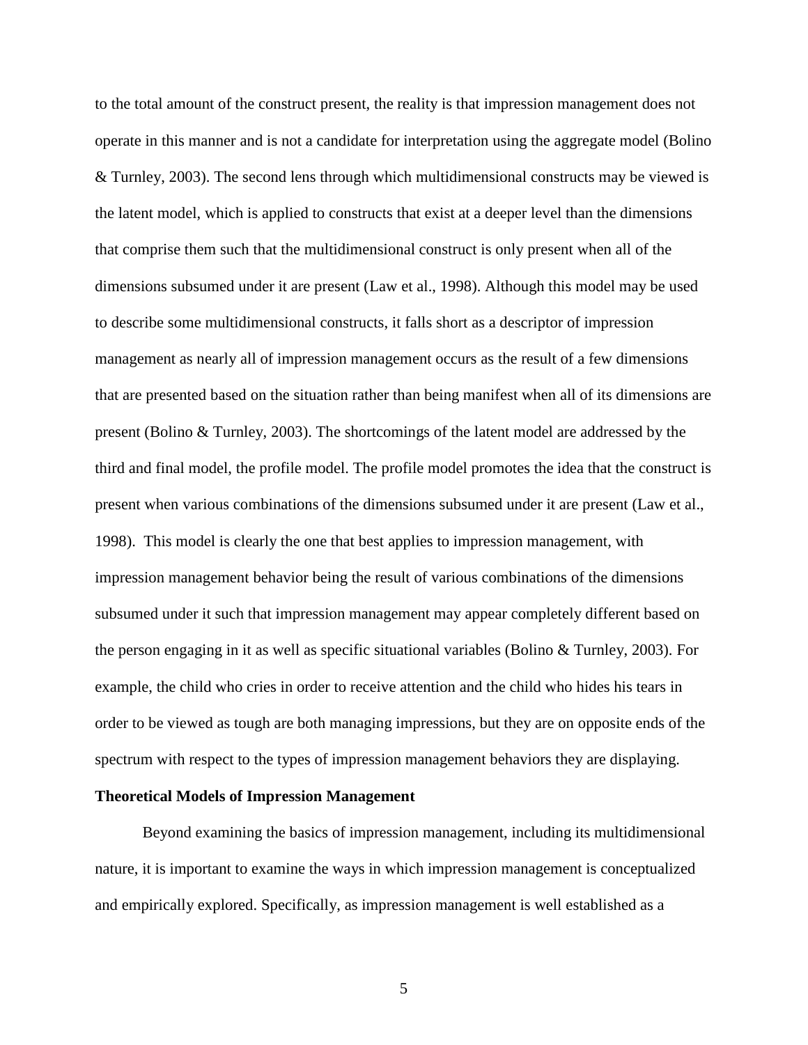to the total amount of the construct present, the reality is that impression management does not operate in this manner and is not a candidate for interpretation using the aggregate model (Bolino & Turnley, 2003). The second lens through which multidimensional constructs may be viewed is the latent model, which is applied to constructs that exist at a deeper level than the dimensions that comprise them such that the multidimensional construct is only present when all of the dimensions subsumed under it are present (Law et al., 1998). Although this model may be used to describe some multidimensional constructs, it falls short as a descriptor of impression management as nearly all of impression management occurs as the result of a few dimensions that are presented based on the situation rather than being manifest when all of its dimensions are present (Bolino & Turnley, 2003). The shortcomings of the latent model are addressed by the third and final model, the profile model. The profile model promotes the idea that the construct is present when various combinations of the dimensions subsumed under it are present (Law et al., 1998). This model is clearly the one that best applies to impression management, with impression management behavior being the result of various combinations of the dimensions subsumed under it such that impression management may appear completely different based on the person engaging in it as well as specific situational variables (Bolino & Turnley, 2003). For example, the child who cries in order to receive attention and the child who hides his tears in order to be viewed as tough are both managing impressions, but they are on opposite ends of the spectrum with respect to the types of impression management behaviors they are displaying.

## Theoretical Models of Impression Management

Beyond examining the basics of impression management, including its multidimensional nature, it is important to examine the ways in which impression management is conceptualized and empirically explored. Specifically, as impression management is well established as a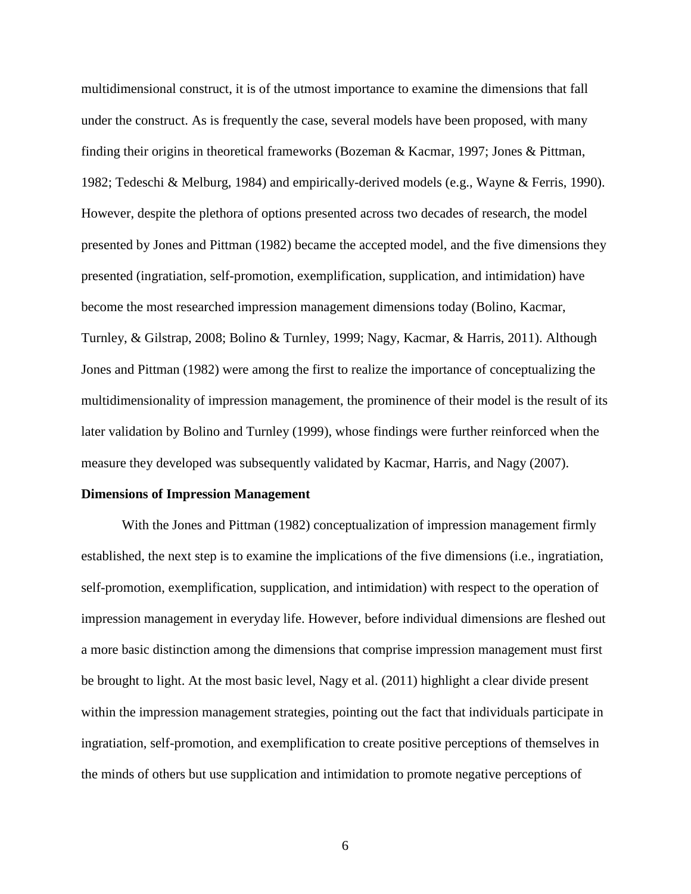multidimensional construct, it is of the utmost importance to examine the dimensions that fall under the construct. As is frequently the case, several models have been proposed, with many finding their origins in theoretical frameworks (Bozeman & Kacmar, 1997; Jones & Pittman, 1982; Tedeschi & Melburg, 1984) and empirically-derived models (e.g., Wayne & Ferris, 1990). However, despite the plethora of options presented across two decades of research, the model presented by Jones and Pittman (1982) became the accepted model, and the five dimensions they presented (ingratiation, self-promotion, exemplification, supplication, and intimidation) have become the most researched impression management dimensions today (Bolino, Kacmar, Turnley, & Gilstrap, 2008; Bolino & Turnley, 1999; Nagy, Kacmar, & Harris, 2011). Although Jones and Pittman (1982) were among the first to realize the importance of conceptualizing the multidimensionality of impression management, the prominence of their model is the result of its later validation by Bolino and Turnley (1999), whose findings were further reinforced when the measure they developed was subsequently validated by Kacmar, Harris, and Nagy (2007).

### Dimensions of Impression Management

With the Jones and Pittman (1982) conceptualization of impression management firmly established, the next step is to examine the implications of the five dimensions (i.e., ingratiation, self-promotion, exemplification, supplication, and intimidation) with respect to the operation of impression management in everyday life. However, before individual dimensions are fleshed out a more basic distinction among the dimensions that comprise impression management must first be brought to light. At the most basic level, Nagy et al. (2011) highlight a clear divide present within the impression management strategies, pointing out the fact that individuals participate in ingratiation, self-promotion, and exemplification to create positive perceptions of themselves in the minds of others but use supplication and intimidation to promote negative perceptions of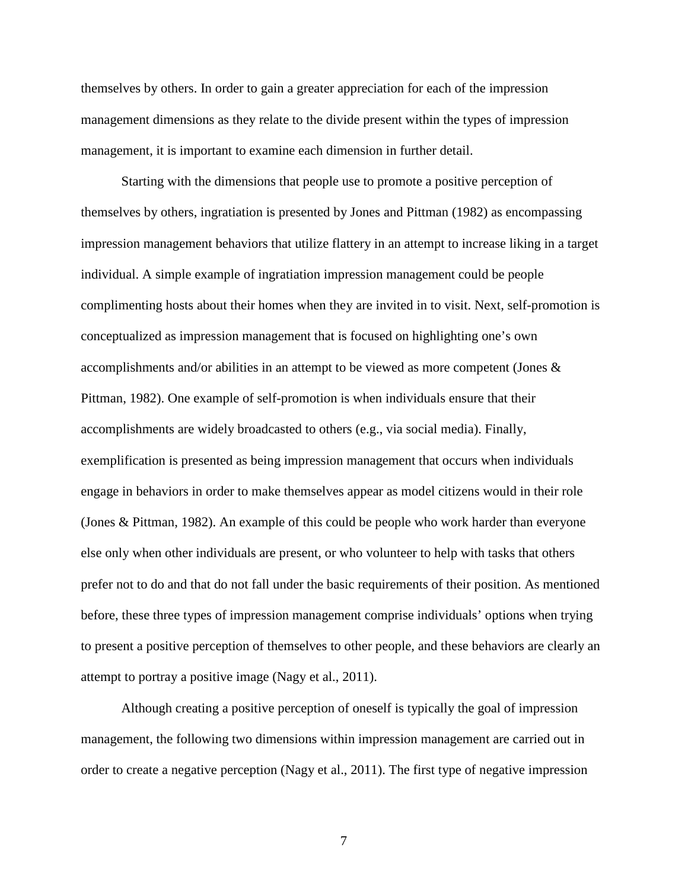themselves by others. In order to gain a greater appreciation for each of the impression management dimensions as they relate to the divide present within the types of impression management, it is important to examine each dimension in further detail.

Starting with the dimensions that people use to promote a positive perception of themselves by others, ingratiation is presented by Jones and Pittman (1982) as encompassing impression management behaviors that utilize flattery in an attempt to increase liking in a target individual. A simple example of ingratiation impression management could be people complimenting hosts about their homes when they are invited in to visit. Next, self-promotion is conceptualized as impression management that is focused on highlighting one's own accomplishments and/or abilities in an attempt to be viewed as more competent (Jones & Pittman, 1982). One example of self-promotion is when individuals ensure that their accomplishments are widely broadcasted to others (e.g., via social media). Finally, exemplification is presented as being impression management that occurs when individuals engage in behaviors in order to make themselves appear as model citizens would in their role (Jones & Pittman, 1982). An example of this could be people who work harder than everyone else only when other individuals are present, or who volunteer to help with tasks that others prefer not to do and that do not fall under the basic requirements of their position. As mentioned before, these three types of impression management comprise individuals' options when trying to present a positive perception of themselves to other people, and these behaviors are clearly an attempt to portray a positive image (Nagy et al., 2011).

Although creating a positive perception of oneself is typically the goal of impression management, the following two dimensions within impression management are carried out in order to create a negative perception (Nagy et al., 2011). The first type of negative impression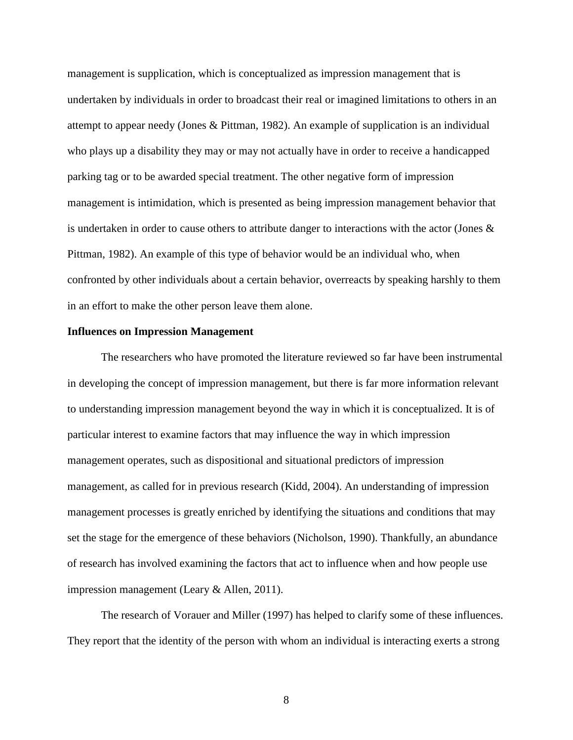management is supplication, which is conceptualized as impression management that is undertaken by individuals in order to broadcast their real or imagined limitations to others in an attempt to appear needy (Jones & Pittman, 1982). An example of supplication is an individual who plays up a disability they may or may not actually have in order to receive a handicapped parking tag or to be awarded special treatment. The other negative form of impression management is intimidation, which is presented as being impression management behavior that is undertaken in order to cause others to attribute danger to interactions with the actor (Jones & Pittman, 1982). An example of this type of behavior would be an individual who, when confronted by other individuals about a certain behavior, overreacts by speaking harshly to them in an effort to make the other person leave them alone.

**Influences on Impression Management**

The researchers who have promoted the literature reviewed so far have been instrumental in developing the concept of impression management, but there is far more information relevant to understanding impression management beyond the way in which it is conceptualized. It is of particular interest to examine factors that may influence the way in which impression management operates, such as dispositional and situational predictors of impression management, as called for in previous research (Kidd, 2004). An understanding of impression management processes is greatly enriched by identifying the situations and conditions that may set the stage for the emergence of these behaviors (Nicholson, 1990). Thankfully, an abundance of research has involved examining the factors that act to influence when and how people use impression management (Leary & Allen, 2011).

The research of Vorauer and Miller (1997) has helped to clarify some of these influences. They report that the identity of the person with whom an individual is interacting exerts a strong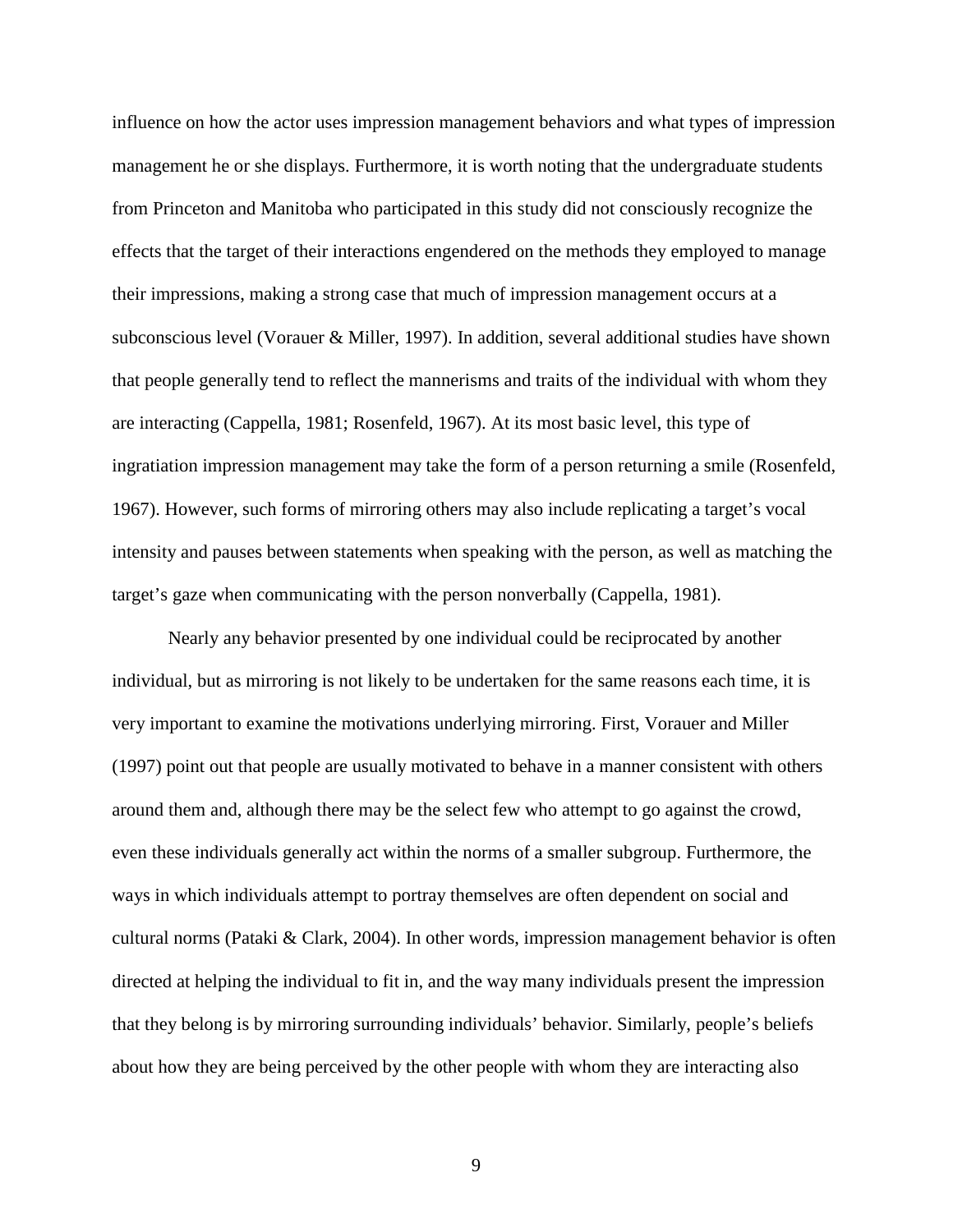influence on how the actor uses impression management behaviors and what types of impression management he or she displays. Furthermore, it is worth noting that the undergraduate students from Princeton and Manitoba who participated in this study did not consciously recognize the effects that the target of their interactions engendered on the methods they employed to manage their impressions, making a strong case that much of impression management occurs at a subconscious level (Vorauer & Miller, 1997). In addition, several additional studies have shown that people generally tend to reflect the mannerisms and traits of the individual with whom they are interacting (Cappella, 1981; Rosenfeld, 1967). At its most basic level, this type of ingratiation impression management may take the form of a person returning a smile (Rosenfeld, 1967). However, such forms of mirroring others may also include replicating a target's vocal intensity and pauses between statements when speaking with the person, as well as matching the target's gaze when communicating with the person nonverbally (Cappella, 1981).

Nearly any behavior presented by one individual could be reciprocated by another individual, but as mirroring is not likely to be undertaken for the same reasons each time, it is very important to examine the motivations underlying mirroring. First, Vorauer and Miller (1997) point out that people are usually motivated to behave in a manner consistent with others around them and, although there may be the select few who attempt to go against the crowd, even these individuals generally act within the norms of a smaller subgroup. Furthermore, the ways in which individuals attempt to portray themselves are often dependent on social and cultural norms (Pataki & Clark, 2004). In other words, impression management behavior is often directed at helping the individual to fit in, and the way many individuals present the impression that they belong is by mirroring surrounding individuals' behavior. Similarly, people's beliefs about how they are being perceived by the other people with whom they are interacting also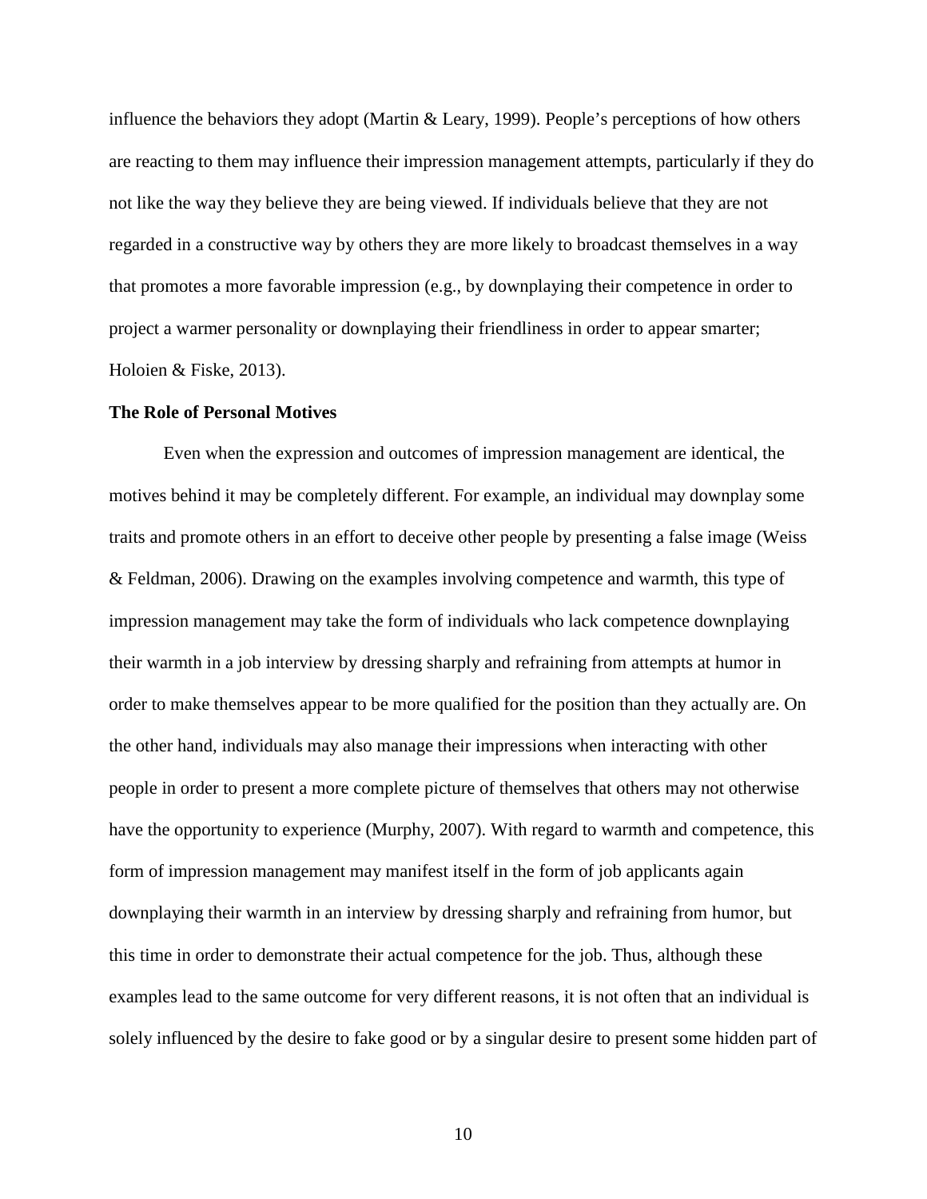influence the behaviors they adopt (Martin & Leary, 1999). People's perceptions of how others are reacting to them may influence their impression management attempts, particularly if they do not like the way they believe they are being viewed. If individuals believe that they are not regarded in a constructive way by others they are more likely to broadcast themselves in a way that promotes a more favorable impression (e.g., by downplaying their competence in order to project a warmer personality or downplaying their friendliness in order to appear smarter; Holoien & Fiske, 2013).

**The Role of Personal Motives**

Even when the expression and outcomes of impression management are identical, the motives behind it may be completely different. For example, an individual may downplay some traits and promote others in an effort to deceive other people by presenting a false image (Weiss & Feldman, 2006). Drawing on the examples involving competence and warmth, this type of impression management may take the form of individuals who lack competence downplaying their warmth in a job interview by dressing sharply and refraining from attempts at humor in order to make themselves appear to be more qualified for the position than they actually are. On the other hand, individuals may also manage their impressions when interacting with other people in order to present a more complete picture of themselves that others may not otherwise have the opportunity to experience (Murphy, 2007). With regard to warmth and competence, this form of impression management may manifest itself in the form of job applicants again downplaying their warmth in an interview by dressing sharply and refraining from humor, but this time in order to demonstrate their actual competence for the job. Thus, although these examples lead to the same outcome for very different reasons, it is not often that an individual is solely influenced by the desire to fake good or by a singular desire to present some hidden part of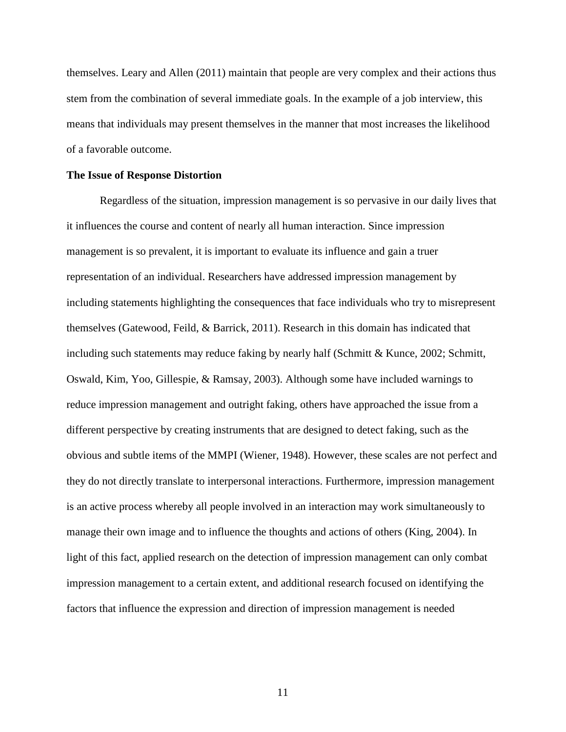themselves. Leary and Allen (2011) maintain that people are very complex and their actions thus stem from the combination of several immediate goals. In the example of a job interview, this means that individuals may present themselves in the manner that most increases the likelihood of a favorable outcome.

**The Issue of Response Distortion**

Regardless of the situation, impression management is so pervasive in our daily lives that it influences the course and content of nearly all human interaction. Since impression management is so prevalent, it is important to evaluate its influence and gain a truer representation of an individual. Researchers have addressed impression management by including statements highlighting the consequences that face individuals who try to misrepresent themselves (Gatewood, Feild, & Barrick, 2011). Research in this domain has indicated that including such statements may reduce faking by nearly half (Schmitt & Kunce, 2002; Schmitt, Oswald, Kim, Yoo, Gillespie, & Ramsay, 2003). Although some have included warnings to reduce impression management and outright faking, others have approached the issue from a different perspective by creating instruments that are designed to detect faking, such as the obvious and subtle items of the MMPI (Wiener, 1948). However, these scales are not perfect and they do not directly translate to interpersonal interactions. Furthermore, impression management is an active process whereby all people involved in an interaction may work simultaneously to manage their own image and to influence the thoughts and actions of others (King, 2004). In light of this fact, applied research on the detection of impression management can only combat impression management to a certain extent, and additional research focused on identifying the factors that influence the expression and direction of impression management is needed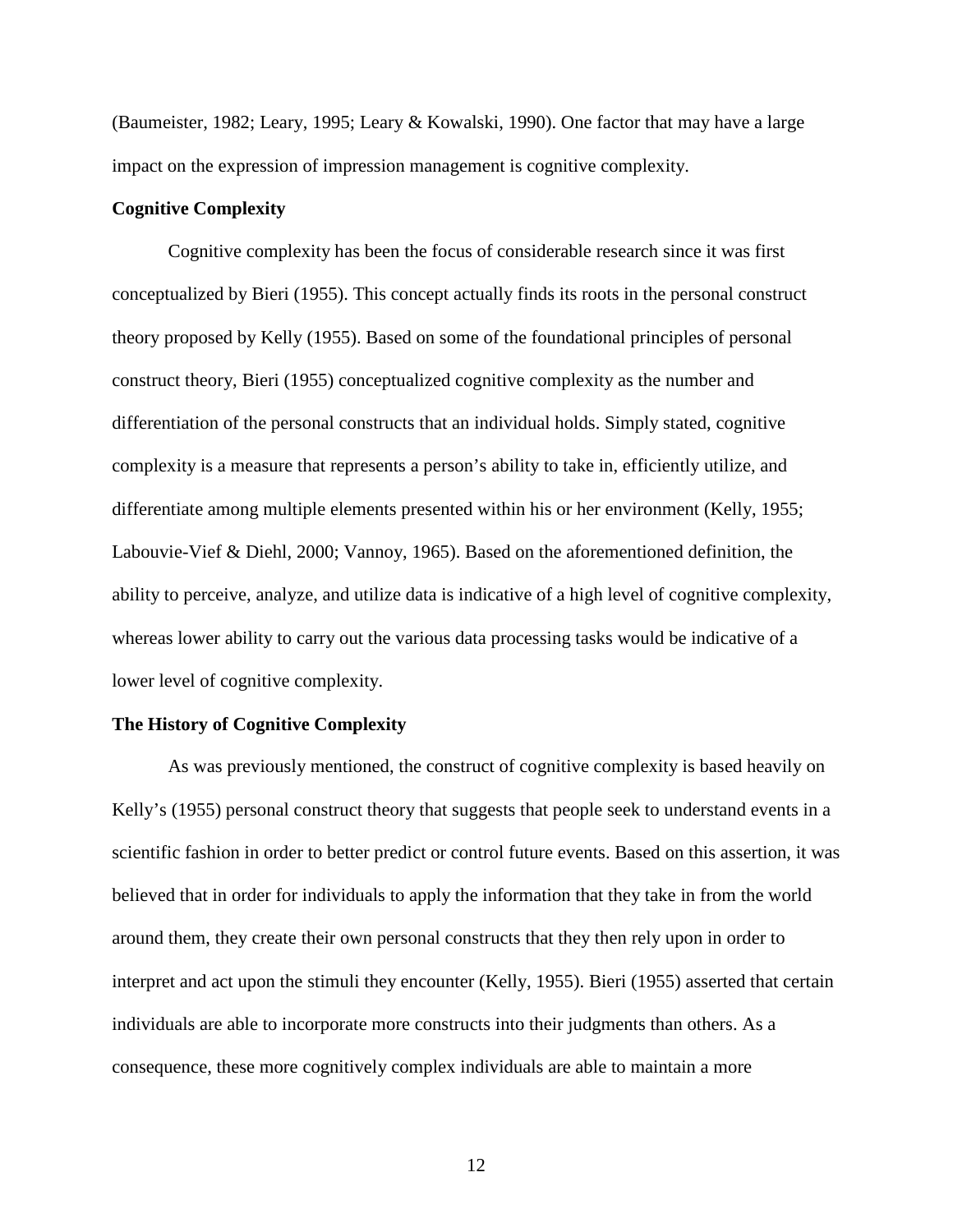(Baumeister, 1982; Leary, 1995; Leary & Kowalski, 1990). One factor that may have a large impact on the expression of impression management is cognitive complexity.

**Cognitive Complexity**

Cognitive complexity has been the focus of considerable research since it was first conceptualized by Bieri (1955). This concept actually finds its roots in the personal construct theory proposed by Kelly (1955). Based on some of the foundational principles of personal construct theory, Bieri (1955) conceptualized cognitive complexity as the number and differentiation of the personal constructs that an individual holds. Simply stated, cognitive complexity is a measure that represents a person's ability to take in, efficiently utilize, and differentiate among multiple elements presented within his or her environment (Kelly, 1955; Labouvie-Vief & Diehl, 2000; Vannoy, 1965). Based on the aforementioned definition, the ability to perceive, analyze, and utilize data is indicative of a high level of cognitive complexity, whereas lower ability to carry out the various data processing tasks would be indicative of a lower level of cognitive complexity.

**The History of Cognitive Complexity**

As was previously mentioned, the construct of cognitive complexity is based heavily on Kelly's (1955) personal construct theory that suggests that people seek to understand events in a scientific fashion in order to better predict or control future events. Based on this assertion, it was believed that in order for individuals to apply the information that they take in from the world around them, they create their own personal constructs that they then rely upon in order to interpret and act upon the stimuli they encounter (Kelly, 1955). Bieri (1955) asserted that certain individuals are able to incorporate more constructs into their judgments than others. As a consequence, these more cognitively complex individuals are able to maintain a more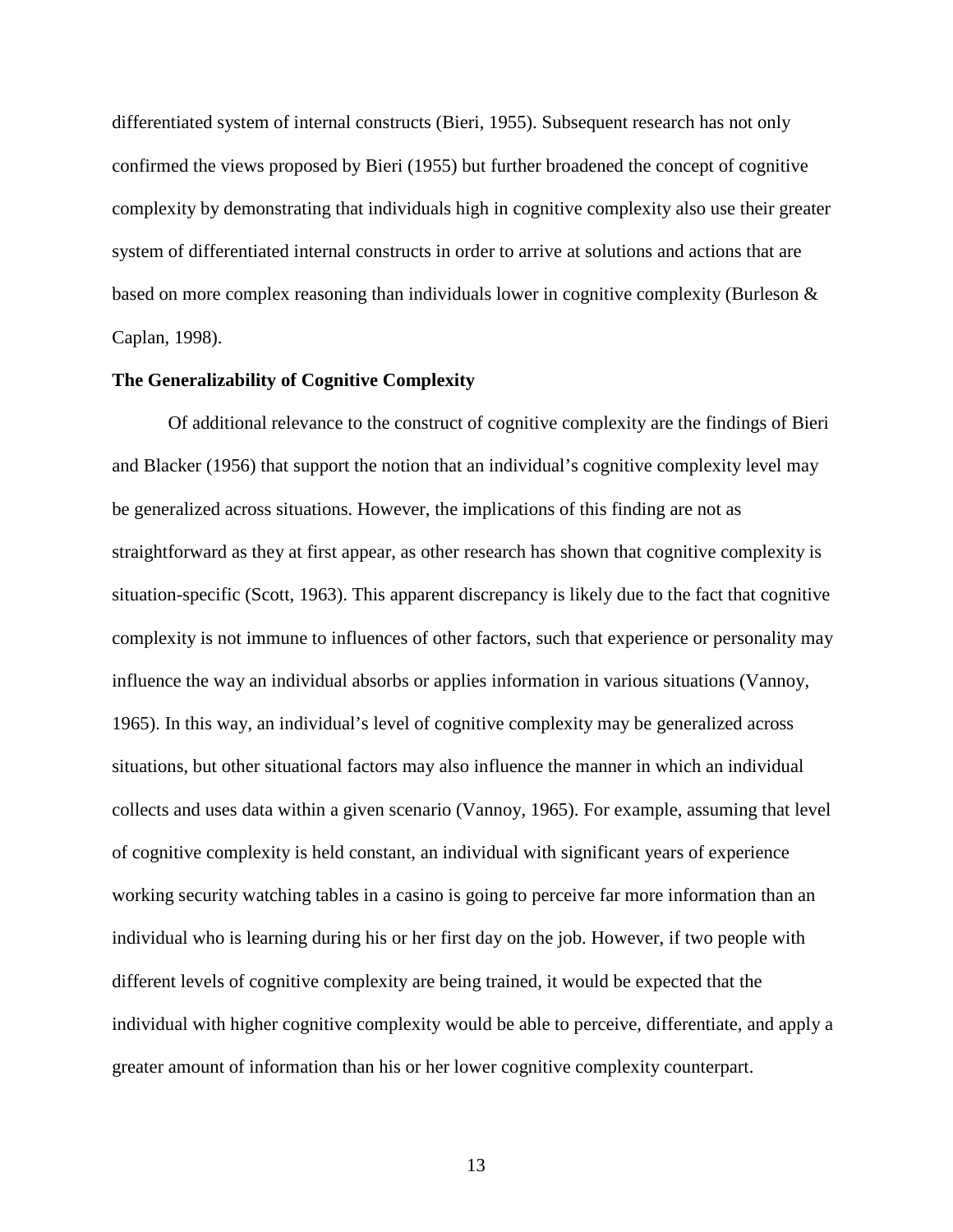differentiated system of internal constructs (Bieri, 1955). Subsequent research has not only confirmed the views proposed by Bieri (1955) but further broadened the concept of cognitive complexity by demonstrating that individuals high in cognitive complexity also use their greater system of differentiated internal constructs in order to arrive at solutions and actions that are based on more complex reasoning than individuals lower in cognitive complexity (Burleson & Caplan, 1998).

**The Generalizability of Cognitive Complexity**

Of additional relevance to the construct of cognitive complexity are the findings of Bieri and Blacker (1956) that support the notion that an individual's cognitive complexity level may be generalized across situations. However, the implications of this finding are not as straightforward as they at first appear, as other research has shown that cognitive complexity is situation-specific (Scott, 1963). This apparent discrepancy is likely due to the fact that cognitive complexity is not immune to influences of other factors, such that experience or personality may influence the way an individual absorbs or applies information in various situations (Vannoy, 1965). In this way, an individual's level of cognitive complexity may be generalized across situations, but other situational factors may also influence the manner in which an individual collects and uses data within a given scenario (Vannoy, 1965). For example, assuming that level of cognitive complexity is held constant, an individual with significant years of experience working security watching tables in a casino is going to perceive far more information than an individual who is learning during his or her first day on the job. However, if two people with different levels of cognitive complexity are being trained, it would be expected that the individual with higher cognitive complexity would be able to perceive, differentiate, and apply a greater amount of information than his or her lower cognitive complexity counterpart.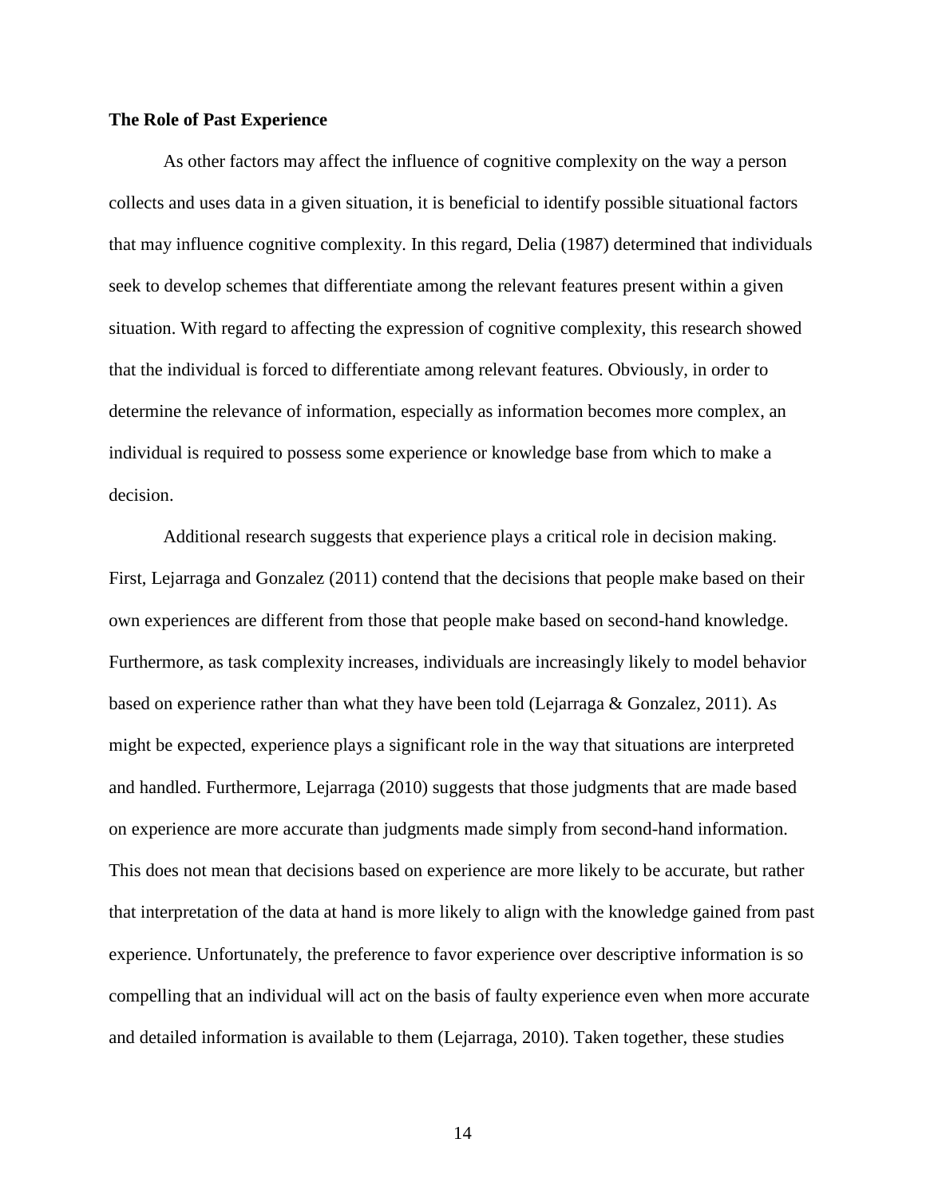**The Role of Past Experience**

As other factors may affect the influence of cognitive complexity on the way a person collects and uses data in a given situation, it is beneficial to identify possible situational factors that may influence cognitive complexity. In this regard, Delia (1987) determined that individuals seek to develop schemes that differentiate among the relevant features present within a given situation. With regard to affecting the expression of cognitive complexity, this research showed that the individual is forced to differentiate among relevant features. Obviously, in order to determine the relevance of information, especially as information becomes more complex, an individual is required to possess some experience or knowledge base from which to make a decision.

Additional research suggests that experience plays a critical role in decision making. First, Lejarraga and Gonzalez (2011) contend that the decisions that people make based on their own experiences are different from those that people make based on second-hand knowledge. Furthermore, as task complexity increases, individuals are increasingly likely to model behavior based on experience rather than what they have been told (Lejarraga & Gonzalez, 2011). As might be expected, experience plays a significant role in the way that situations are interpreted and handled. Furthermore, Lejarraga (2010) suggests that those judgments that are made based on experience are more accurate than judgments made simply from second-hand information. This does not mean that decisions based on experience are more likely to be accurate, but rather that interpretation of the data at hand is more likely to align with the knowledge gained from past experience. Unfortunately, the preference to favor experience over descriptive information is so compelling that an individual will act on the basis of faulty experience even when more accurate and detailed information is available to them (Lejarraga, 2010). Taken together, these studies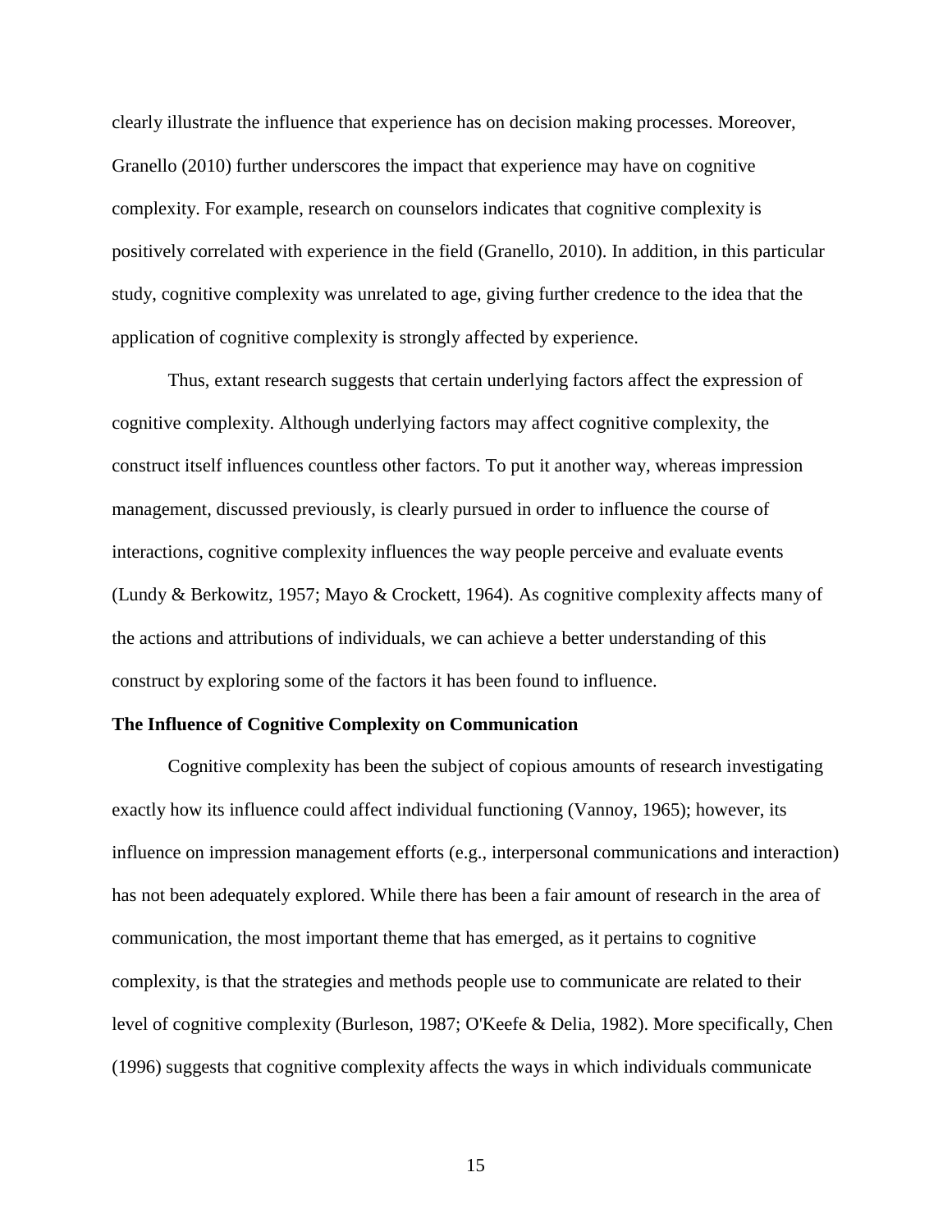clearly illustrate the influence that experience has on decision making processes. Moreover, Granello (2010) further underscores the impact that experience may have on cognitive complexity. For example, research on counselors indicates that cognitive complexity is positively correlated with experience in the field (Granello, 2010). In addition, in this particular study, cognitive complexity was unrelated to age, giving further credence to the idea that the application of cognitive complexity is strongly affected by experience.

Thus, extant research suggests that certain underlying factors affect the expression of cognitive complexity. Although underlying factors may affect cognitive complexity, the construct itself influences countless other factors. To put it another way, whereas impression management, discussed previously, is clearly pursued in order to influence the course of interactions, cognitive complexity influences the way people perceive and evaluate events (Lundy & Berkowitz, 1957; Mayo & Crockett, 1964). As cognitive complexity affects many of the actions and attributions of individuals, we can achieve a better understanding of this construct by exploring some of the factors it has been found to influence.

**The Influence of Cognitive Complexity on Communication**

Cognitive complexity has been the subject of copious amounts of research investigating exactly how its influence could affect individual functioning (Vannoy, 1965); however, its influence on impression management efforts (e.g., interpersonal communications and interaction) has not been adequately explored. While there has been a fair amount of research in the area of communication, the most important theme that has emerged, as it pertains to cognitive complexity, is that the strategies and methods people use to communicate are related to their level of cognitive complexity (Burleson, 1987; O'Keefe & Delia, 1982). More specifically, Chen (1996) suggests that cognitive complexity affects the ways in which individuals communicate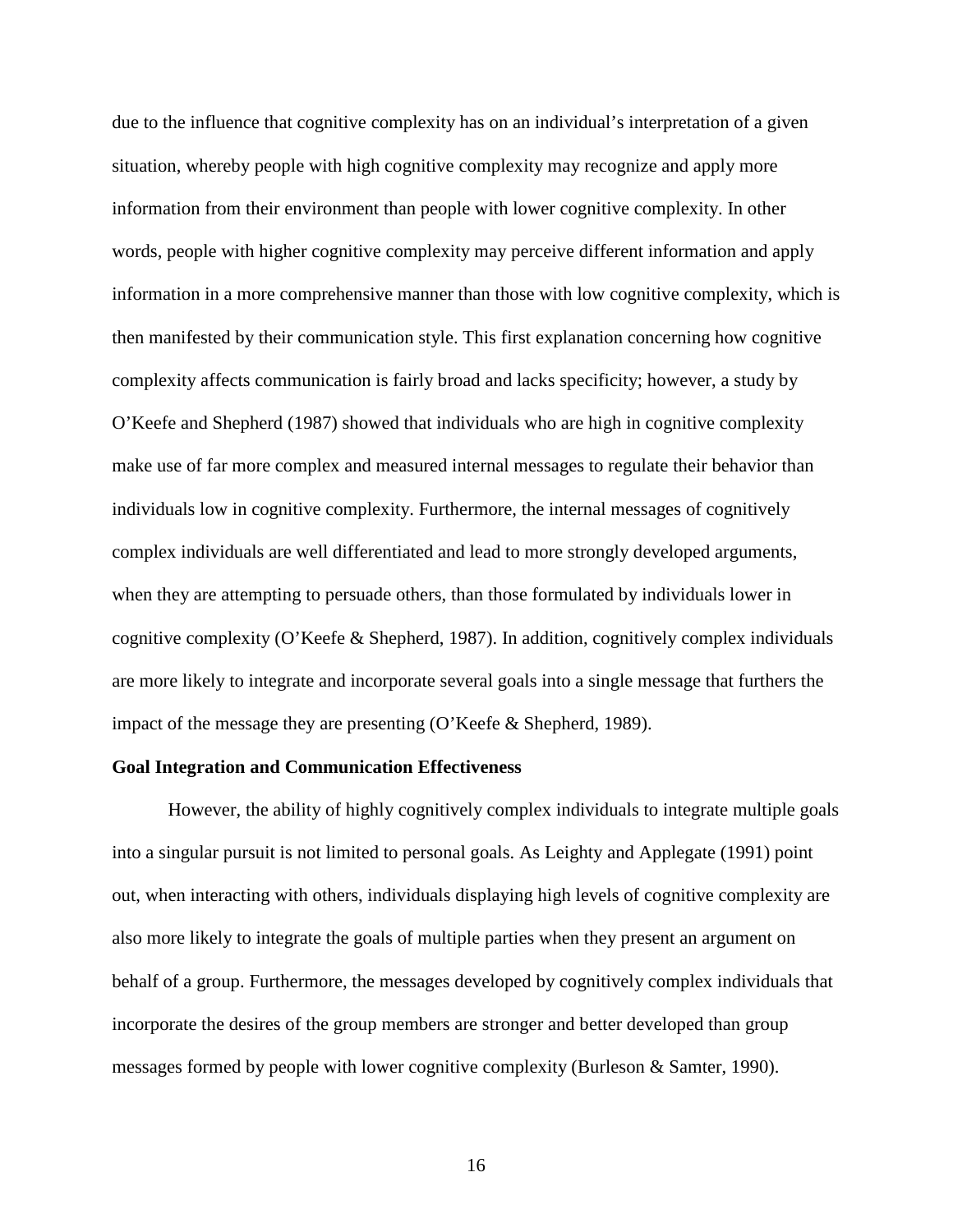due to the influence that cognitive complexity has on an individual's interpretation of a given situation, whereby people with high cognitive complexity may recognize and apply more information from their environment than people with lower cognitive complexity. In other words, people with higher cognitive complexity may perceive different information and apply information in a more comprehensive manner than those with low cognitive complexity, which is then manifested by their communication style. This first explanation concerning how cognitive complexity affects communication is fairly broad and lacks specificity; however, a study by O'Keefe and Shepherd (1987) showed that individuals who are high in cognitive complexity make use of far more complex and measured internal messages to regulate their behavior than individuals low in cognitive complexity. Furthermore, the internal messages of cognitively complex individuals are well differentiated and lead to more strongly developed arguments, when they are attempting to persuade others, than those formulated by individuals lower in cognitive complexity (O'Keefe & Shepherd, 1987). In addition, cognitively complex individuals are more likely to integrate and incorporate several goals into a single message that furthers the impact of the message they are presenting (O'Keefe & Shepherd, 1989).

**Goal Integration and Communication Effectiveness**

However, the ability of highly cognitively complex individuals to integrate multiple goals into a singular pursuit is not limited to personal goals. As Leighty and Applegate (1991) point out, when interacting with others, individuals displaying high levels of cognitive complexity are also more likely to integrate the goals of multiple parties when they present an argument on behalf of a group. Furthermore, the messages developed by cognitively complex individuals that incorporate the desires of the group members are stronger and better developed than group messages formed by people with lower cognitive complexity (Burleson & Samter, 1990).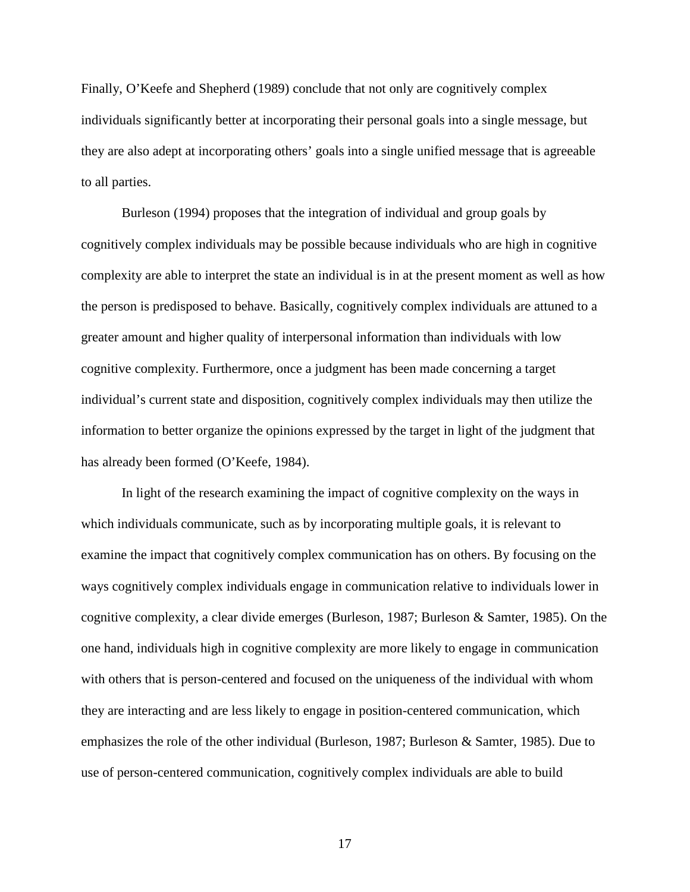Finally, O'Keefe and Shepherd (1989) conclude that not only are cognitively complex individuals significantly better at incorporating their personal goals into a single message, but they are also adept at incorporating others' goals into a single unified message that is agreeable to all parties.

Burleson (1994) proposes that the integration of individual and group goals by cognitively complex individuals may be possible because individuals who are high in cognitive complexity are able to interpret the state an individual is in at the present moment as well as how the person is predisposed to behave. Basically, cognitively complex individuals are attuned to a greater amount and higher quality of interpersonal information than individuals with low cognitive complexity. Furthermore, once a judgment has been made concerning a target individual's current state and disposition, cognitively complex individuals may then utilize the information to better organize the opinions expressed by the target in light of the judgment that has already been formed (O'Keefe, 1984).

In light of the research examining the impact of cognitive complexity on the ways in which individuals communicate, such as by incorporating multiple goals, it is relevant to examine the impact that cognitively complex communication has on others. By focusing on the ways cognitively complex individuals engage in communication relative to individuals lower in cognitive complexity, a clear divide emerges (Burleson, 1987; Burleson & Samter, 1985). On the one hand, individuals high in cognitive complexity are more likely to engage in communication with others that is person-centered and focused on the uniqueness of the individual with whom they are interacting and are less likely to engage in position-centered communication, which emphasizes the role of the other individual (Burleson, 1987; Burleson & Samter, 1985). Due to use of person-centered communication, cognitively complex individuals are able to build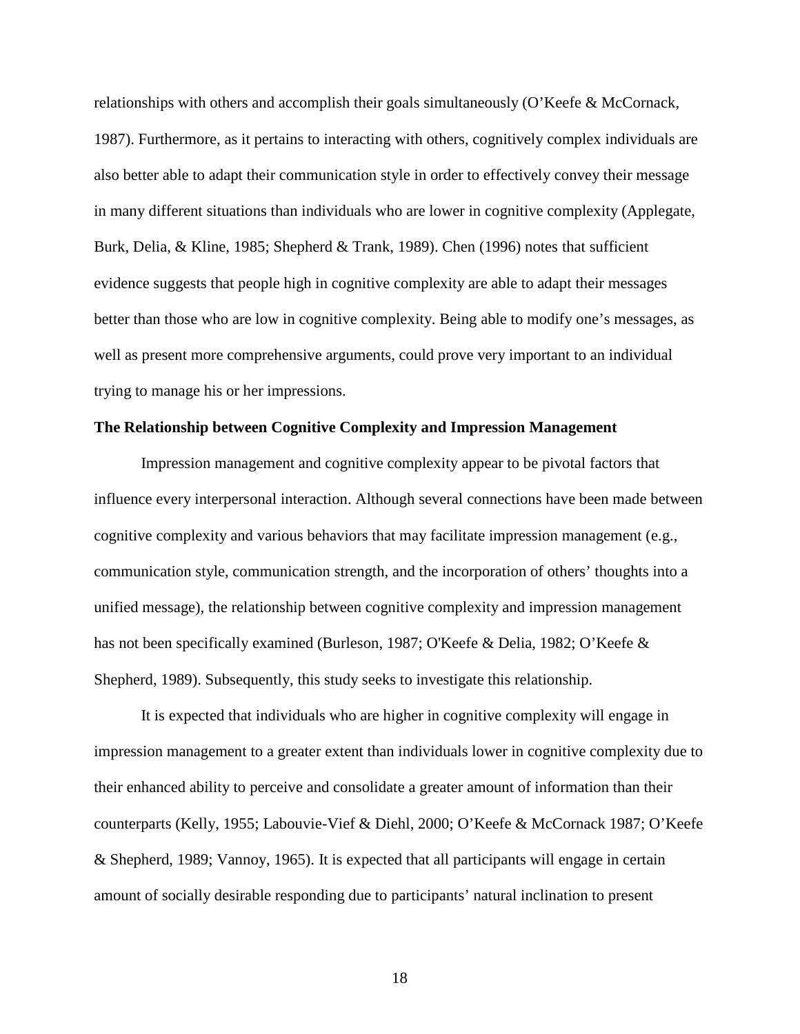relationships with others and accomplish their goals simultaneously (O'Keefe & McCornack, 1987). Furthermore, as it pertains to interacting with others, cognitively complex individuals are also better able to adapt their communication style in order to effectively convey their message in many different situations than individuals who are lower in cognitive complexity (Applegate, Burk, Delia, & Kline, 1985; Shepherd & Trank, 1989). Chen (1996) notes that sufficient evidence suggests that people high in cognitive complexity are able to adapt their messages better than those who are low in cognitive complexity. Being able to modify one's messages, as well as present more comprehensive arguments, could prove very important to an individual trying to manage his or her impressions.

**The Relationship between Cognitive Complexity and Impression Management**

Impression management and cognitive complexity appear to be pivotal factors that influence every interpersonal interaction. Although several connections have been made between cognitive complexity and various behaviors that may facilitate impression management (e.g., communication style, communication strength, and the incorporation of others' thoughts into a unified message), the relationship between cognitive complexity and impression management has not been specifically examined (Burleson, 1987; O'Keefe & Delia, 1982; O'Keefe & Shepherd, 1989). Subsequently, this study seeks to investigate this relationship.

It is expected that individuals who are higher in cognitive complexity will engage in impression management to a greater extent than individuals lower in cognitive complexity due to their enhanced ability to perceive and consolidate a greater amount of information than their counterparts (Kelly, 1955; Labouvie-Vief & Diehl, 2000; O'Keefe & McCornack 1987; O'Keefe & Shepherd, 1989; Vannoy, 1965). It is expected that all participants will engage in certain amount of socially desirable responding due to participants' natural inclination to present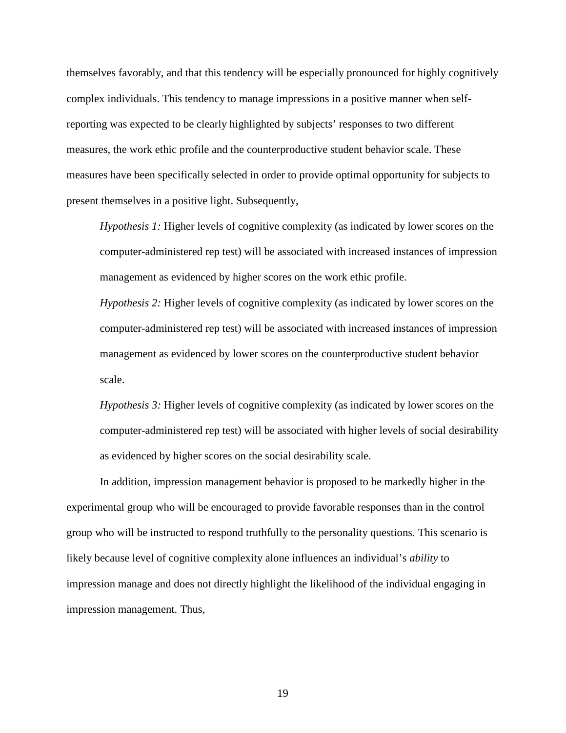themselves favorably, and that this tendency will be especially pronounced for highly cognitively complex individuals. This tendency to manage impressions in a positive manner when self-reporting was expected to be clearly highlighted by subjects' responses to two different measures, the work ethic profile and the counterproductive student behavior scale. These measures have been specifically selected in order to provide optimal opportunity for subjects to present themselves in a positive light. Subsequently,

> *Hypothesis 1:* Higher levels of cognitive complexity (as indicated by lower scores on the computer-administered rep test) will be associated with increased instances of impression management as evidenced by higher scores on the work ethic profile.
>
> *Hypothesis 2:* Higher levels of cognitive complexity (as indicated by lower scores on the computer-administered rep test) will be associated with increased instances of impression management as evidenced by lower scores on the counterproductive student behavior scale.
>
> *Hypothesis 3:* Higher levels of cognitive complexity (as indicated by lower scores on the computer-administered rep test) will be associated with higher levels of social desirability as evidenced by higher scores on the social desirability scale.

In addition, impression management behavior is proposed to be markedly higher in the experimental group who will be encouraged to provide favorable responses than in the control group who will be instructed to respond truthfully to the personality questions. This scenario is likely because level of cognitive complexity alone influences an individual's *ability* to impression manage and does not directly highlight the likelihood of the individual engaging in impression management. Thus,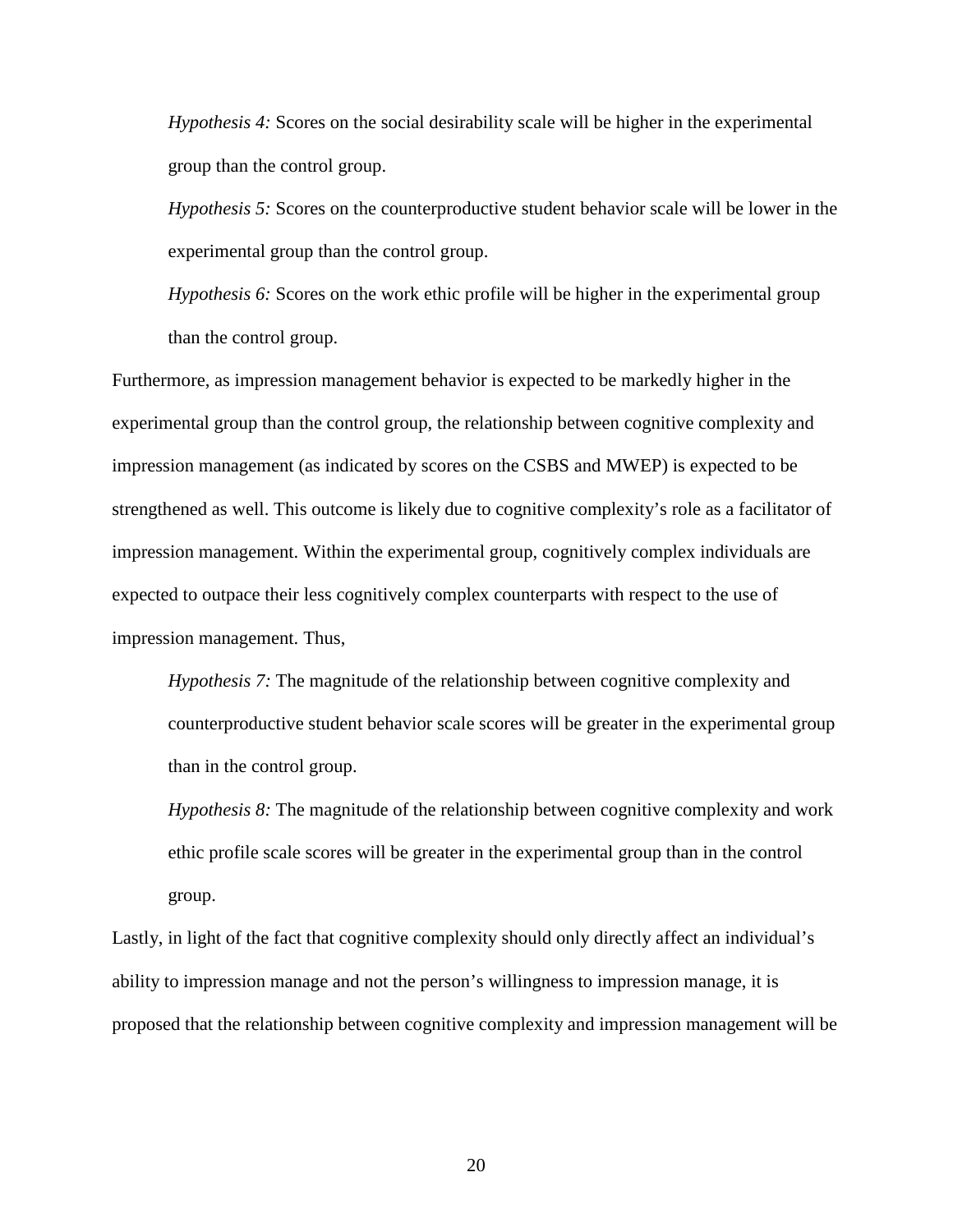*Hypothesis 4:* Scores on the social desirability scale will be higher in the experimental group than the control group.

*Hypothesis 5:* Scores on the counterproductive student behavior scale will be lower in the experimental group than the control group.

*Hypothesis 6:* Scores on the work ethic profile will be higher in the experimental group than the control group.

Furthermore, as impression management behavior is expected to be markedly higher in the experimental group than the control group, the relationship between cognitive complexity and impression management (as indicated by scores on the CSBS and MWEP) is expected to be strengthened as well. This outcome is likely due to cognitive complexity's role as a facilitator of impression management. Within the experimental group, cognitively complex individuals are expected to outpace their less cognitively complex counterparts with respect to the use of impression management. Thus,

*Hypothesis 7:* The magnitude of the relationship between cognitive complexity and counterproductive student behavior scale scores will be greater in the experimental group than in the control group.

*Hypothesis 8:* The magnitude of the relationship between cognitive complexity and work ethic profile scale scores will be greater in the experimental group than in the control group.

Lastly, in light of the fact that cognitive complexity should only directly affect an individual's ability to impression manage and not the person's willingness to impression manage, it is proposed that the relationship between cognitive complexity and impression management will be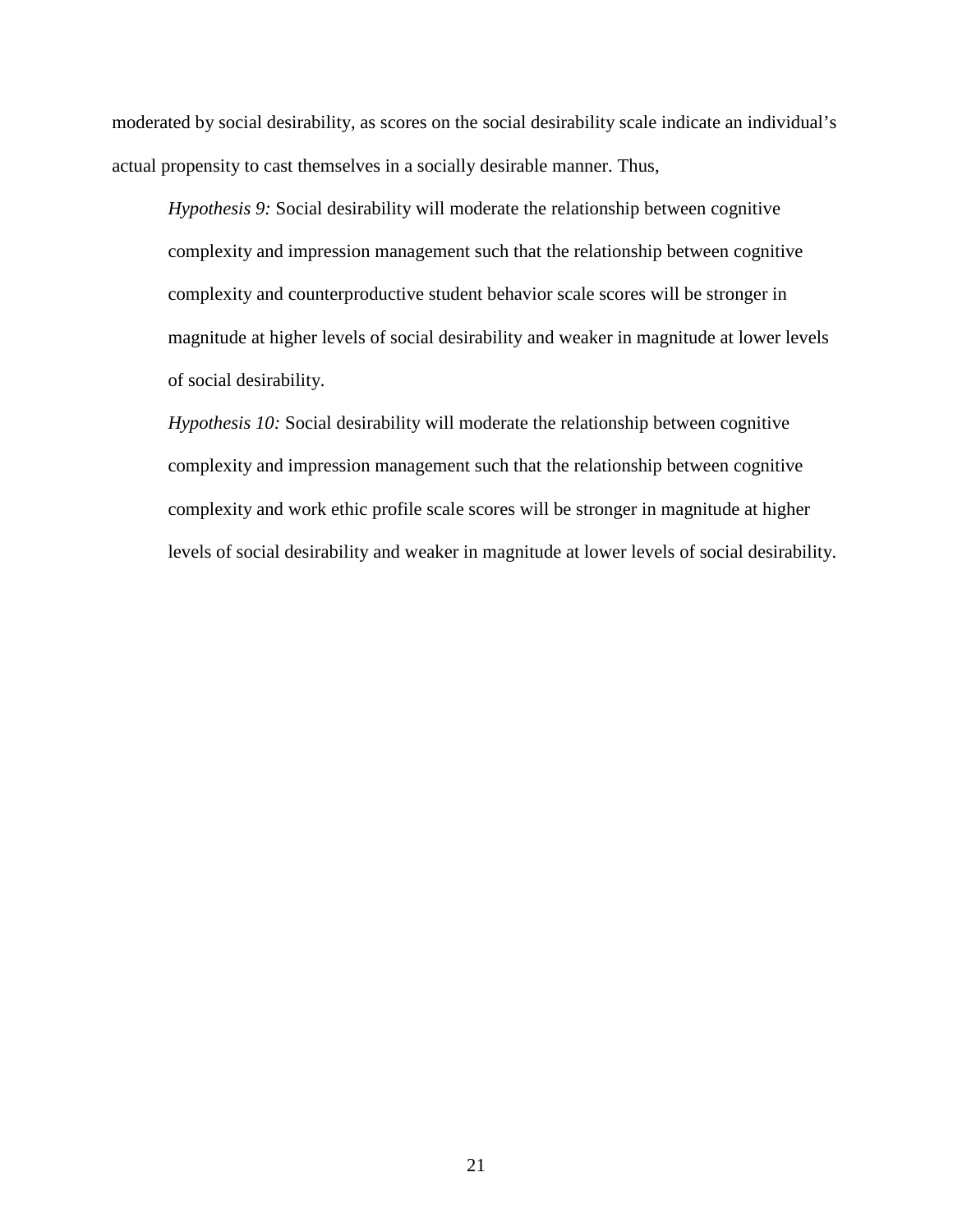moderated by social desirability, as scores on the social desirability scale indicate an individual's actual propensity to cast themselves in a socially desirable manner. Thus,

> *Hypothesis 9:* Social desirability will moderate the relationship between cognitive complexity and impression management such that the relationship between cognitive complexity and counterproductive student behavior scale scores will be stronger in magnitude at higher levels of social desirability and weaker in magnitude at lower levels of social desirability.
>
> *Hypothesis 10:* Social desirability will moderate the relationship between cognitive complexity and impression management such that the relationship between cognitive complexity and work ethic profile scale scores will be stronger in magnitude at higher levels of social desirability and weaker in magnitude at lower levels of social desirability.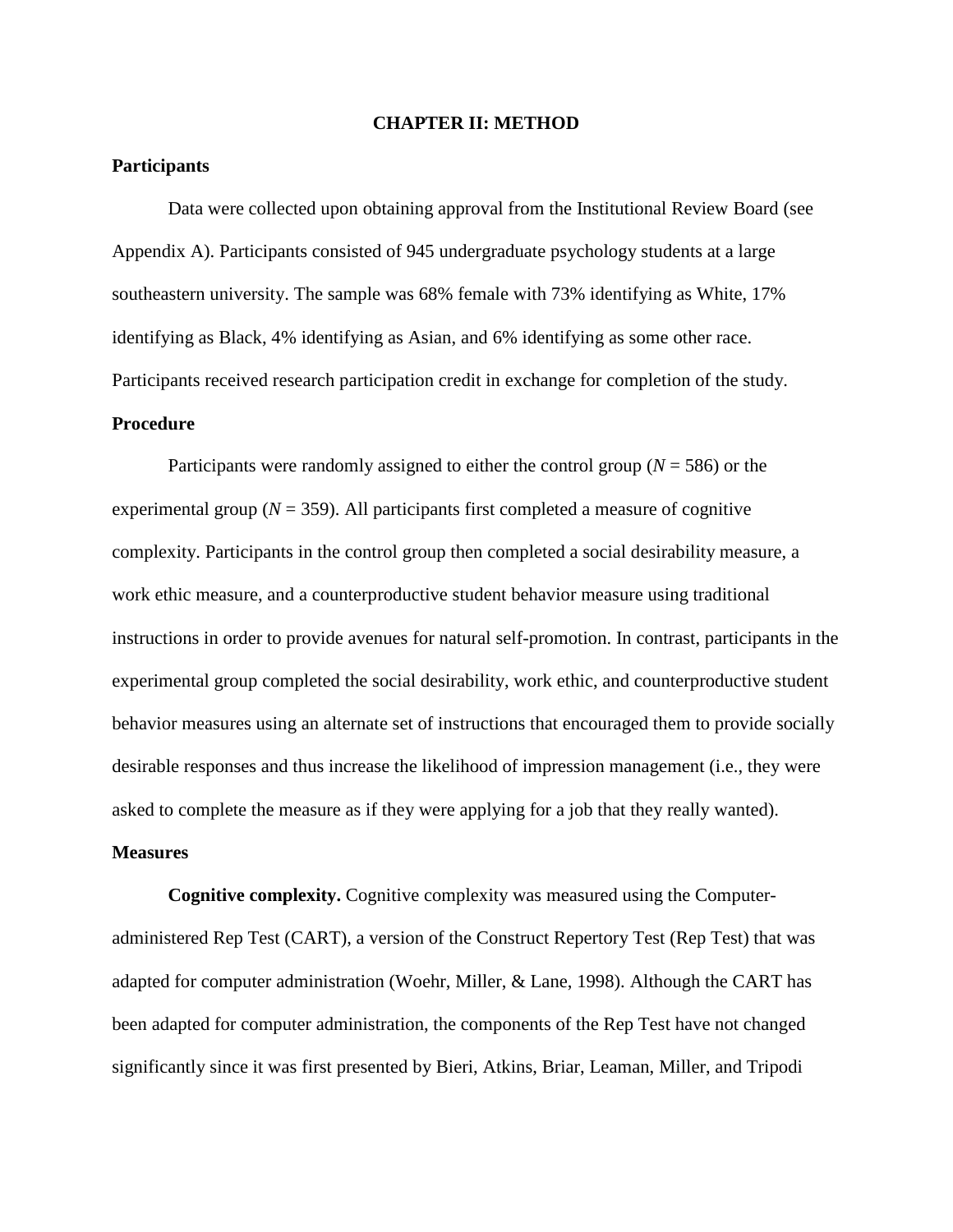# CHAPTER II: METHOD

## Participants

Data were collected upon obtaining approval from the Institutional Review Board (see Appendix A). Participants consisted of 945 undergraduate psychology students at a large southeastern university. The sample was 68% female with 73% identifying as White, 17% identifying as Black, 4% identifying as Asian, and 6% identifying as some other race. Participants received research participation credit in exchange for completion of the study.

## Procedure

Participants were randomly assigned to either the control group ($N$ = 586) or the experimental group ($N$ = 359). All participants first completed a measure of cognitive complexity. Participants in the control group then completed a social desirability measure, a work ethic measure, and a counterproductive student behavior measure using traditional instructions in order to provide avenues for natural self-promotion. In contrast, participants in the experimental group completed the social desirability, work ethic, and counterproductive student behavior measures using an alternate set of instructions that encouraged them to provide socially desirable responses and thus increase the likelihood of impression management (i.e., they were asked to complete the measure as if they were applying for a job that they really wanted).

## Measures

**Cognitive complexity.** Cognitive complexity was measured using the Computer-administered Rep Test (CART), a version of the Construct Repertory Test (Rep Test) that was adapted for computer administration (Woehr, Miller, & Lane, 1998). Although the CART has been adapted for computer administration, the components of the Rep Test have not changed significantly since it was first presented by Bieri, Atkins, Briar, Leaman, Miller, and Tripodi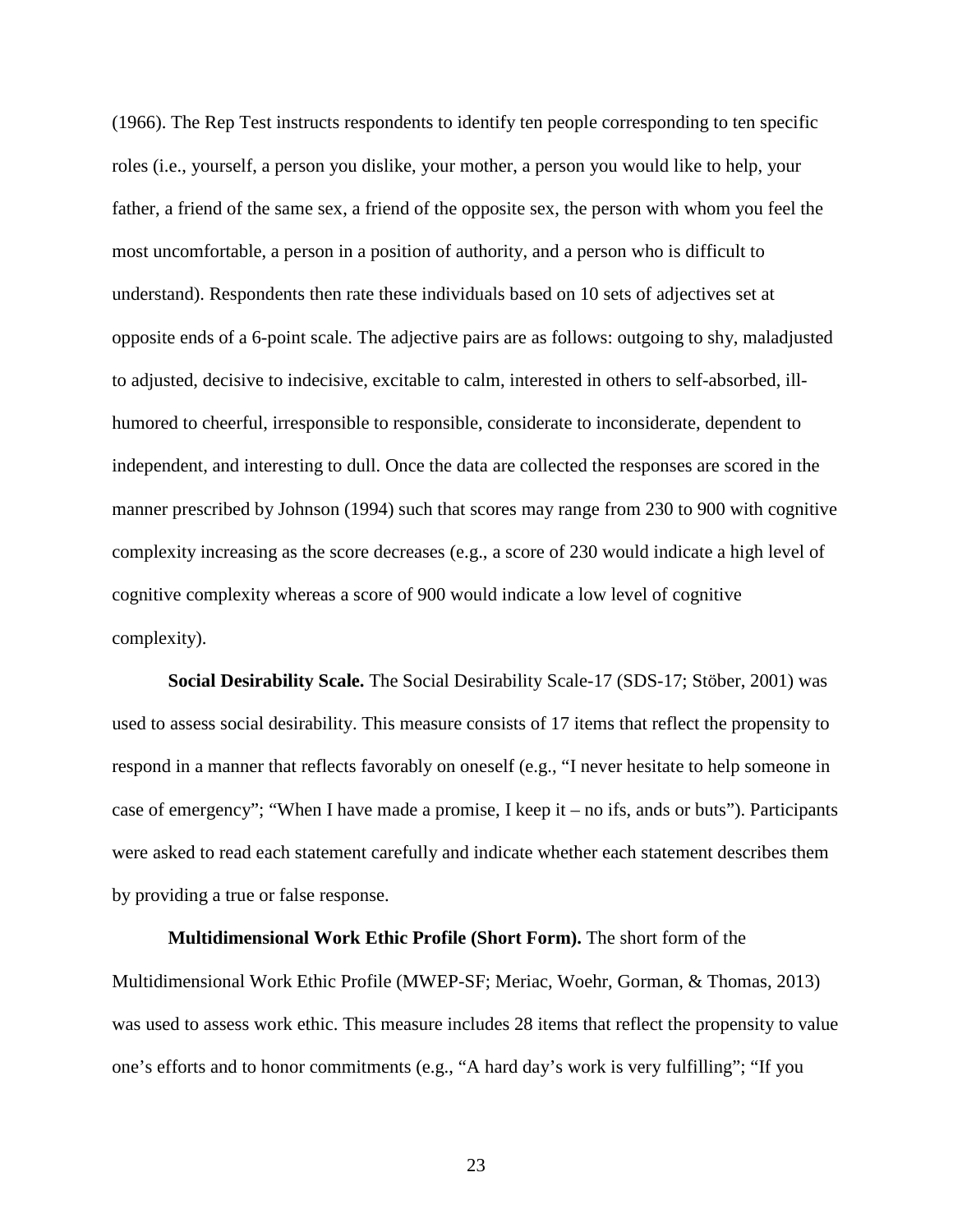(1966). The Rep Test instructs respondents to identify ten people corresponding to ten specific roles (i.e., yourself, a person you dislike, your mother, a person you would like to help, your father, a friend of the same sex, a friend of the opposite sex, the person with whom you feel the most uncomfortable, a person in a position of authority, and a person who is difficult to understand). Respondents then rate these individuals based on 10 sets of adjectives set at opposite ends of a 6-point scale. The adjective pairs are as follows: outgoing to shy, maladjusted to adjusted, decisive to indecisive, excitable to calm, interested in others to self-absorbed, ill-humored to cheerful, irresponsible to responsible, considerate to inconsiderate, dependent to independent, and interesting to dull. Once the data are collected the responses are scored in the manner prescribed by Johnson (1994) such that scores may range from 230 to 900 with cognitive complexity increasing as the score decreases (e.g., a score of 230 would indicate a high level of cognitive complexity whereas a score of 900 would indicate a low level of cognitive complexity).

**Social Desirability Scale.** The Social Desirability Scale-17 (SDS-17; Stöber, 2001) was used to assess social desirability. This measure consists of 17 items that reflect the propensity to respond in a manner that reflects favorably on oneself (e.g., "I never hesitate to help someone in case of emergency"; "When I have made a promise, I keep it – no ifs, ands or buts"). Participants were asked to read each statement carefully and indicate whether each statement describes them by providing a true or false response.

**Multidimensional Work Ethic Profile (Short Form).** The short form of the Multidimensional Work Ethic Profile (MWEP-SF; Meriac, Woehr, Gorman, & Thomas, 2013) was used to assess work ethic. This measure includes 28 items that reflect the propensity to value one's efforts and to honor commitments (e.g., "A hard day's work is very fulfilling"; "If you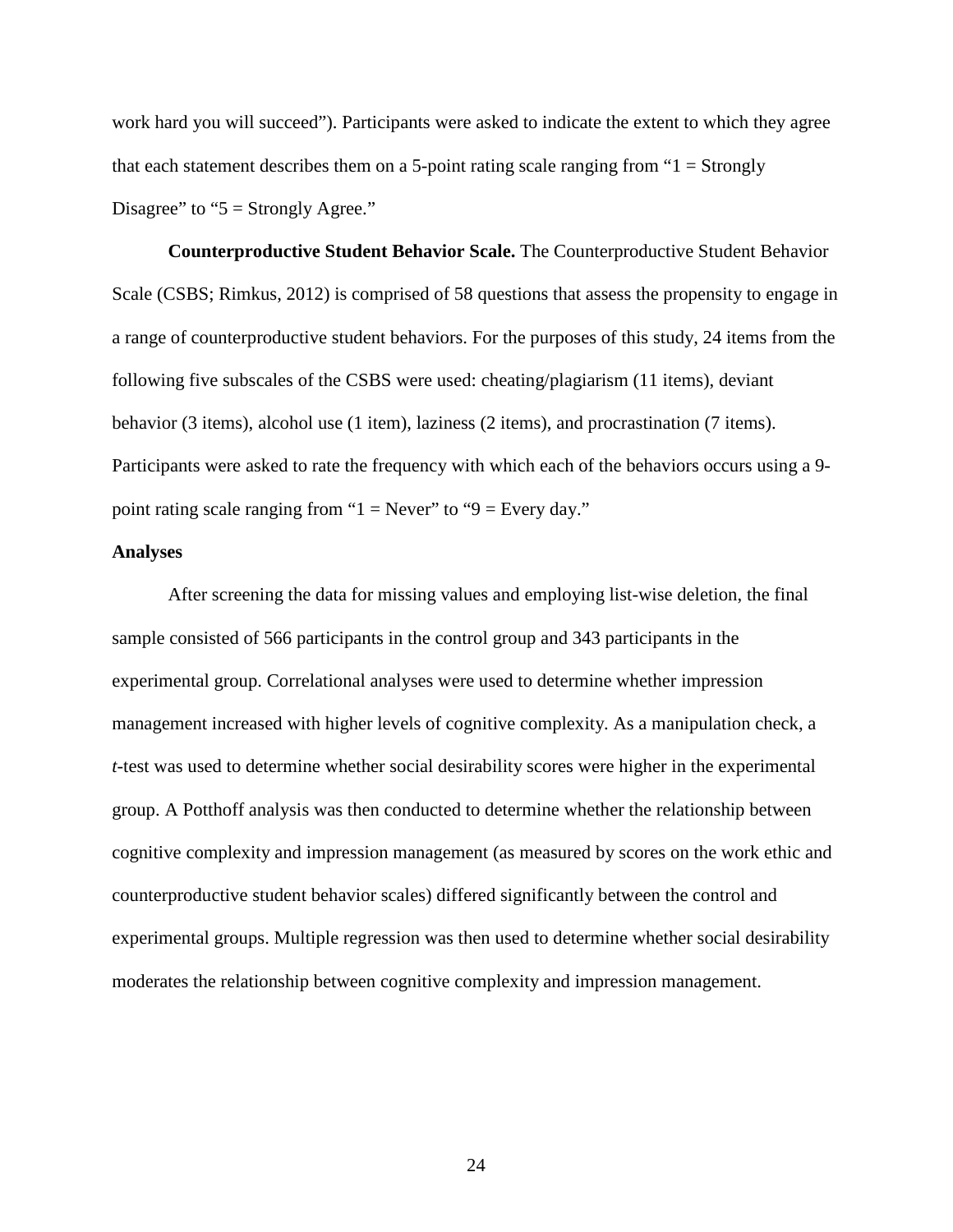work hard you will succeed"). Participants were asked to indicate the extent to which they agree that each statement describes them on a 5-point rating scale ranging from "1 = Strongly Disagree" to "5 = Strongly Agree."

**Counterproductive Student Behavior Scale.** The Counterproductive Student Behavior Scale (CSBS; Rimkus, 2012) is comprised of 58 questions that assess the propensity to engage in a range of counterproductive student behaviors. For the purposes of this study, 24 items from the following five subscales of the CSBS were used: cheating/plagiarism (11 items), deviant behavior (3 items), alcohol use (1 item), laziness (2 items), and procrastination (7 items). Participants were asked to rate the frequency with which each of the behaviors occurs using a 9-point rating scale ranging from "1 = Never" to "9 = Every day."

### Analyses

After screening the data for missing values and employing list-wise deletion, the final sample consisted of 566 participants in the control group and 343 participants in the experimental group. Correlational analyses were used to determine whether impression management increased with higher levels of cognitive complexity. As a manipulation check, a *t*-test was used to determine whether social desirability scores were higher in the experimental group. A Potthoff analysis was then conducted to determine whether the relationship between cognitive complexity and impression management (as measured by scores on the work ethic and counterproductive student behavior scales) differed significantly between the control and experimental groups. Multiple regression was then used to determine whether social desirability moderates the relationship between cognitive complexity and impression management.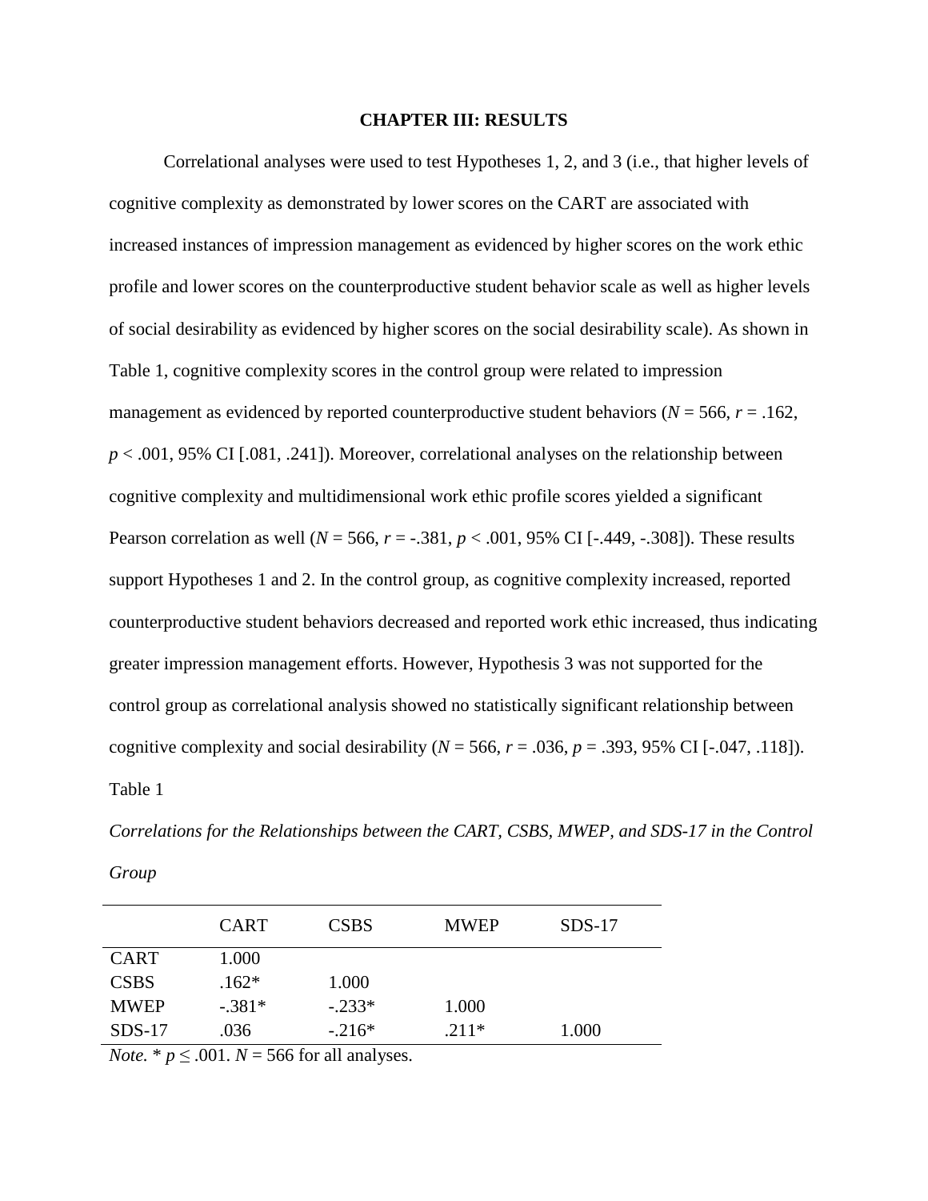# CHAPTER III: RESULTS

Correlational analyses were used to test Hypotheses 1, 2, and 3 (i.e., that higher levels of cognitive complexity as demonstrated by lower scores on the CART are associated with increased instances of impression management as evidenced by higher scores on the work ethic profile and lower scores on the counterproductive student behavior scale as well as higher levels of social desirability as evidenced by higher scores on the social desirability scale). As shown in Table 1, cognitive complexity scores in the control group were related to impression management as evidenced by reported counterproductive student behaviors ($N = 566$, $r = .162$, $p < .001$, 95% CI [.081, .241]). Moreover, correlational analyses on the relationship between cognitive complexity and multidimensional work ethic profile scores yielded a significant Pearson correlation as well ($N = 566$, $r = -.381$, $p < .001$, 95% CI [-.449, -.308]). These results support Hypotheses 1 and 2. In the control group, as cognitive complexity increased, reported counterproductive student behaviors decreased and reported work ethic increased, thus indicating greater impression management efforts. However, Hypothesis 3 was not supported for the control group as correlational analysis showed no statistically significant relationship between cognitive complexity and social desirability ($N = 566$, $r = .036$, $p = .393$, 95% CI [-.047, .118]).

Table 1

*Correlations for the Relationships between the CART, CSBS, MWEP, and SDS-17 in the Control Group*

| | CART | CSBS | MWEP | SDS-17 |
|---|---|---|---|---|
| CART | 1.000 | | | |
| CSBS | .162* | 1.000 | | |
| MWEP | -.381* | -.233* | 1.000 | |
| SDS-17 | .036 | -.216* | .211* | 1.000 |

*Note.* * $p \leq .001$. $N = 566$ for all analyses.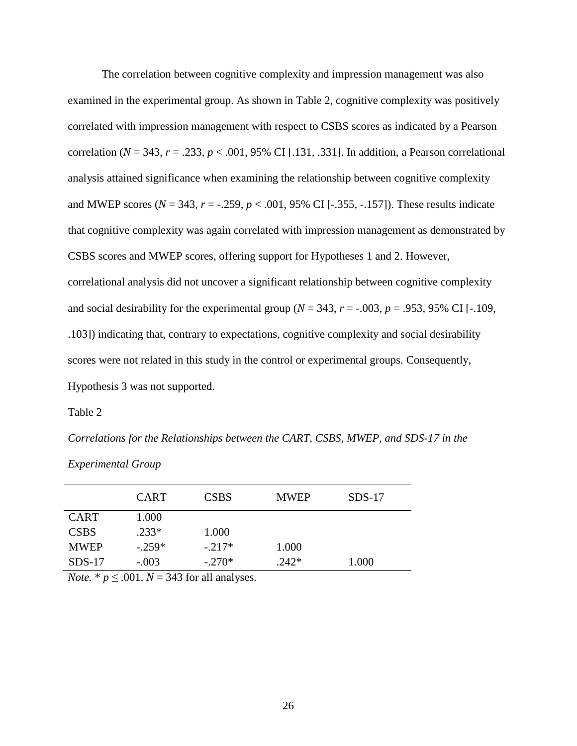The correlation between cognitive complexity and impression management was also examined in the experimental group. As shown in Table 2, cognitive complexity was positively correlated with impression management with respect to CSBS scores as indicated by a Pearson correlation ($N$ = 343, $r$ = .233, $p$ < .001, 95% CI [.131, .331]. In addition, a Pearson correlational analysis attained significance when examining the relationship between cognitive complexity and MWEP scores ($N$ = 343, $r$ = -.259, $p$ < .001, 95% CI [-.355, -.157]). These results indicate that cognitive complexity was again correlated with impression management as demonstrated by CSBS scores and MWEP scores, offering support for Hypotheses 1 and 2. However, correlational analysis did not uncover a significant relationship between cognitive complexity and social desirability for the experimental group ($N$ = 343, $r$ = -.003, $p$ = .953, 95% CI [-.109, .103]) indicating that, contrary to expectations, cognitive complexity and social desirability scores were not related in this study in the control or experimental groups. Consequently, Hypothesis 3 was not supported.

Table 2

*Correlations for the Relationships between the CART, CSBS, MWEP, and SDS-17 in the Experimental Group*

| | CART | CSBS | MWEP | SDS-17 |
|---|---|---|---|---|
| CART | 1.000 | | | |
| CSBS | .233* | 1.000 | | |
| MWEP | -.259* | -.217* | 1.000 | |
| SDS-17 | -.003 | -.270* | .242* | 1.000 |

*Note.* * $p \leq .001$. $N$ = 343 for all analyses.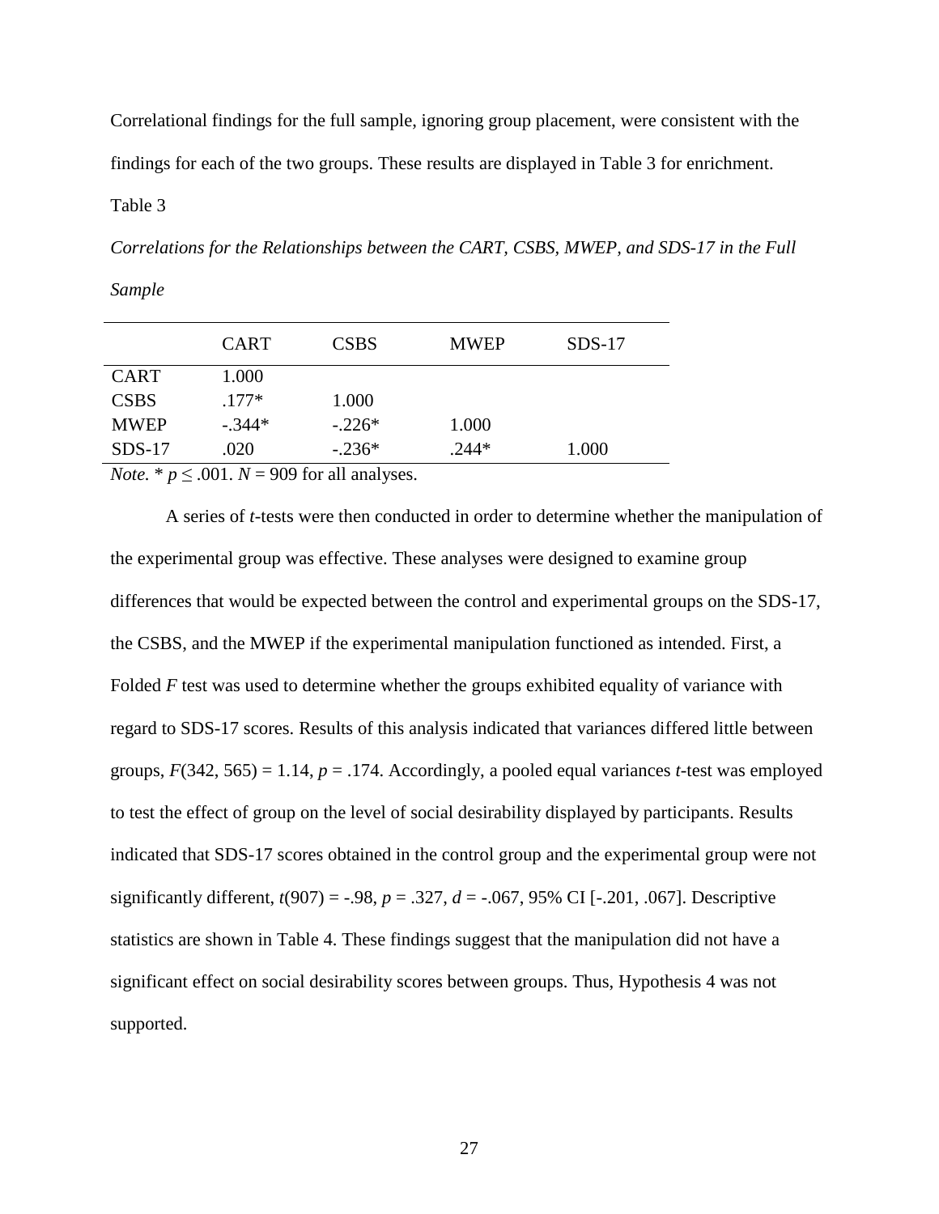Correlational findings for the full sample, ignoring group placement, were consistent with the findings for each of the two groups. These results are displayed in Table 3 for enrichment.

Table 3

*Correlations for the Relationships between the CART, CSBS, MWEP, and SDS-17 in the Full Sample*

| | CART | CSBS | MWEP | SDS-17 |
|---|---|---|---|---|
| CART | 1.000 | | | |
| CSBS | .177* | 1.000 | | |
| MWEP | -.344* | -.226* | 1.000 | |
| SDS-17 | .020 | -.236* | .244* | 1.000 |

*Note.* * $p \leq .001$. $N = 909$ for all analyses.

A series of *t*-tests were then conducted in order to determine whether the manipulation of the experimental group was effective. These analyses were designed to examine group differences that would be expected between the control and experimental groups on the SDS-17, the CSBS, and the MWEP if the experimental manipulation functioned as intended. First, a Folded *F* test was used to determine whether the groups exhibited equality of variance with regard to SDS-17 scores. Results of this analysis indicated that variances differed little between groups, $F(342, 565) = 1.14$, $p = .174$. Accordingly, a pooled equal variances *t*-test was employed to test the effect of group on the level of social desirability displayed by participants. Results indicated that SDS-17 scores obtained in the control group and the experimental group were not significantly different, $t(907) = -.98$, $p = .327$, $d = -.067$, 95% CI [-.201, .067]. Descriptive statistics are shown in Table 4. These findings suggest that the manipulation did not have a significant effect on social desirability scores between groups. Thus, Hypothesis 4 was not supported.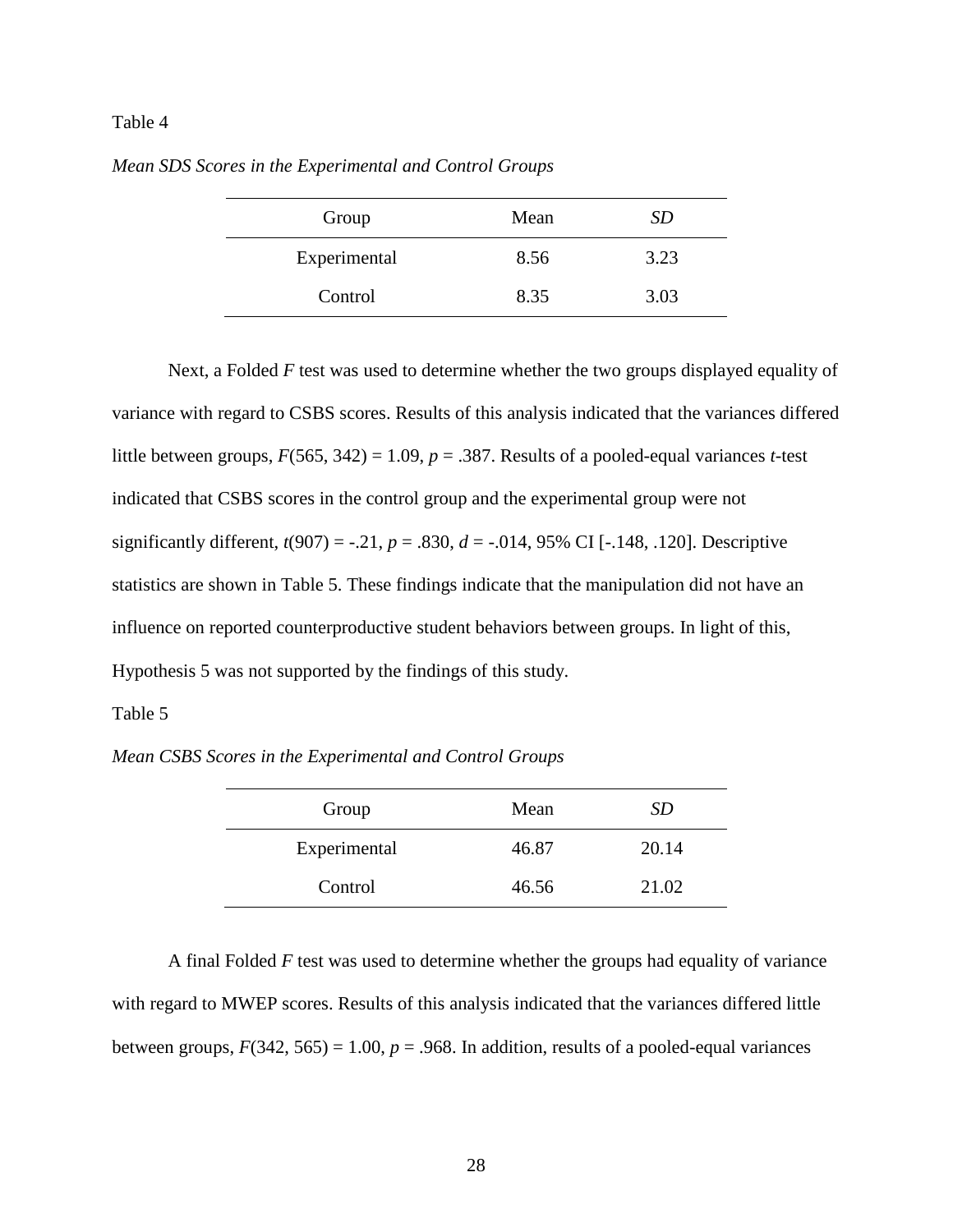Table 4

*Mean SDS Scores in the Experimental and Control Groups*

| Group | Mean | *SD* |
|---|---|---|
| Experimental | 8.56 | 3.23 |
| Control | 8.35 | 3.03 |

Next, a Folded $F$ test was used to determine whether the two groups displayed equality of variance with regard to CSBS scores. Results of this analysis indicated that the variances differed little between groups, $F(565, 342) = 1.09$, $p = .387$. Results of a pooled-equal variances $t$-test indicated that CSBS scores in the control group and the experimental group were not significantly different, $t(907) = -.21$, $p = .830$, $d = -.014$, 95% CI [-.148, .120]. Descriptive statistics are shown in Table 5. These findings indicate that the manipulation did not have an influence on reported counterproductive student behaviors between groups. In light of this, Hypothesis 5 was not supported by the findings of this study.

Table 5

*Mean CSBS Scores in the Experimental and Control Groups*

| Group | Mean | *SD* |
|---|---|---|
| Experimental | 46.87 | 20.14 |
| Control | 46.56 | 21.02 |

A final Folded $F$ test was used to determine whether the groups had equality of variance with regard to MWEP scores. Results of this analysis indicated that the variances differed little between groups, $F(342, 565) = 1.00$, $p = .968$. In addition, results of a pooled-equal variances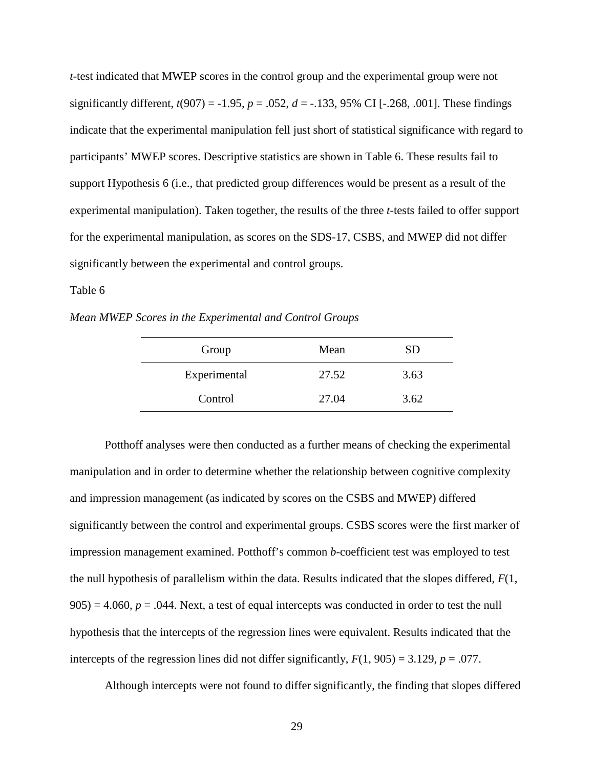*t*-test indicated that MWEP scores in the control group and the experimental group were not significantly different, $t(907) = -1.95$, $p = .052$, $d = -.133$, 95% CI [-.268, .001]. These findings indicate that the experimental manipulation fell just short of statistical significance with regard to participants' MWEP scores. Descriptive statistics are shown in Table 6. These results fail to support Hypothesis 6 (i.e., that predicted group differences would be present as a result of the experimental manipulation). Taken together, the results of the three *t*-tests failed to offer support for the experimental manipulation, as scores on the SDS-17, CSBS, and MWEP did not differ significantly between the experimental and control groups.

Table 6

*Mean MWEP Scores in the Experimental and Control Groups*

| Group | Mean | SD |
|---|---|---|
| Experimental | 27.52 | 3.63 |
| Control | 27.04 | 3.62 |

Potthoff analyses were then conducted as a further means of checking the experimental manipulation and in order to determine whether the relationship between cognitive complexity and impression management (as indicated by scores on the CSBS and MWEP) differed significantly between the control and experimental groups. CSBS scores were the first marker of impression management examined. Potthoff's common *b*-coefficient test was employed to test the null hypothesis of parallelism within the data. Results indicated that the slopes differed, $F(1, 905) = 4.060$, $p = .044$. Next, a test of equal intercepts was conducted in order to test the null hypothesis that the intercepts of the regression lines were equivalent. Results indicated that the intercepts of the regression lines did not differ significantly, $F(1, 905) = 3.129$, $p = .077$.

Although intercepts were not found to differ significantly, the finding that slopes differed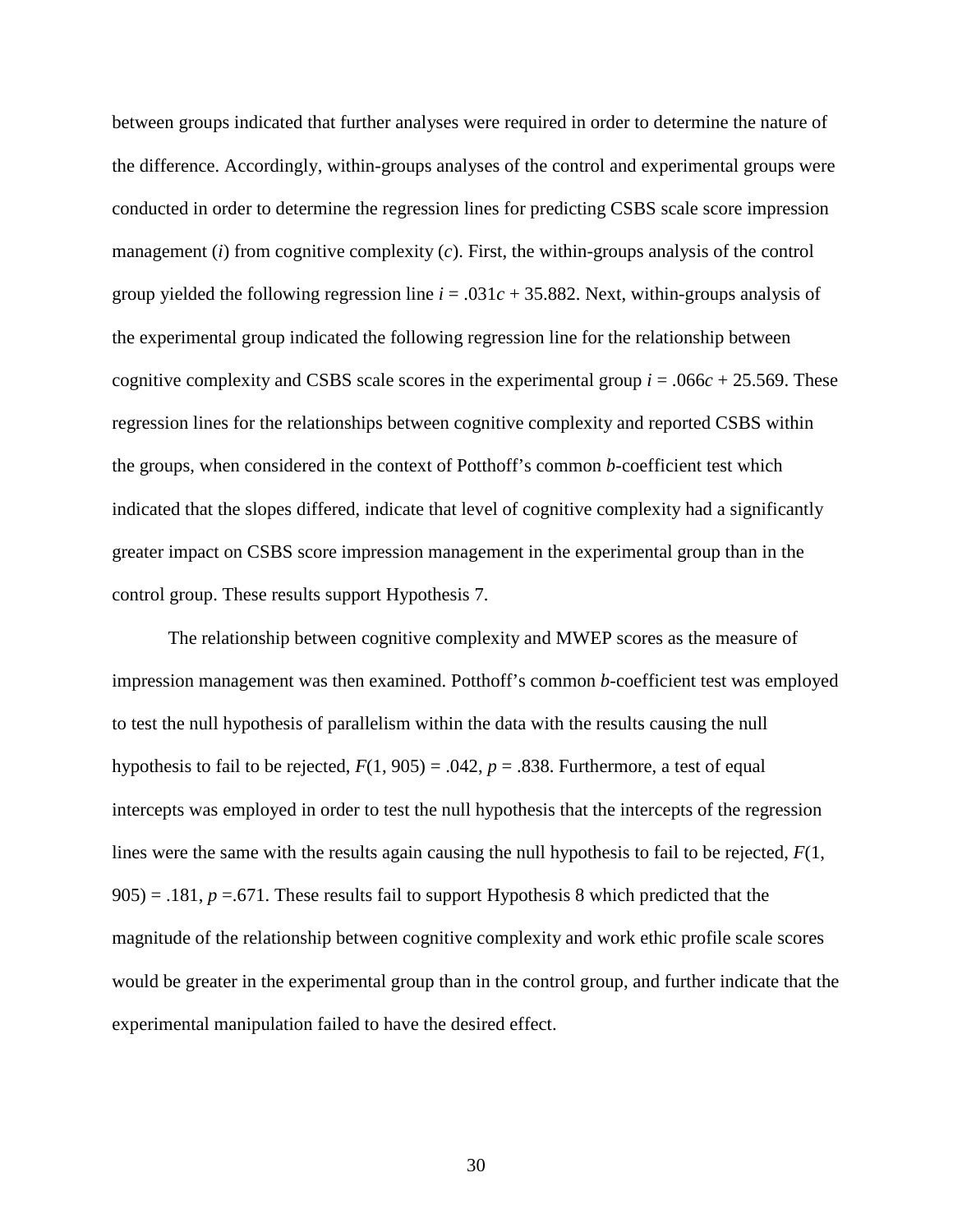between groups indicated that further analyses were required in order to determine the nature of the difference. Accordingly, within-groups analyses of the control and experimental groups were conducted in order to determine the regression lines for predicting CSBS scale score impression management ($i$) from cognitive complexity ($c$). First, the within-groups analysis of the control group yielded the following regression line $i = .031c + 35.882$. Next, within-groups analysis of the experimental group indicated the following regression line for the relationship between cognitive complexity and CSBS scale scores in the experimental group $i = .066c + 25.569$. These regression lines for the relationships between cognitive complexity and reported CSBS within the groups, when considered in the context of Potthoff's common *b*-coefficient test which indicated that the slopes differed, indicate that level of cognitive complexity had a significantly greater impact on CSBS score impression management in the experimental group than in the control group. These results support Hypothesis 7.

The relationship between cognitive complexity and MWEP scores as the measure of impression management was then examined. Potthoff's common *b*-coefficient test was employed to test the null hypothesis of parallelism within the data with the results causing the null hypothesis to fail to be rejected, $F(1, 905) = .042$, $p = .838$. Furthermore, a test of equal intercepts was employed in order to test the null hypothesis that the intercepts of the regression lines were the same with the results again causing the null hypothesis to fail to be rejected, $F(1, 905) = .181$, $p = .671$. These results fail to support Hypothesis 8 which predicted that the magnitude of the relationship between cognitive complexity and work ethic profile scale scores would be greater in the experimental group than in the control group, and further indicate that the experimental manipulation failed to have the desired effect.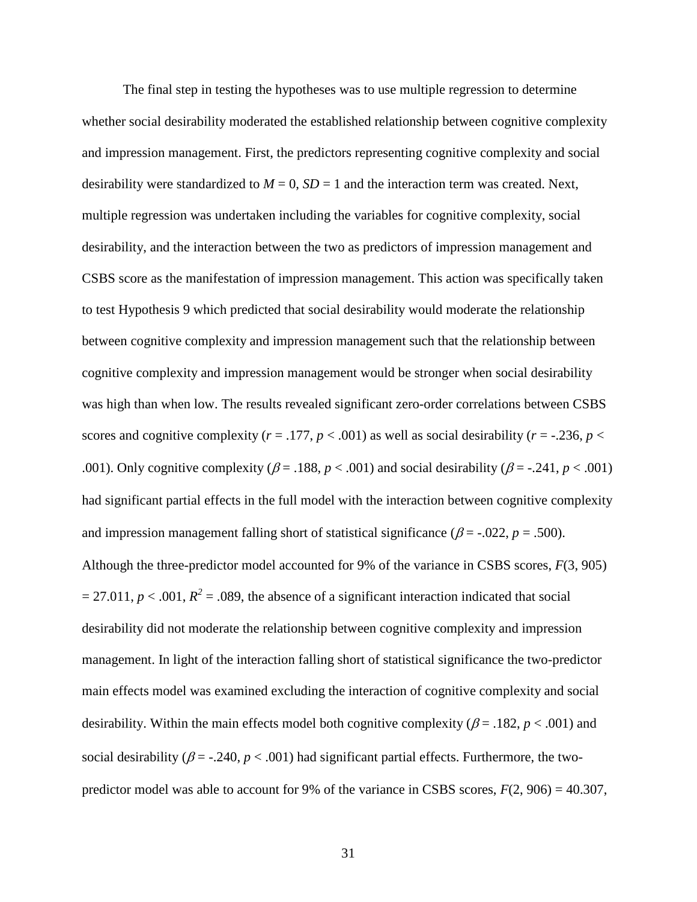The final step in testing the hypotheses was to use multiple regression to determine whether social desirability moderated the established relationship between cognitive complexity and impression management. First, the predictors representing cognitive complexity and social desirability were standardized to $M = 0$, $SD = 1$ and the interaction term was created. Next, multiple regression was undertaken including the variables for cognitive complexity, social desirability, and the interaction between the two as predictors of impression management and CSBS score as the manifestation of impression management. This action was specifically taken to test Hypothesis 9 which predicted that social desirability would moderate the relationship between cognitive complexity and impression management such that the relationship between cognitive complexity and impression management would be stronger when social desirability was high than when low. The results revealed significant zero-order correlations between CSBS scores and cognitive complexity ($r = .177$, $p < .001$) as well as social desirability ($r = -.236$, $p < .001$). Only cognitive complexity ($\beta = .188$, $p < .001$) and social desirability ($\beta = -.241$, $p < .001$) had significant partial effects in the full model with the interaction between cognitive complexity and impression management falling short of statistical significance ($\beta = -.022$, $p = .500$). Although the three-predictor model accounted for 9% of the variance in CSBS scores, $F(3, 905) = 27.011$, $p < .001$, $R^2 = .089$, the absence of a significant interaction indicated that social desirability did not moderate the relationship between cognitive complexity and impression management. In light of the interaction falling short of statistical significance the two-predictor main effects model was examined excluding the interaction of cognitive complexity and social desirability. Within the main effects model both cognitive complexity ($\beta = .182$, $p < .001$) and social desirability ($\beta = -.240$, $p < .001$) had significant partial effects. Furthermore, the two-predictor model was able to account for 9% of the variance in CSBS scores, $F(2, 906) = 40.307$,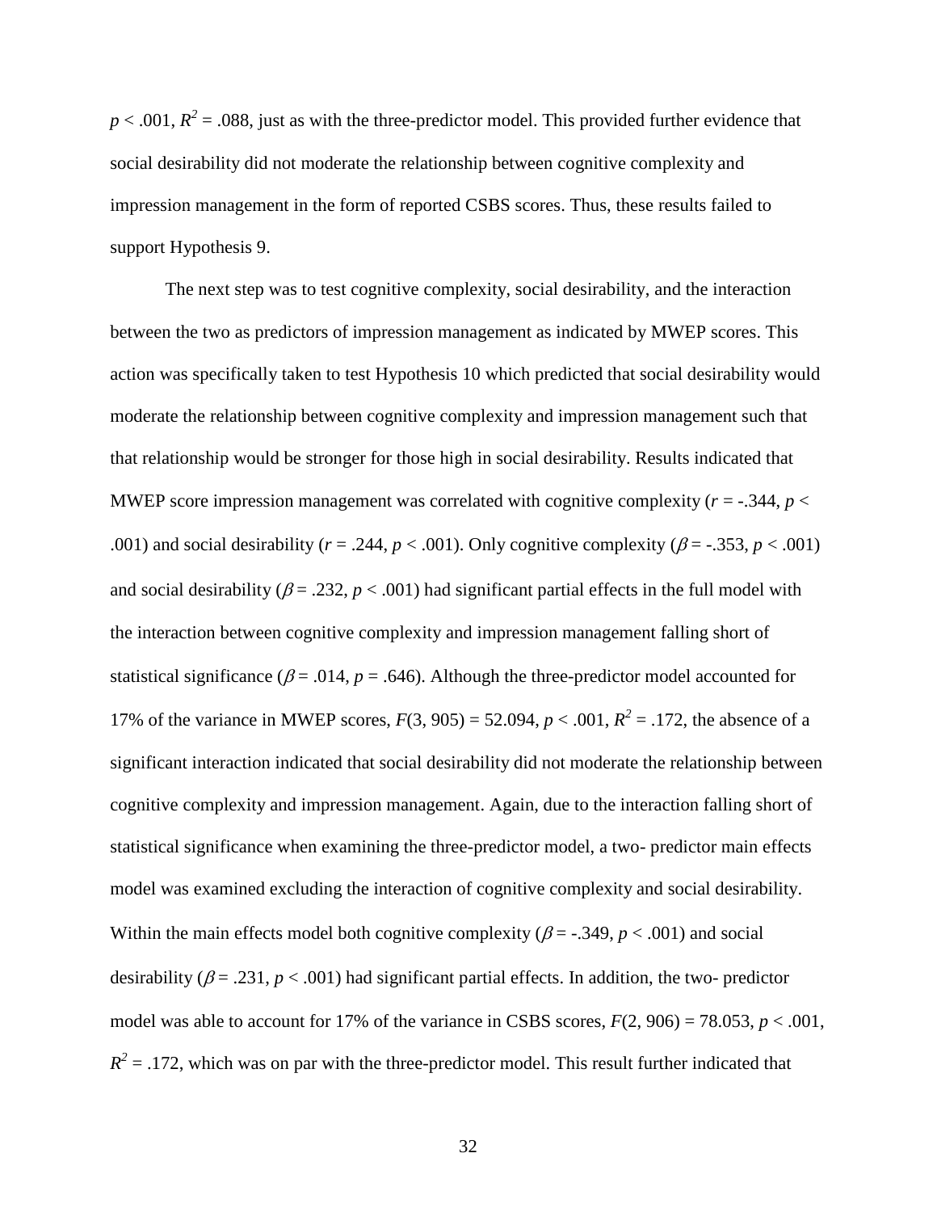$p < .001$, $R^2 = .088$, just as with the three-predictor model. This provided further evidence that social desirability did not moderate the relationship between cognitive complexity and impression management in the form of reported CSBS scores. Thus, these results failed to support Hypothesis 9.

The next step was to test cognitive complexity, social desirability, and the interaction between the two as predictors of impression management as indicated by MWEP scores. This action was specifically taken to test Hypothesis 10 which predicted that social desirability would moderate the relationship between cognitive complexity and impression management such that that relationship would be stronger for those high in social desirability. Results indicated that MWEP score impression management was correlated with cognitive complexity ($r = -.344$, $p < .001$) and social desirability ($r = .244$, $p < .001$). Only cognitive complexity ($\beta = -.353$, $p < .001$) and social desirability ($\beta = .232$, $p < .001$) had significant partial effects in the full model with the interaction between cognitive complexity and impression management falling short of statistical significance ($\beta = .014$, $p = .646$). Although the three-predictor model accounted for 17% of the variance in MWEP scores, $F(3, 905) = 52.094$, $p < .001$, $R^2 = .172$, the absence of a significant interaction indicated that social desirability did not moderate the relationship between cognitive complexity and impression management. Again, due to the interaction falling short of statistical significance when examining the three-predictor model, a two- predictor main effects model was examined excluding the interaction of cognitive complexity and social desirability. Within the main effects model both cognitive complexity ($\beta = -.349$, $p < .001$) and social desirability ($\beta = .231$, $p < .001$) had significant partial effects. In addition, the two- predictor model was able to account for 17% of the variance in CSBS scores, $F(2, 906) = 78.053$, $p < .001$, $R^2 = .172$, which was on par with the three-predictor model. This result further indicated that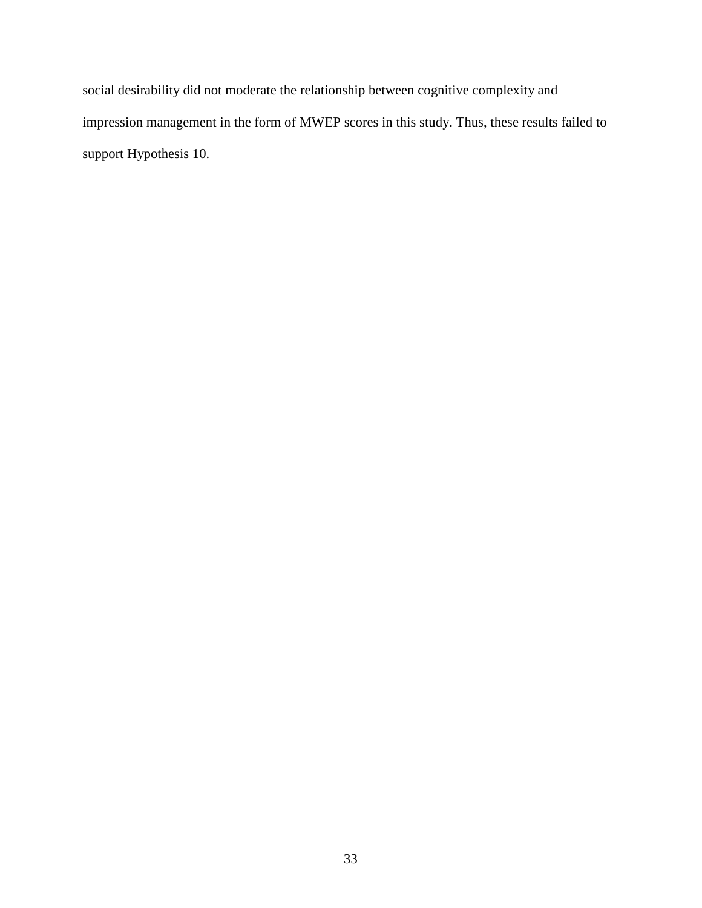social desirability did not moderate the relationship between cognitive complexity and impression management in the form of MWEP scores in this study. Thus, these results failed to support Hypothesis 10.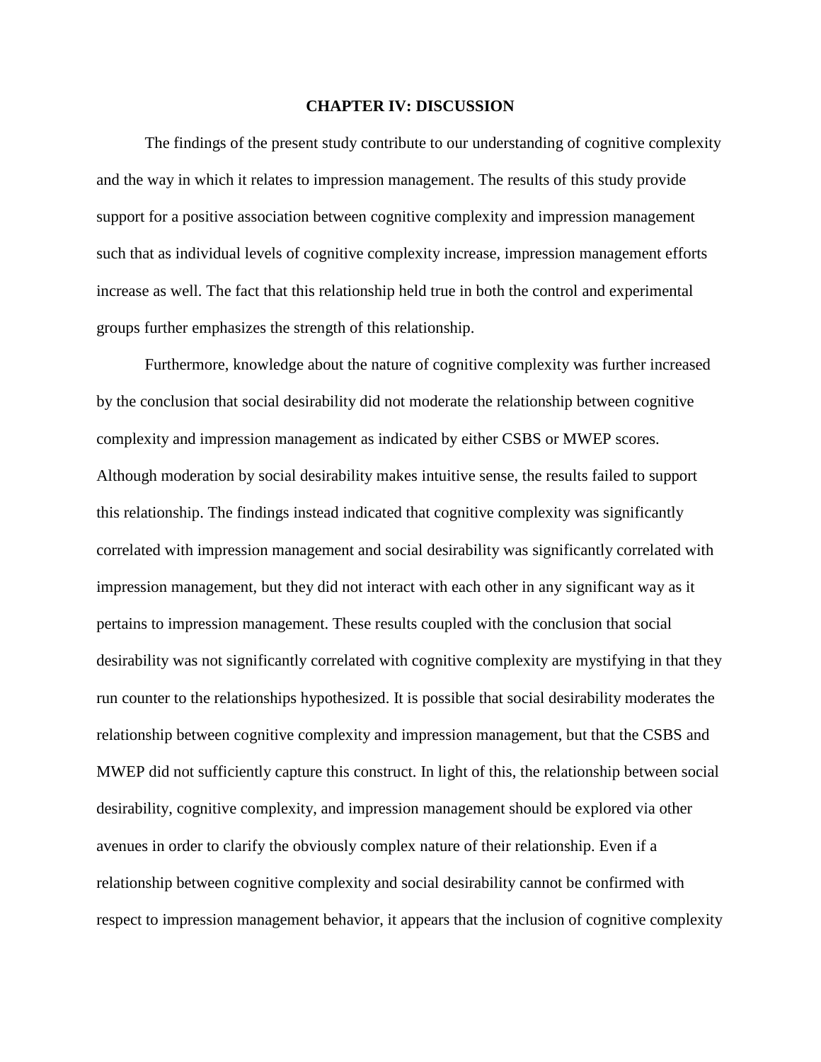# CHAPTER IV: DISCUSSION

The findings of the present study contribute to our understanding of cognitive complexity and the way in which it relates to impression management. The results of this study provide support for a positive association between cognitive complexity and impression management such that as individual levels of cognitive complexity increase, impression management efforts increase as well. The fact that this relationship held true in both the control and experimental groups further emphasizes the strength of this relationship.

Furthermore, knowledge about the nature of cognitive complexity was further increased by the conclusion that social desirability did not moderate the relationship between cognitive complexity and impression management as indicated by either CSBS or MWEP scores. Although moderation by social desirability makes intuitive sense, the results failed to support this relationship. The findings instead indicated that cognitive complexity was significantly correlated with impression management and social desirability was significantly correlated with impression management, but they did not interact with each other in any significant way as it pertains to impression management. These results coupled with the conclusion that social desirability was not significantly correlated with cognitive complexity are mystifying in that they run counter to the relationships hypothesized. It is possible that social desirability moderates the relationship between cognitive complexity and impression management, but that the CSBS and MWEP did not sufficiently capture this construct. In light of this, the relationship between social desirability, cognitive complexity, and impression management should be explored via other avenues in order to clarify the obviously complex nature of their relationship. Even if a relationship between cognitive complexity and social desirability cannot be confirmed with respect to impression management behavior, it appears that the inclusion of cognitive complexity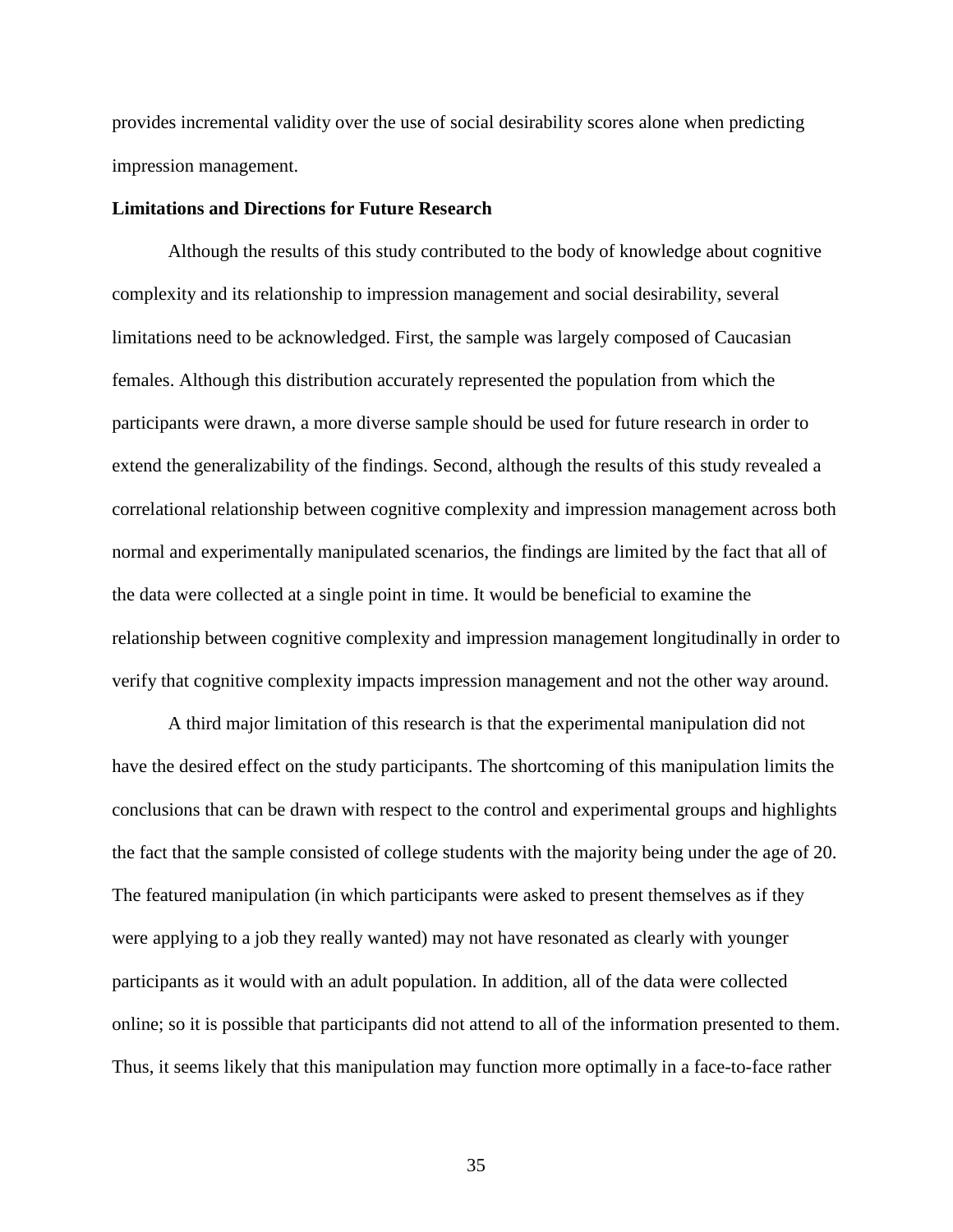provides incremental validity over the use of social desirability scores alone when predicting impression management.

**Limitations and Directions for Future Research**

Although the results of this study contributed to the body of knowledge about cognitive complexity and its relationship to impression management and social desirability, several limitations need to be acknowledged. First, the sample was largely composed of Caucasian females. Although this distribution accurately represented the population from which the participants were drawn, a more diverse sample should be used for future research in order to extend the generalizability of the findings. Second, although the results of this study revealed a correlational relationship between cognitive complexity and impression management across both normal and experimentally manipulated scenarios, the findings are limited by the fact that all of the data were collected at a single point in time. It would be beneficial to examine the relationship between cognitive complexity and impression management longitudinally in order to verify that cognitive complexity impacts impression management and not the other way around.

A third major limitation of this research is that the experimental manipulation did not have the desired effect on the study participants. The shortcoming of this manipulation limits the conclusions that can be drawn with respect to the control and experimental groups and highlights the fact that the sample consisted of college students with the majority being under the age of 20. The featured manipulation (in which participants were asked to present themselves as if they were applying to a job they really wanted) may not have resonated as clearly with younger participants as it would with an adult population. In addition, all of the data were collected online; so it is possible that participants did not attend to all of the information presented to them. Thus, it seems likely that this manipulation may function more optimally in a face-to-face rather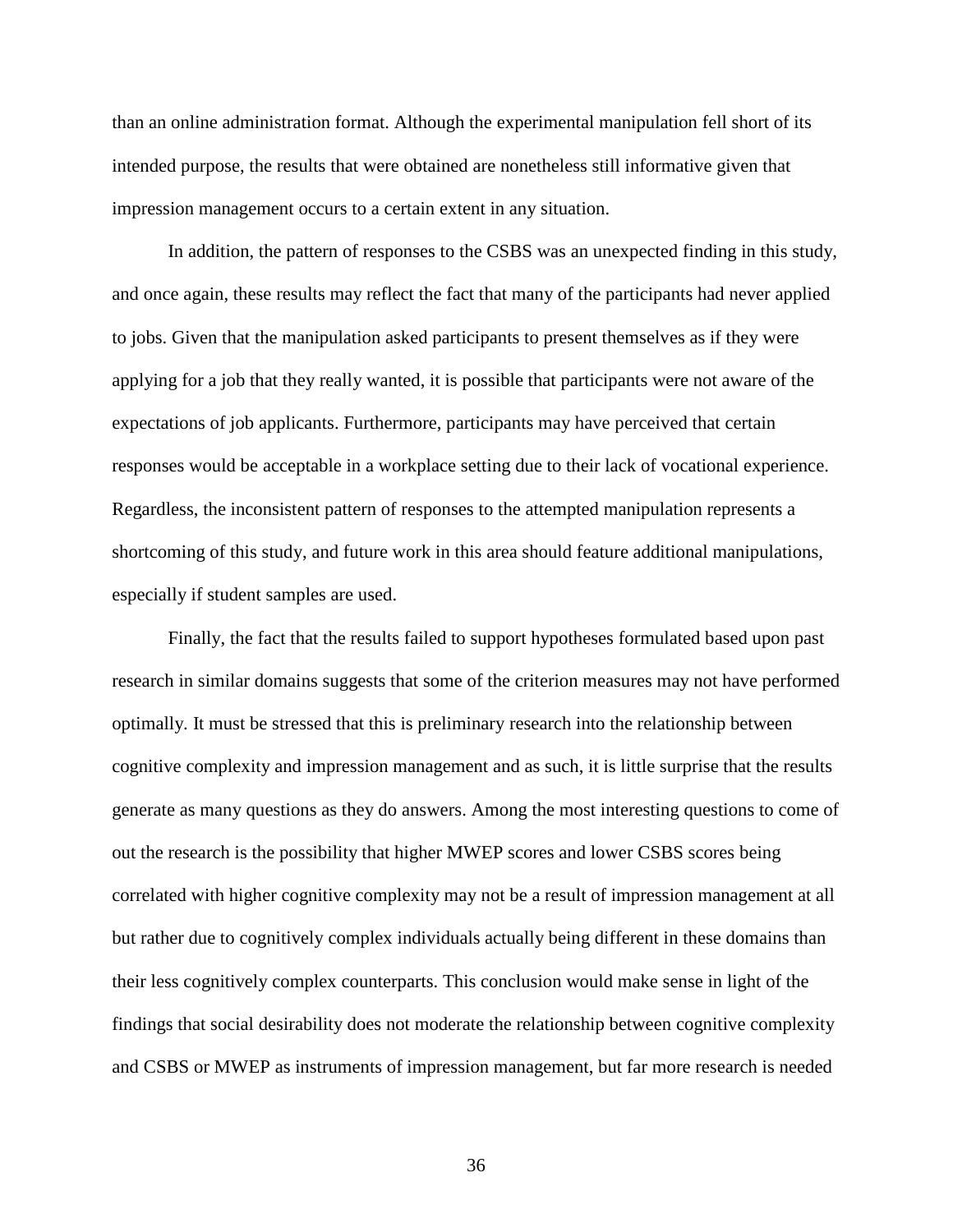than an online administration format. Although the experimental manipulation fell short of its intended purpose, the results that were obtained are nonetheless still informative given that impression management occurs to a certain extent in any situation.

In addition, the pattern of responses to the CSBS was an unexpected finding in this study, and once again, these results may reflect the fact that many of the participants had never applied to jobs. Given that the manipulation asked participants to present themselves as if they were applying for a job that they really wanted, it is possible that participants were not aware of the expectations of job applicants. Furthermore, participants may have perceived that certain responses would be acceptable in a workplace setting due to their lack of vocational experience. Regardless, the inconsistent pattern of responses to the attempted manipulation represents a shortcoming of this study, and future work in this area should feature additional manipulations, especially if student samples are used.

Finally, the fact that the results failed to support hypotheses formulated based upon past research in similar domains suggests that some of the criterion measures may not have performed optimally. It must be stressed that this is preliminary research into the relationship between cognitive complexity and impression management and as such, it is little surprise that the results generate as many questions as they do answers. Among the most interesting questions to come of out the research is the possibility that higher MWEP scores and lower CSBS scores being correlated with higher cognitive complexity may not be a result of impression management at all but rather due to cognitively complex individuals actually being different in these domains than their less cognitively complex counterparts. This conclusion would make sense in light of the findings that social desirability does not moderate the relationship between cognitive complexity and CSBS or MWEP as instruments of impression management, but far more research is needed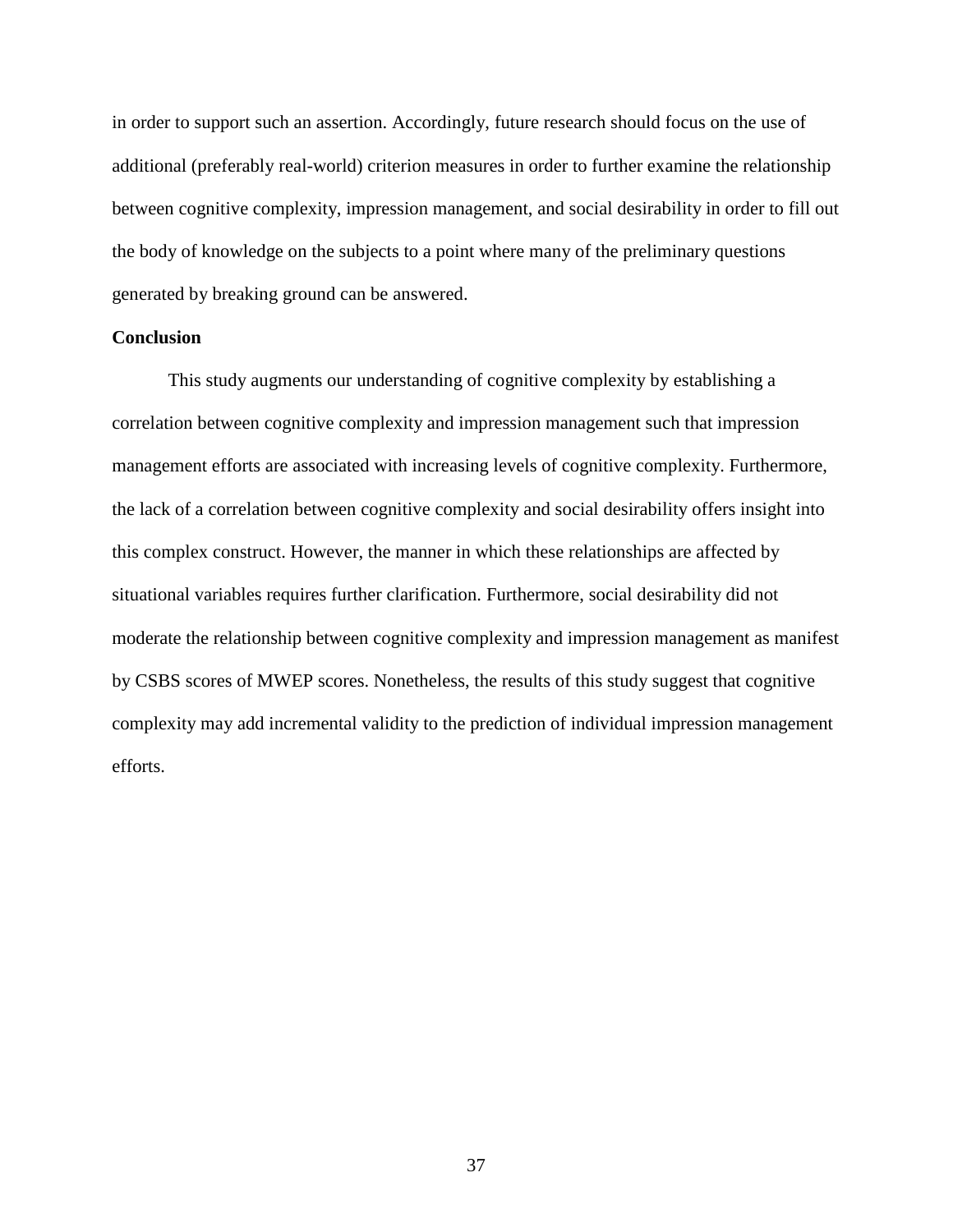in order to support such an assertion. Accordingly, future research should focus on the use of additional (preferably real-world) criterion measures in order to further examine the relationship between cognitive complexity, impression management, and social desirability in order to fill out the body of knowledge on the subjects to a point where many of the preliminary questions generated by breaking ground can be answered.

**Conclusion**

This study augments our understanding of cognitive complexity by establishing a correlation between cognitive complexity and impression management such that impression management efforts are associated with increasing levels of cognitive complexity. Furthermore, the lack of a correlation between cognitive complexity and social desirability offers insight into this complex construct. However, the manner in which these relationships are affected by situational variables requires further clarification. Furthermore, social desirability did not moderate the relationship between cognitive complexity and impression management as manifest by CSBS scores of MWEP scores. Nonetheless, the results of this study suggest that cognitive complexity may add incremental validity to the prediction of individual impression management efforts.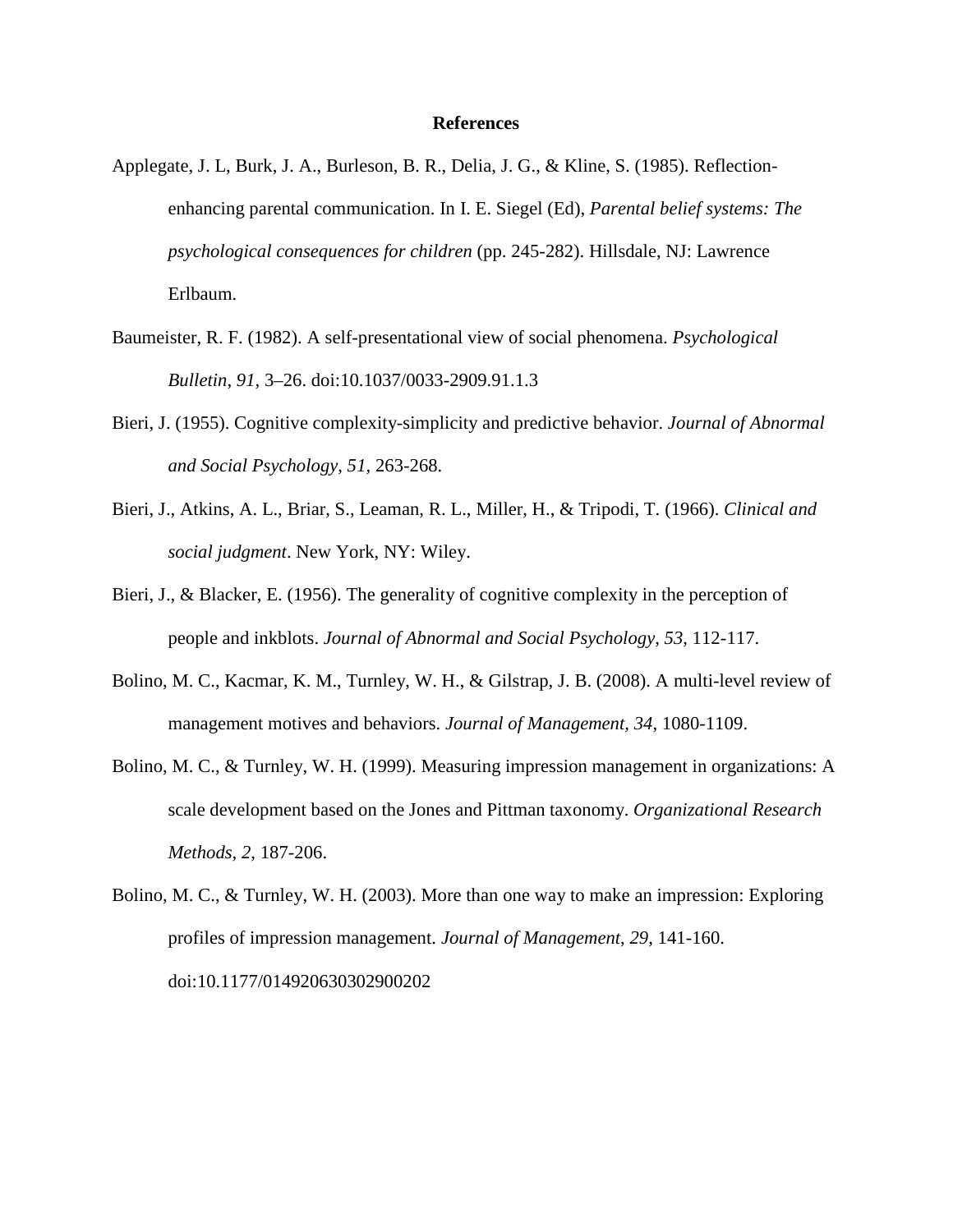# References

Applegate, J. L, Burk, J. A., Burleson, B. R., Delia, J. G., & Kline, S. (1985). Reflection-enhancing parental communication. In I. E. Siegel (Ed), *Parental belief systems: The psychological consequences for children* (pp. 245-282). Hillsdale, NJ: Lawrence Erlbaum.

Baumeister, R. F. (1982). A self-presentational view of social phenomena. *Psychological Bulletin, 91,* 3–26. doi:10.1037/0033-2909.91.1.3

Bieri, J. (1955). Cognitive complexity-simplicity and predictive behavior. *Journal of Abnormal and Social Psychology, 51,* 263-268.

Bieri, J., Atkins, A. L., Briar, S., Leaman, R. L., Miller, H., & Tripodi, T. (1966). *Clinical and social judgment*. New York, NY: Wiley.

Bieri, J., & Blacker, E. (1956). The generality of cognitive complexity in the perception of people and inkblots. *Journal of Abnormal and Social Psychology, 53,* 112-117.

Bolino, M. C., Kacmar, K. M., Turnley, W. H., & Gilstrap, J. B. (2008). A multi-level review of management motives and behaviors. *Journal of Management, 34*, 1080-1109.

Bolino, M. C., & Turnley, W. H. (1999). Measuring impression management in organizations: A scale development based on the Jones and Pittman taxonomy. *Organizational Research Methods, 2*, 187-206.

Bolino, M. C., & Turnley, W. H. (2003). More than one way to make an impression: Exploring profiles of impression management. *Journal of Management, 29,* 141-160. doi:10.1177/014920630302900202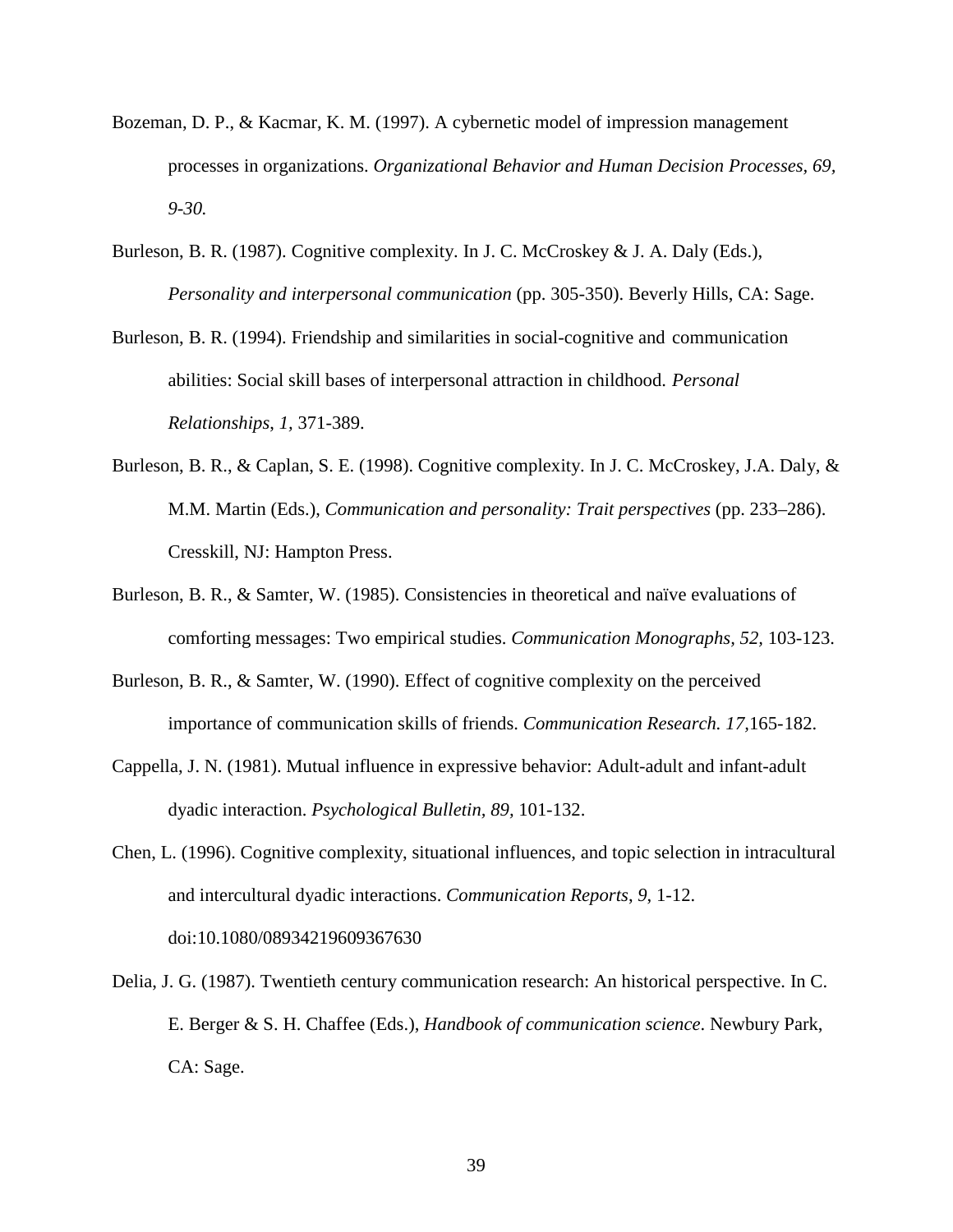Bozeman, D. P., & Kacmar, K. M. (1997). A cybernetic model of impression management processes in organizations. *Organizational Behavior and Human Decision Processes, 69, 9-30.*

Burleson, B. R. (1987). Cognitive complexity. In J. C. McCroskey & J. A. Daly (Eds.), *Personality and interpersonal communication* (pp. 305-350). Beverly Hills, CA: Sage.

Burleson, B. R. (1994). Friendship and similarities in social-cognitive and communication abilities: Social skill bases of interpersonal attraction in childhood. *Personal Relationships*, *1,* 371-389.

Burleson, B. R., & Caplan, S. E. (1998). Cognitive complexity. In J. C. McCroskey, J.A. Daly, & M.M. Martin (Eds.), *Communication and personality: Trait perspectives* (pp. 233–286). Cresskill, NJ: Hampton Press.

Burleson, B. R., & Samter, W. (1985). Consistencies in theoretical and naïve evaluations of comforting messages: Two empirical studies. *Communication Monographs, 52,* 103-123.

Burleson, B. R., & Samter, W. (1990). Effect of cognitive complexity on the perceived importance of communication skills of friends. *Communication Research. 17,*165-182.

Cappella, J. N. (1981). Mutual influence in expressive behavior: Adult-adult and infant-adult dyadic interaction. *Psychological Bulletin, 89,* 101-132.

Chen, L. (1996). Cognitive complexity, situational influences, and topic selection in intracultural and intercultural dyadic interactions. *Communication Reports*, *9*, 1-12. doi:10.1080/08934219609367630

Delia, J. G. (1987). Twentieth century communication research: An historical perspective. In C. E. Berger & S. H. Chaffee (Eds.), *Handbook of communication science*. Newbury Park, CA: Sage.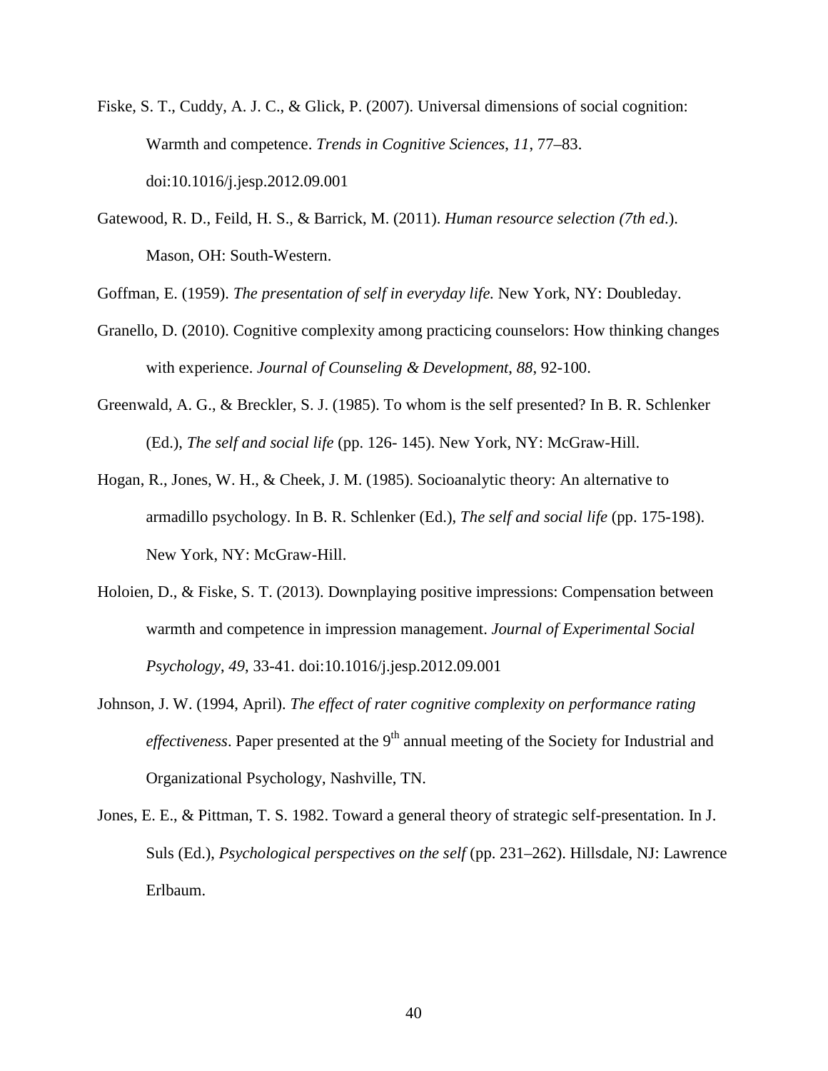Fiske, S. T., Cuddy, A. J. C., & Glick, P. (2007). Universal dimensions of social cognition: Warmth and competence. *Trends in Cognitive Sciences*, *11*, 77–83. doi:10.1016/j.jesp.2012.09.001

Gatewood, R. D., Feild, H. S., & Barrick, M. (2011). *Human resource selection (7th ed.)*. Mason, OH: South-Western.

Goffman, E. (1959). *The presentation of self in everyday life.* New York, NY: Doubleday.

Granello, D. (2010). Cognitive complexity among practicing counselors: How thinking changes with experience. *Journal of Counseling & Development*, *88*, 92-100.

Greenwald, A. G., & Breckler, S. J. (1985). To whom is the self presented? In B. R. Schlenker (Ed.), *The self and social life* (pp. 126- 145). New York, NY: McGraw-Hill.

Hogan, R., Jones, W. H., & Cheek, J. M. (1985). Socioanalytic theory: An alternative to armadillo psychology. In B. R. Schlenker (Ed.), *The self and social life* (pp. 175-198). New York, NY: McGraw-Hill.

Holoien, D., & Fiske, S. T. (2013). Downplaying positive impressions: Compensation between warmth and competence in impression management. *Journal of Experimental Social Psychology*, *49*, 33-41. doi:10.1016/j.jesp.2012.09.001

Johnson, J. W. (1994, April). *The effect of rater cognitive complexity on performance rating effectiveness*. Paper presented at the 9th annual meeting of the Society for Industrial and Organizational Psychology, Nashville, TN.

Jones, E. E., & Pittman, T. S. 1982. Toward a general theory of strategic self-presentation. In J. Suls (Ed.), *Psychological perspectives on the self* (pp. 231–262). Hillsdale, NJ: Lawrence Erlbaum.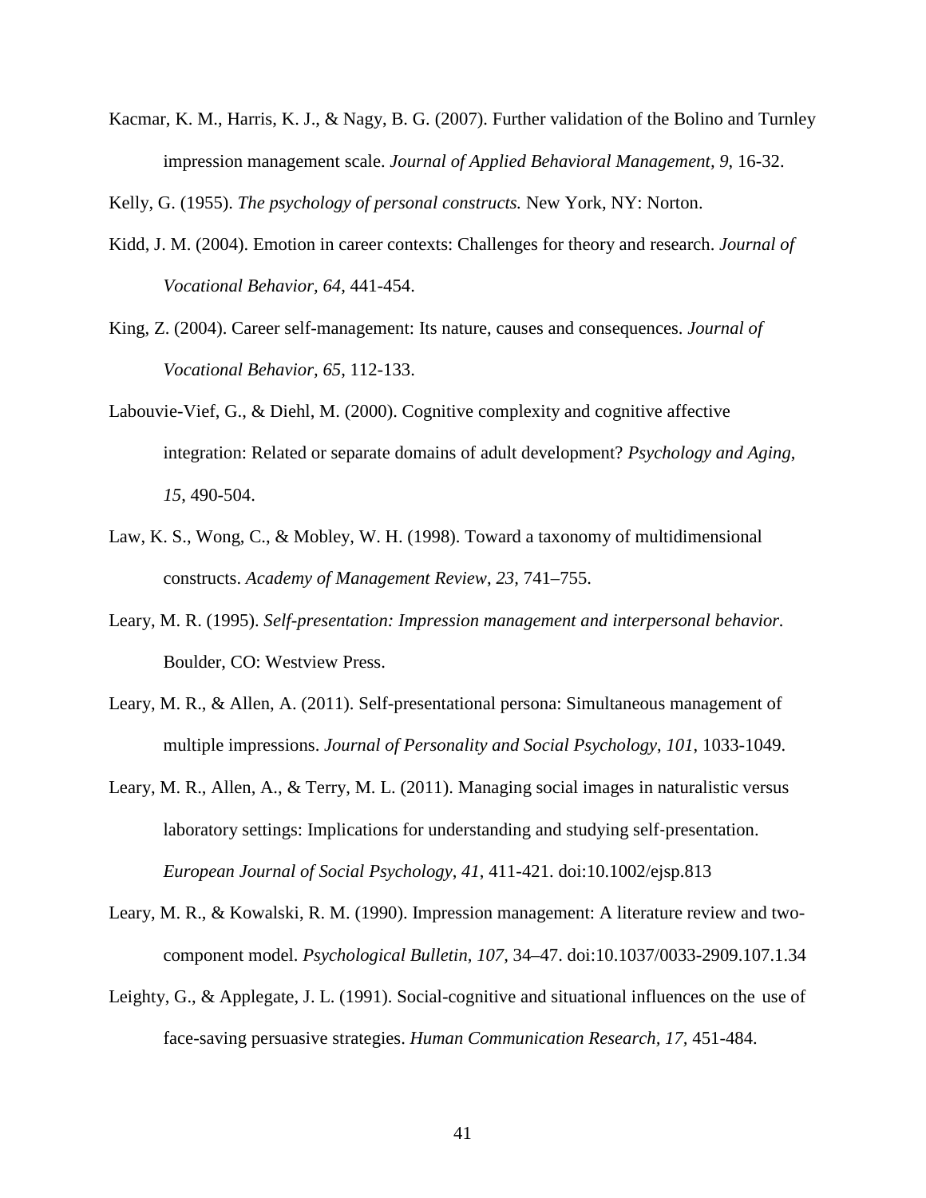Kacmar, K. M., Harris, K. J., & Nagy, B. G. (2007). Further validation of the Bolino and Turnley impression management scale. *Journal of Applied Behavioral Management, 9*, 16-32.

Kelly, G. (1955). *The psychology of personal constructs.* New York, NY: Norton.

Kidd, J. M. (2004). Emotion in career contexts: Challenges for theory and research. *Journal of Vocational Behavior, 64*, 441-454.

King, Z. (2004). Career self-management: Its nature, causes and consequences. *Journal of Vocational Behavior, 65*, 112-133.

Labouvie-Vief, G., & Diehl, M. (2000). Cognitive complexity and cognitive affective integration: Related or separate domains of adult development? *Psychology and Aging, 15*, 490-504.

Law, K. S., Wong, C., & Mobley, W. H. (1998). Toward a taxonomy of multidimensional constructs. *Academy of Management Review*, *23*, 741–755.

Leary, M. R. (1995). *Self-presentation: Impression management and interpersonal behavior.* Boulder, CO: Westview Press.

Leary, M. R., & Allen, A. (2011). Self-presentational persona: Simultaneous management of multiple impressions. *Journal of Personality and Social Psychology*, *101*, 1033-1049.

Leary, M. R., Allen, A., & Terry, M. L. (2011). Managing social images in naturalistic versus laboratory settings: Implications for understanding and studying self-presentation. *European Journal of Social Psychology*, *41*, 411-421. doi:10.1002/ejsp.813

Leary, M. R., & Kowalski, R. M. (1990). Impression management: A literature review and two-component model. *Psychological Bulletin, 107*, 34–47. doi:10.1037/0033-2909.107.1.34

Leighty, G., & Applegate, J. L. (1991). Social-cognitive and situational influences on the use of face-saving persuasive strategies. *Human Communication Research, 17*, 451-484.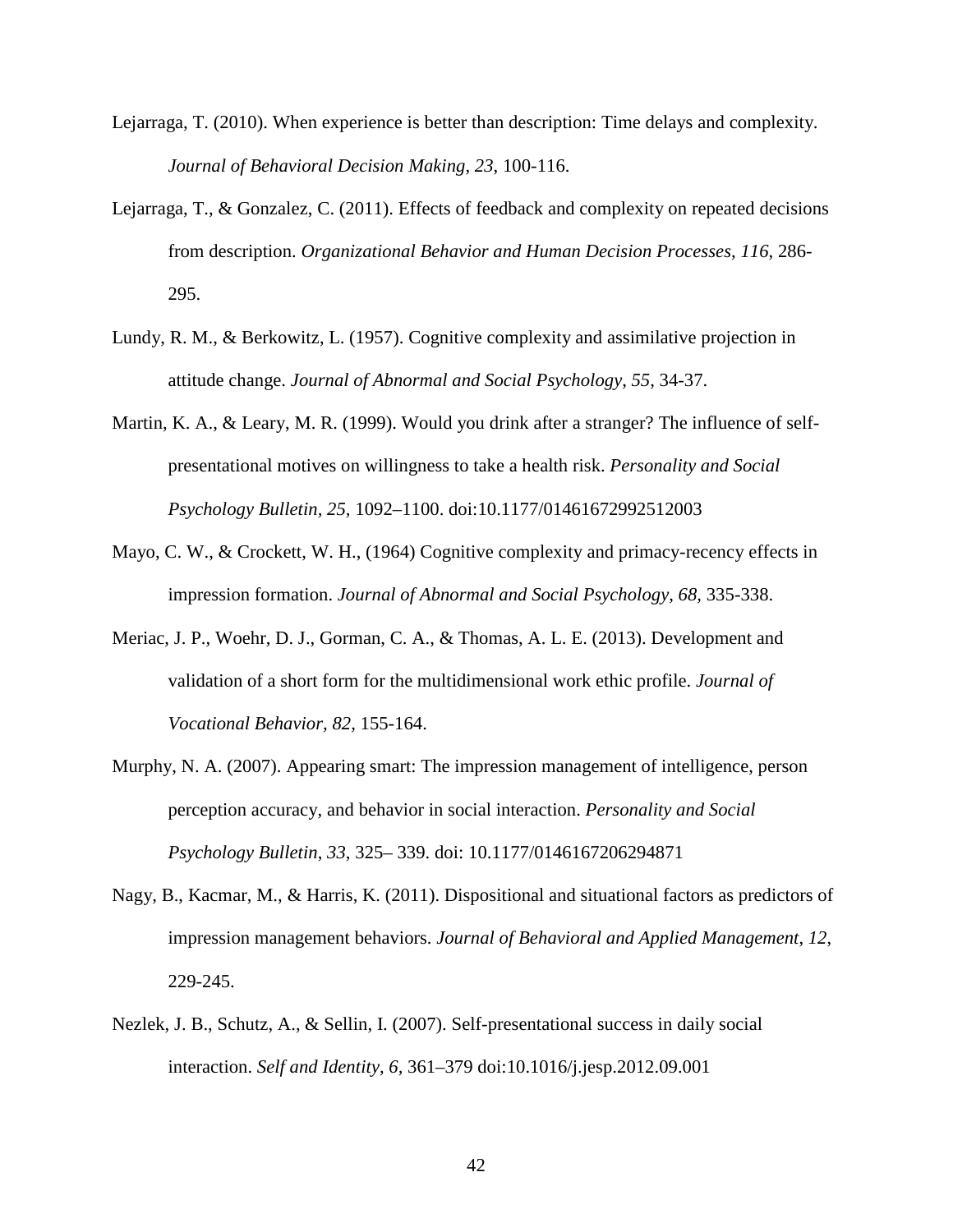Lejarraga, T. (2010). When experience is better than description: Time delays and complexity. *Journal of Behavioral Decision Making*, *23*, 100-116.

Lejarraga, T., & Gonzalez, C. (2011). Effects of feedback and complexity on repeated decisions from description. *Organizational Behavior and Human Decision Processes*, *116*, 286-295.

Lundy, R. M., & Berkowitz, L. (1957). Cognitive complexity and assimilative projection in attitude change. *Journal of Abnormal and Social Psychology*, *55*, 34-37.

Martin, K. A., & Leary, M. R. (1999). Would you drink after a stranger? The influence of self-presentational motives on willingness to take a health risk. *Personality and Social Psychology Bulletin, 25,* 1092–1100. doi:10.1177/01461672992512003

Mayo, C. W., & Crockett, W. H., (1964) Cognitive complexity and primacy-recency effects in impression formation. *Journal of Abnormal and Social Psychology*, *68*, 335-338.

Meriac, J. P., Woehr, D. J., Gorman, C. A., & Thomas, A. L. E. (2013). Development and validation of a short form for the multidimensional work ethic profile. *Journal of Vocational Behavior, 82,* 155-164.

Murphy, N. A. (2007). Appearing smart: The impression management of intelligence, person perception accuracy, and behavior in social interaction. *Personality and Social Psychology Bulletin*, *33*, 325– 339. doi: 10.1177/0146167206294871

Nagy, B., Kacmar, M., & Harris, K. (2011). Dispositional and situational factors as predictors of impression management behaviors. *Journal of Behavioral and Applied Management*, *12*, 229-245.

Nezlek, J. B., Schutz, A., & Sellin, I. (2007). Self-presentational success in daily social interaction. *Self and Identity*, *6*, 361–379 doi:10.1016/j.jesp.2012.09.001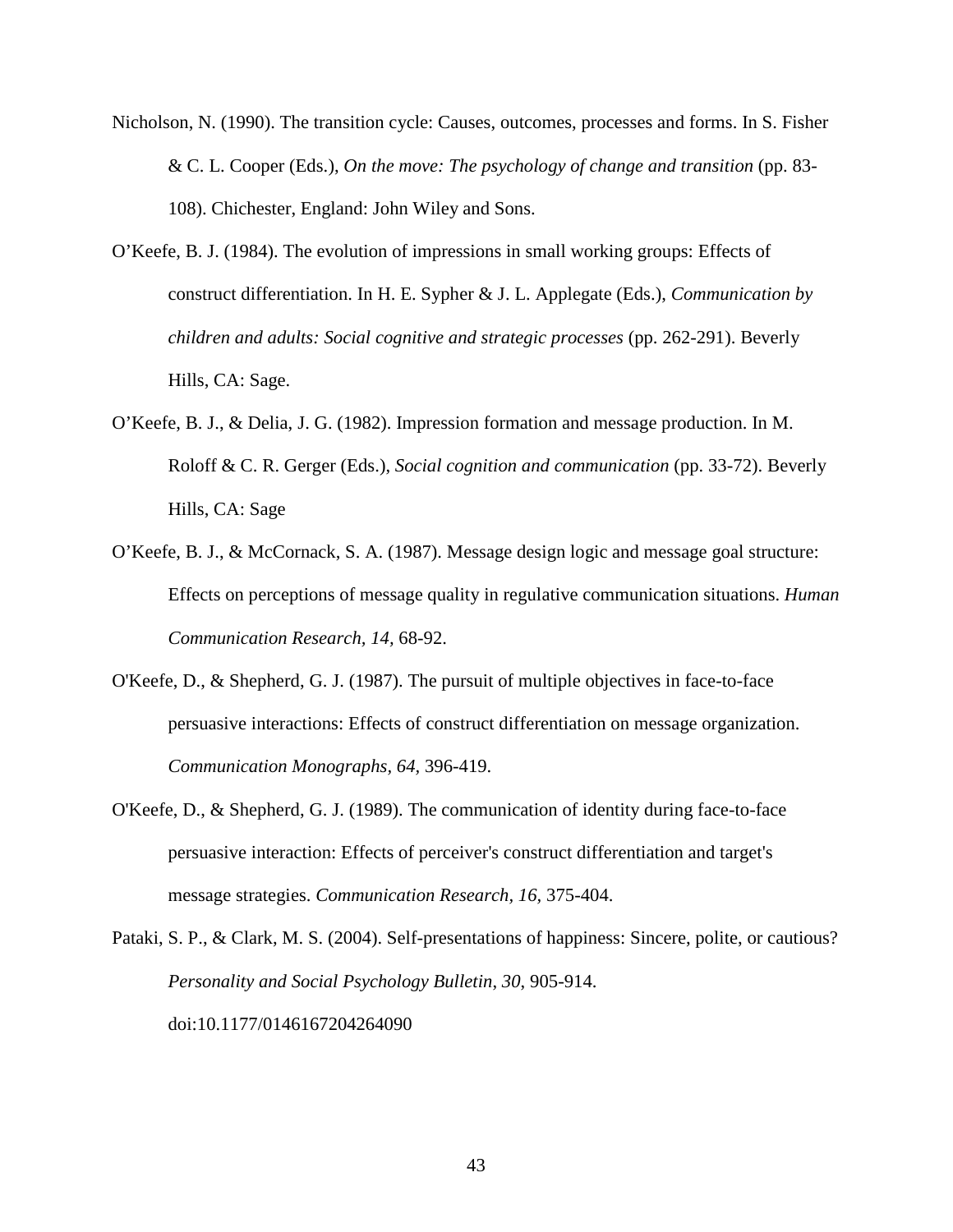Nicholson, N. (1990). The transition cycle: Causes, outcomes, processes and forms. In S. Fisher & C. L. Cooper (Eds.), *On the move: The psychology of change and transition* (pp. 83-108). Chichester, England: John Wiley and Sons.

O'Keefe, B. J. (1984). The evolution of impressions in small working groups: Effects of construct differentiation. In H. E. Sypher & J. L. Applegate (Eds.), *Communication by children and adults: Social cognitive and strategic processes* (pp. 262-291). Beverly Hills, CA: Sage.

O'Keefe, B. J., & Delia, J. G. (1982). Impression formation and message production. In M. Roloff & C. R. Gerger (Eds.), *Social cognition and communication* (pp. 33-72). Beverly Hills, CA: Sage

O'Keefe, B. J., & McCornack, S. A. (1987). Message design logic and message goal structure: Effects on perceptions of message quality in regulative communication situations. *Human Communication Research, 14,* 68-92.

O'Keefe, D., & Shepherd, G. J. (1987). The pursuit of multiple objectives in face-to-face persuasive interactions: Effects of construct differentiation on message organization. *Communication Monographs, 64,* 396-419.

O'Keefe, D., & Shepherd, G. J. (1989). The communication of identity during face-to-face persuasive interaction: Effects of perceiver's construct differentiation and target's message strategies. *Communication Research, 16,* 375-404.

Pataki, S. P., & Clark, M. S. (2004). Self-presentations of happiness: Sincere, polite, or cautious? *Personality and Social Psychology Bulletin, 30*, 905-914. doi:10.1177/0146167204264090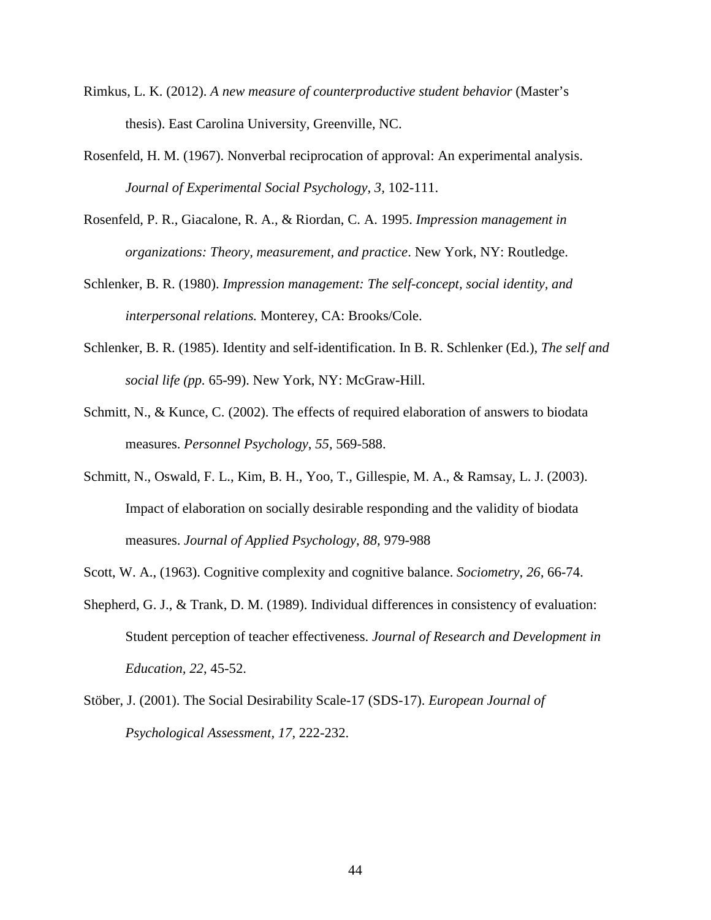Rimkus, L. K. (2012). *A new measure of counterproductive student behavior* (Master's thesis). East Carolina University, Greenville, NC.

Rosenfeld, H. M. (1967). Nonverbal reciprocation of approval: An experimental analysis. *Journal of Experimental Social Psychology, 3,* 102-111.

Rosenfeld, P. R., Giacalone, R. A., & Riordan, C. A. 1995. *Impression management in organizations: Theory, measurement, and practice*. New York, NY: Routledge.

Schlenker, B. R. (1980). *Impression management: The self-concept, social identity, and interpersonal relations.* Monterey, CA: Brooks/Cole.

Schlenker, B. R. (1985). Identity and self-identification. In B. R. Schlenker (Ed.), *The self and social life (pp.* 65-99). New York, NY: McGraw-Hill.

Schmitt, N., & Kunce, C. (2002). The effects of required elaboration of answers to biodata measures. *Personnel Psychology*, *55*, 569-588.

Schmitt, N., Oswald, F. L., Kim, B. H., Yoo, T., Gillespie, M. A., & Ramsay, L. J. (2003). Impact of elaboration on socially desirable responding and the validity of biodata measures. *Journal of Applied Psychology*, *88,* 979-988

Scott, W. A., (1963). Cognitive complexity and cognitive balance. *Sociometry*, *26*, 66-74.

Shepherd, G. J., & Trank, D. M. (1989). Individual differences in consistency of evaluation: Student perception of teacher effectiveness. *Journal of Research and Development in Education, 22*, 45-52.

Stöber, J. (2001). The Social Desirability Scale-17 (SDS-17). *European Journal of Psychological Assessment, 17*, 222-232.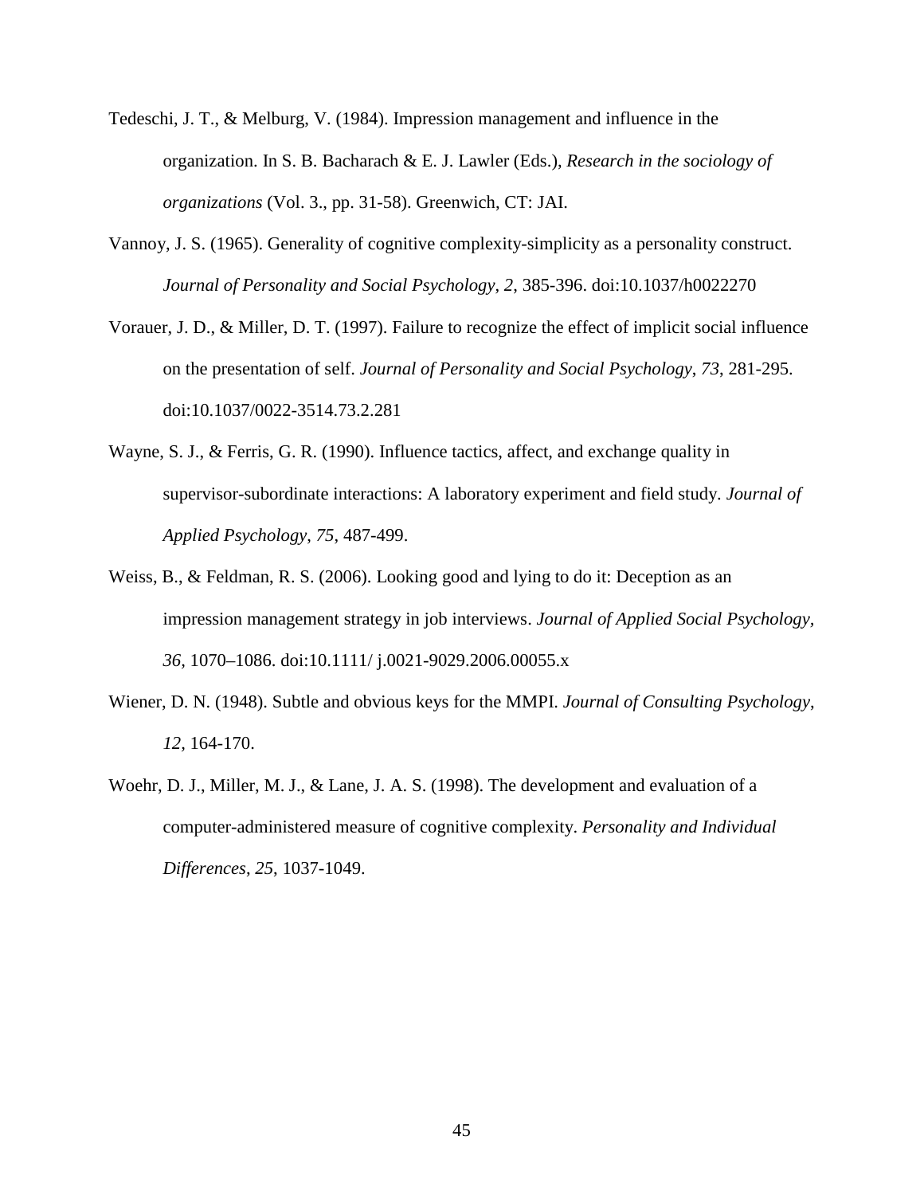Tedeschi, J. T., & Melburg, V. (1984). Impression management and influence in the organization. In S. B. Bacharach & E. J. Lawler (Eds.), *Research in the sociology of organizations* (Vol. 3., pp. 31-58). Greenwich, CT: JAI.

Vannoy, J. S. (1965). Generality of cognitive complexity-simplicity as a personality construct. *Journal of Personality and Social Psychology*, *2*, 385-396. doi:10.1037/h0022270

Vorauer, J. D., & Miller, D. T. (1997). Failure to recognize the effect of implicit social influence on the presentation of self. *Journal of Personality and Social Psychology*, *73*, 281-295. doi:10.1037/0022-3514.73.2.281

Wayne, S. J., & Ferris, G. R. (1990). Influence tactics, affect, and exchange quality in supervisor-subordinate interactions: A laboratory experiment and field study. *Journal of Applied Psychology*, *75*, 487-499.

Weiss, B., & Feldman, R. S. (2006). Looking good and lying to do it: Deception as an impression management strategy in job interviews. *Journal of Applied Social Psychology*, *36*, 1070–1086. doi:10.1111/ j.0021-9029.2006.00055.x

Wiener, D. N. (1948). Subtle and obvious keys for the MMPI. *Journal of Consulting Psychology*, *12*, 164-170.

Woehr, D. J., Miller, M. J., & Lane, J. A. S. (1998). The development and evaluation of a computer-administered measure of cognitive complexity. *Personality and Individual Differences*, *25*, 1037-1049.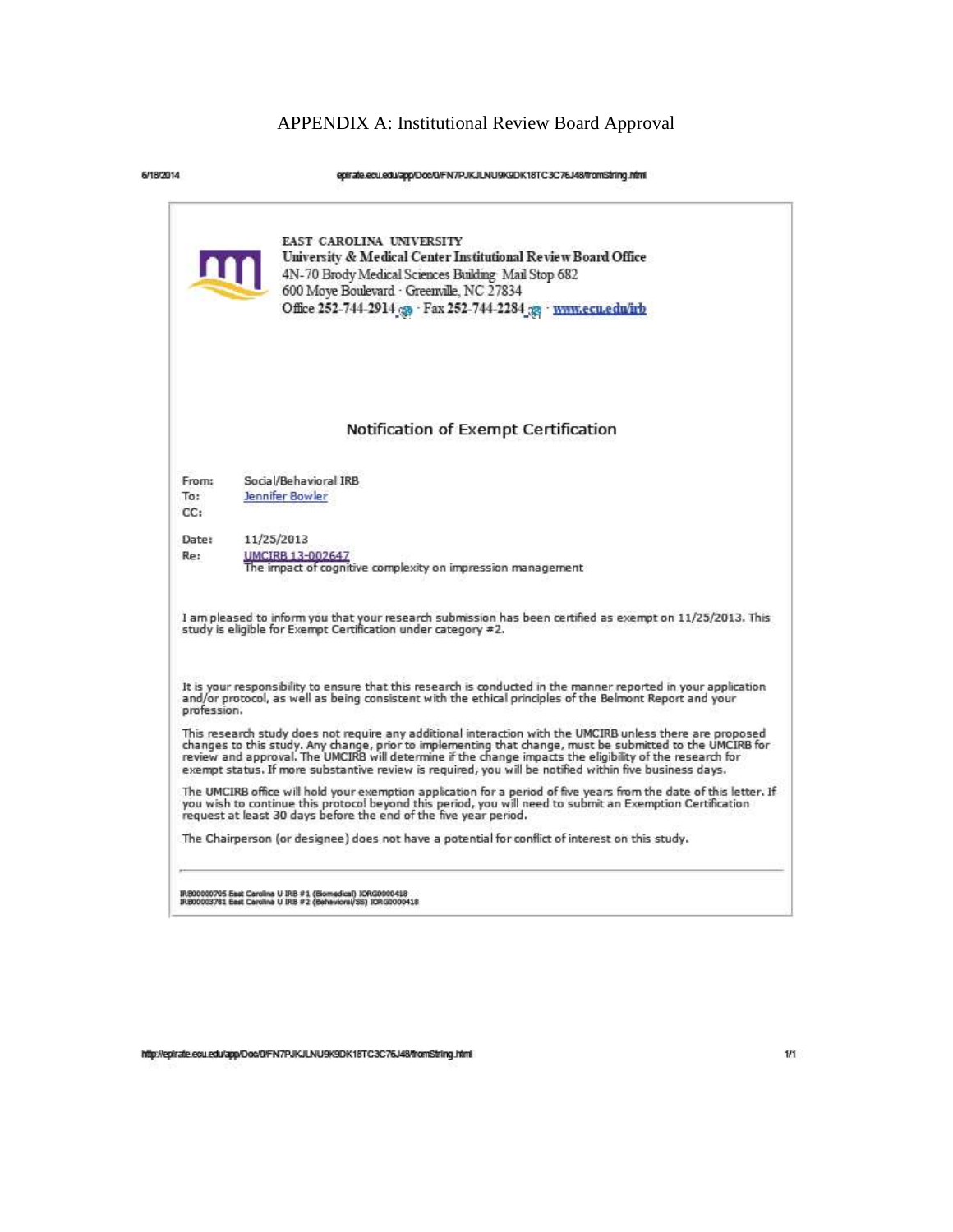# APPENDIX A: Institutional Review Board Approval

6/18/2014 epirate.ecu.edu/app/Doc/0/FN7PJKJLNU9K9DK18TC3C76J48/fromString.html

EAST CAROLINA UNIVERSITY
University & Medical Center Institutional Review Board Office
4N-70 Brody Medical Sciences Building · Mail Stop 682
600 Moye Boulevard · Greenville, NC 27834
Office 252-744-2914 · Fax 252-744-2284 · www.ecu.edu/irb

## Notification of Exempt Certification

From: Social/Behavioral IRB
To: Jennifer Bowler
CC:

Date: 11/25/2013
Re: UMCIRB 13-002647
The impact of cognitive complexity on impression management

I am pleased to inform you that your research submission has been certified as exempt on 11/25/2013. This study is eligible for Exempt Certification under category #2.

It is your responsibility to ensure that this research is conducted in the manner reported in your application and/or protocol, as well as being consistent with the ethical principles of the Belmont Report and your profession.

This research study does not require any additional interaction with the UMCIRB unless there are proposed changes to this study. Any change, prior to implementing that change, must be submitted to the UMCIRB for review and approval. The UMCIRB will determine if the change impacts the eligibility of the research for exempt status. If more substantive review is required, you will be notified within five business days.

The UMCIRB office will hold your exemption application for a period of five years from the date of this letter. If you wish to continue this protocol beyond this period, you will need to submit an Exemption Certification request at least 30 days before the end of the five year period.

The Chairperson (or designee) does not have a potential for conflict of interest on this study.

IRB00000705 East Carolina U IRB #1 (Biomedical) IORG0000418
IRB00003781 East Carolina U IRB #2 (Behavioral/SS) IORG0000418

http://epirate.ecu.edu/app/Doc/0/FN7PJKJLNU9K9DK18TC3C76J48/fromString.html